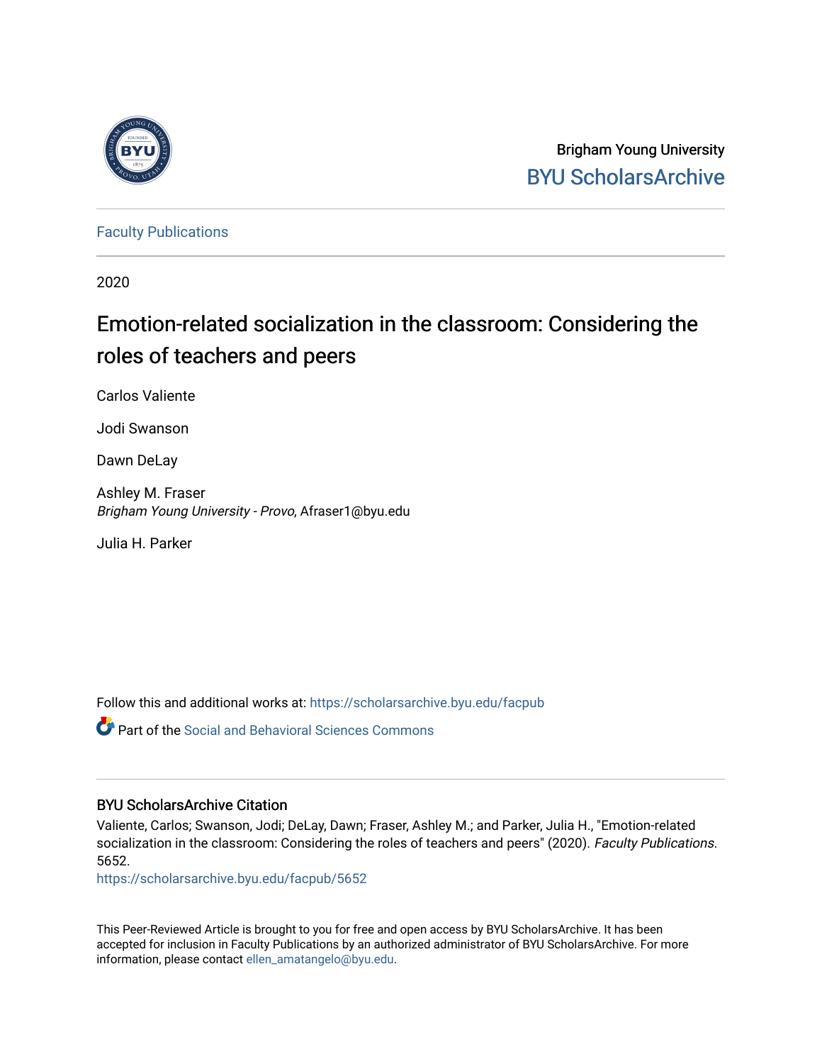Brigham Young University

BYU ScholarsArchive

Faculty Publications

2020

# Emotion-related socialization in the classroom: Considering the roles of teachers and peers

Carlos Valiente

Jodi Swanson

Dawn DeLay

Ashley M. Fraser
*Brigham Young University - Provo*, Afraser1@byu.edu

Julia H. Parker

Follow this and additional works at: https://scholarsarchive.byu.edu/facpub

Part of the Social and Behavioral Sciences Commons

## BYU ScholarsArchive Citation

Valiente, Carlos; Swanson, Jodi; DeLay, Dawn; Fraser, Ashley M.; and Parker, Julia H., "Emotion-related socialization in the classroom: Considering the roles of teachers and peers" (2020). *Faculty Publications*. 5652.
https://scholarsarchive.byu.edu/facpub/5652

This Peer-Reviewed Article is brought to you for free and open access by BYU ScholarsArchive. It has been accepted for inclusion in Faculty Publications by an authorized administrator of BYU ScholarsArchive. For more information, please contact ellen_amatangelo@byu.edu.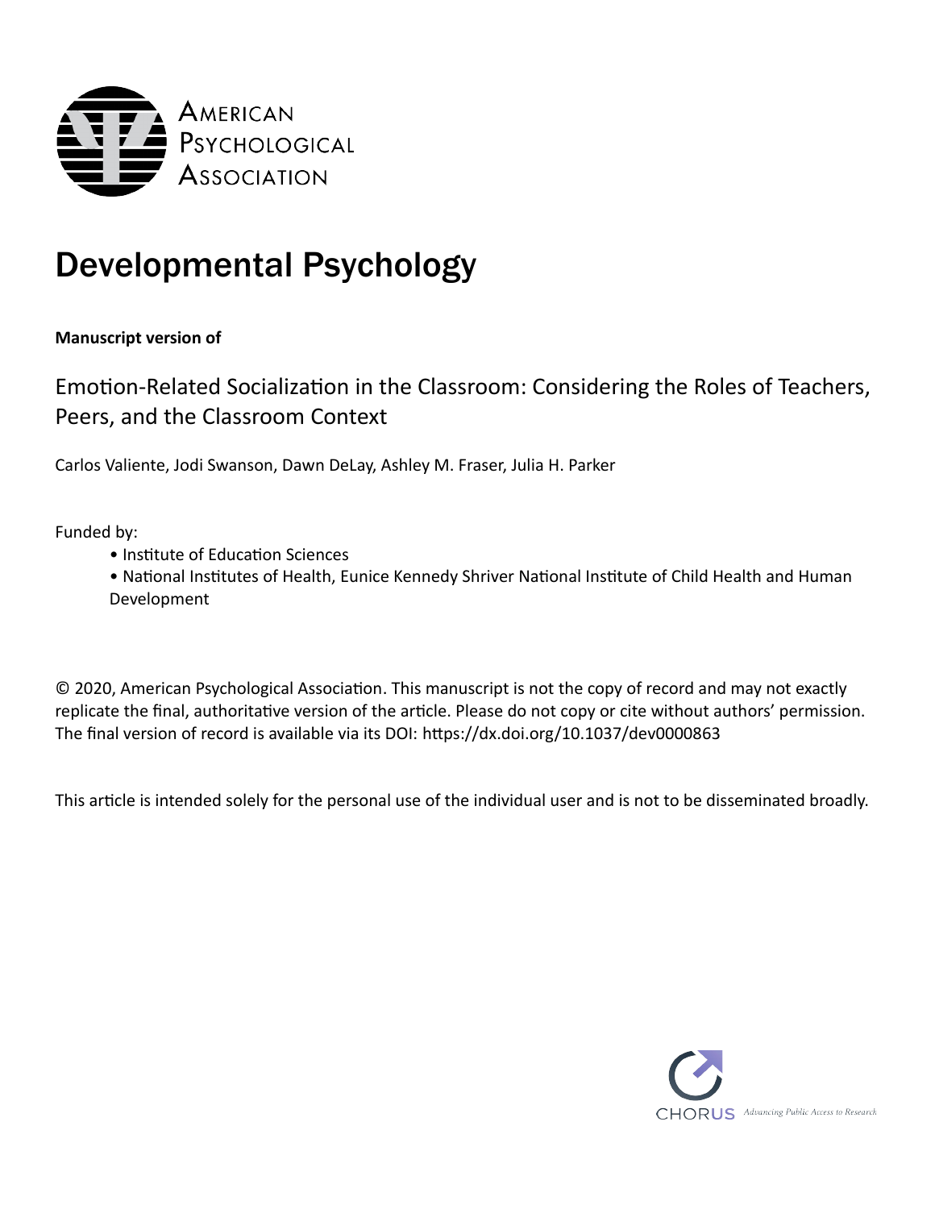AMERICAN PSYCHOLOGICAL ASSOCIATION

# Developmental Psychology

**Manuscript version of**

Emotion-Related Socialization in the Classroom: Considering the Roles of Teachers, Peers, and the Classroom Context

Carlos Valiente, Jodi Swanson, Dawn DeLay, Ashley M. Fraser, Julia H. Parker

Funded by:

- Institute of Education Sciences
- National Institutes of Health, Eunice Kennedy Shriver National Institute of Child Health and Human Development

© 2020, American Psychological Association. This manuscript is not the copy of record and may not exactly replicate the final, authoritative version of the article. Please do not copy or cite without authors' permission. The final version of record is available via its DOI: https://dx.doi.org/10.1037/dev0000863

This article is intended solely for the personal use of the individual user and is not to be disseminated broadly.

CHORUS Advancing Public Access to Research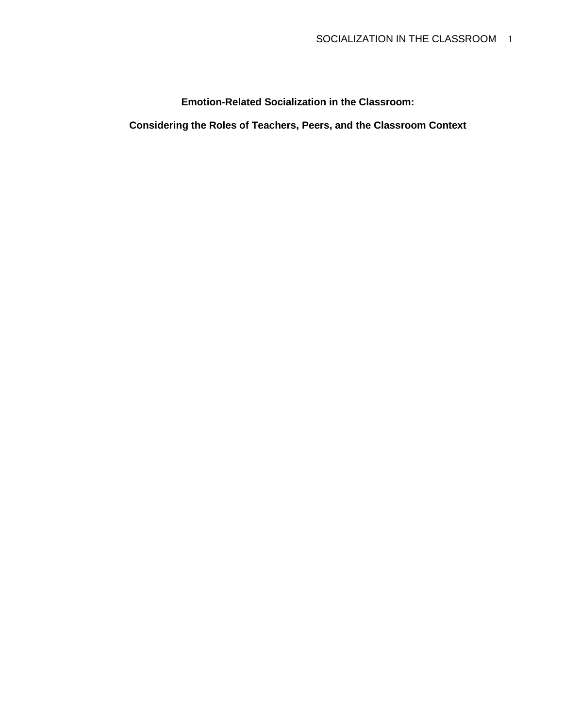# Emotion-Related Socialization in the Classroom:

# Considering the Roles of Teachers, Peers, and the Classroom Context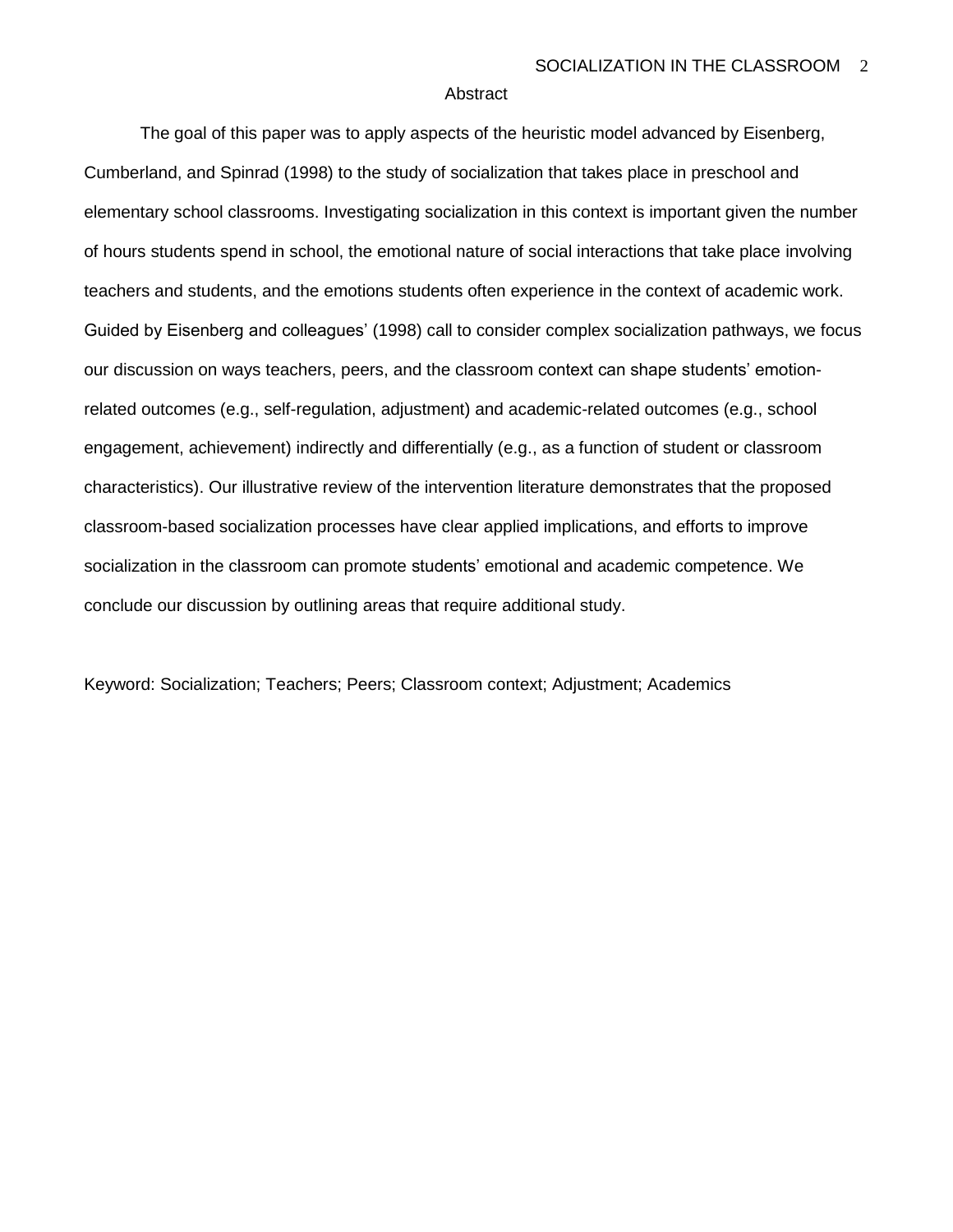# Abstract

The goal of this paper was to apply aspects of the heuristic model advanced by Eisenberg, Cumberland, and Spinrad (1998) to the study of socialization that takes place in preschool and elementary school classrooms. Investigating socialization in this context is important given the number of hours students spend in school, the emotional nature of social interactions that take place involving teachers and students, and the emotions students often experience in the context of academic work. Guided by Eisenberg and colleagues' (1998) call to consider complex socialization pathways, we focus our discussion on ways teachers, peers, and the classroom context can shape students' emotion-related outcomes (e.g., self-regulation, adjustment) and academic-related outcomes (e.g., school engagement, achievement) indirectly and differentially (e.g., as a function of student or classroom characteristics). Our illustrative review of the intervention literature demonstrates that the proposed classroom-based socialization processes have clear applied implications, and efforts to improve socialization in the classroom can promote students' emotional and academic competence. We conclude our discussion by outlining areas that require additional study.

Keyword: Socialization; Teachers; Peers; Classroom context; Adjustment; Academics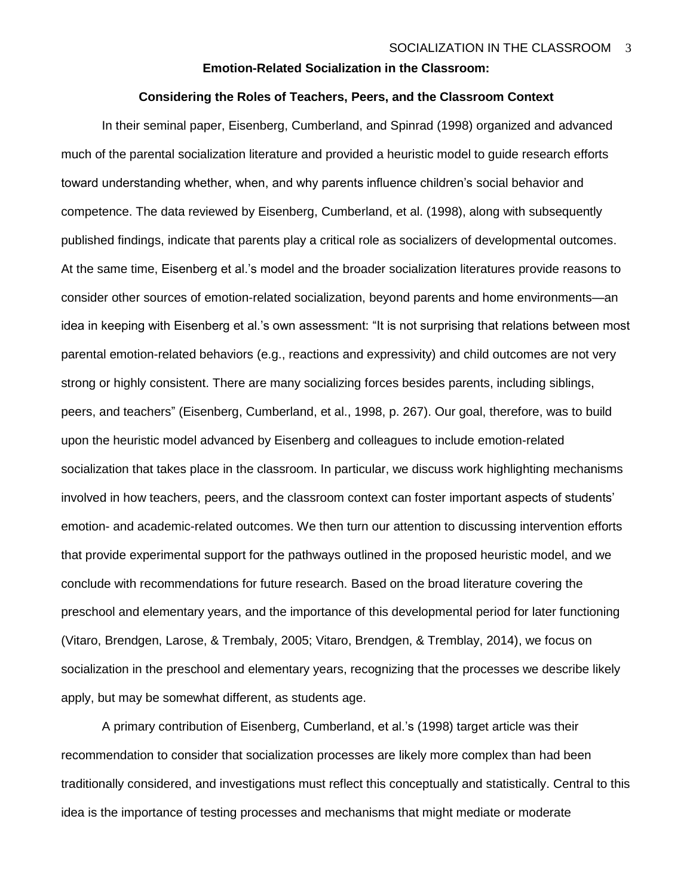**Emotion-Related Socialization in the Classroom:**

**Considering the Roles of Teachers, Peers, and the Classroom Context**

In their seminal paper, Eisenberg, Cumberland, and Spinrad (1998) organized and advanced much of the parental socialization literature and provided a heuristic model to guide research efforts toward understanding whether, when, and why parents influence children's social behavior and competence. The data reviewed by Eisenberg, Cumberland, et al. (1998), along with subsequently published findings, indicate that parents play a critical role as socializers of developmental outcomes. At the same time, Eisenberg et al.'s model and the broader socialization literatures provide reasons to consider other sources of emotion-related socialization, beyond parents and home environments—an idea in keeping with Eisenberg et al.'s own assessment: "It is not surprising that relations between most parental emotion-related behaviors (e.g., reactions and expressivity) and child outcomes are not very strong or highly consistent. There are many socializing forces besides parents, including siblings, peers, and teachers" (Eisenberg, Cumberland, et al., 1998, p. 267). Our goal, therefore, was to build upon the heuristic model advanced by Eisenberg and colleagues to include emotion-related socialization that takes place in the classroom. In particular, we discuss work highlighting mechanisms involved in how teachers, peers, and the classroom context can foster important aspects of students' emotion- and academic-related outcomes. We then turn our attention to discussing intervention efforts that provide experimental support for the pathways outlined in the proposed heuristic model, and we conclude with recommendations for future research. Based on the broad literature covering the preschool and elementary years, and the importance of this developmental period for later functioning (Vitaro, Brendgen, Larose, & Trembaly, 2005; Vitaro, Brendgen, & Tremblay, 2014), we focus on socialization in the preschool and elementary years, recognizing that the processes we describe likely apply, but may be somewhat different, as students age.

A primary contribution of Eisenberg, Cumberland, et al.'s (1998) target article was their recommendation to consider that socialization processes are likely more complex than had been traditionally considered, and investigations must reflect this conceptually and statistically. Central to this idea is the importance of testing processes and mechanisms that might mediate or moderate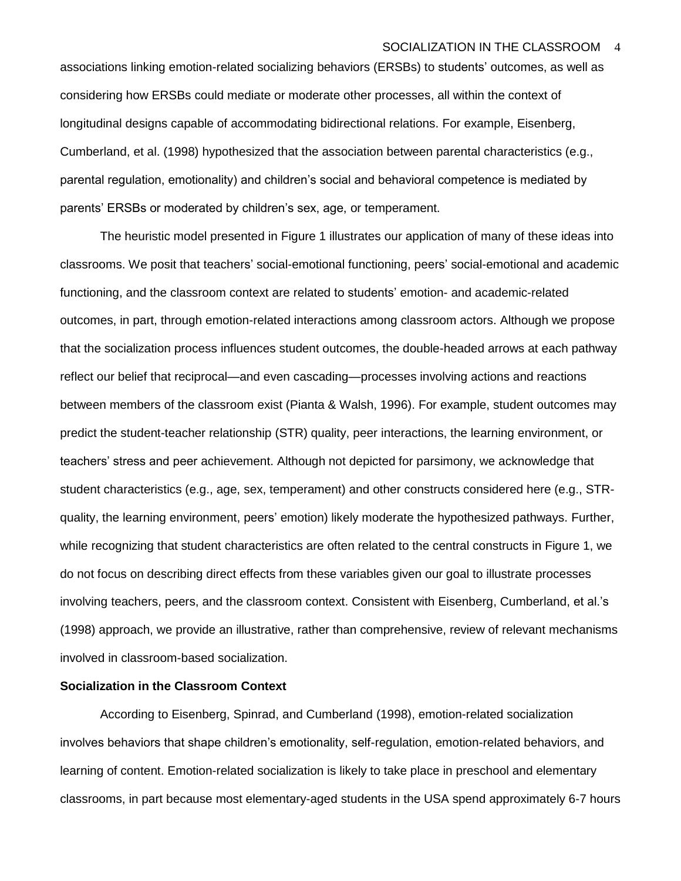associations linking emotion-related socializing behaviors (ERSBs) to students' outcomes, as well as considering how ERSBs could mediate or moderate other processes, all within the context of longitudinal designs capable of accommodating bidirectional relations. For example, Eisenberg, Cumberland, et al. (1998) hypothesized that the association between parental characteristics (e.g., parental regulation, emotionality) and children's social and behavioral competence is mediated by parents' ERSBs or moderated by children's sex, age, or temperament.

The heuristic model presented in Figure 1 illustrates our application of many of these ideas into classrooms. We posit that teachers' social-emotional functioning, peers' social-emotional and academic functioning, and the classroom context are related to students' emotion- and academic-related outcomes, in part, through emotion-related interactions among classroom actors. Although we propose that the socialization process influences student outcomes, the double-headed arrows at each pathway reflect our belief that reciprocal—and even cascading—processes involving actions and reactions between members of the classroom exist (Pianta & Walsh, 1996). For example, student outcomes may predict the student-teacher relationship (STR) quality, peer interactions, the learning environment, or teachers' stress and peer achievement. Although not depicted for parsimony, we acknowledge that student characteristics (e.g., age, sex, temperament) and other constructs considered here (e.g., STR-quality, the learning environment, peers' emotion) likely moderate the hypothesized pathways. Further, while recognizing that student characteristics are often related to the central constructs in Figure 1, we do not focus on describing direct effects from these variables given our goal to illustrate processes involving teachers, peers, and the classroom context. Consistent with Eisenberg, Cumberland, et al.'s (1998) approach, we provide an illustrative, rather than comprehensive, review of relevant mechanisms involved in classroom-based socialization.

## Socialization in the Classroom Context

According to Eisenberg, Spinrad, and Cumberland (1998), emotion-related socialization involves behaviors that shape children's emotionality, self-regulation, emotion-related behaviors, and learning of content. Emotion-related socialization is likely to take place in preschool and elementary classrooms, in part because most elementary-aged students in the USA spend approximately 6-7 hours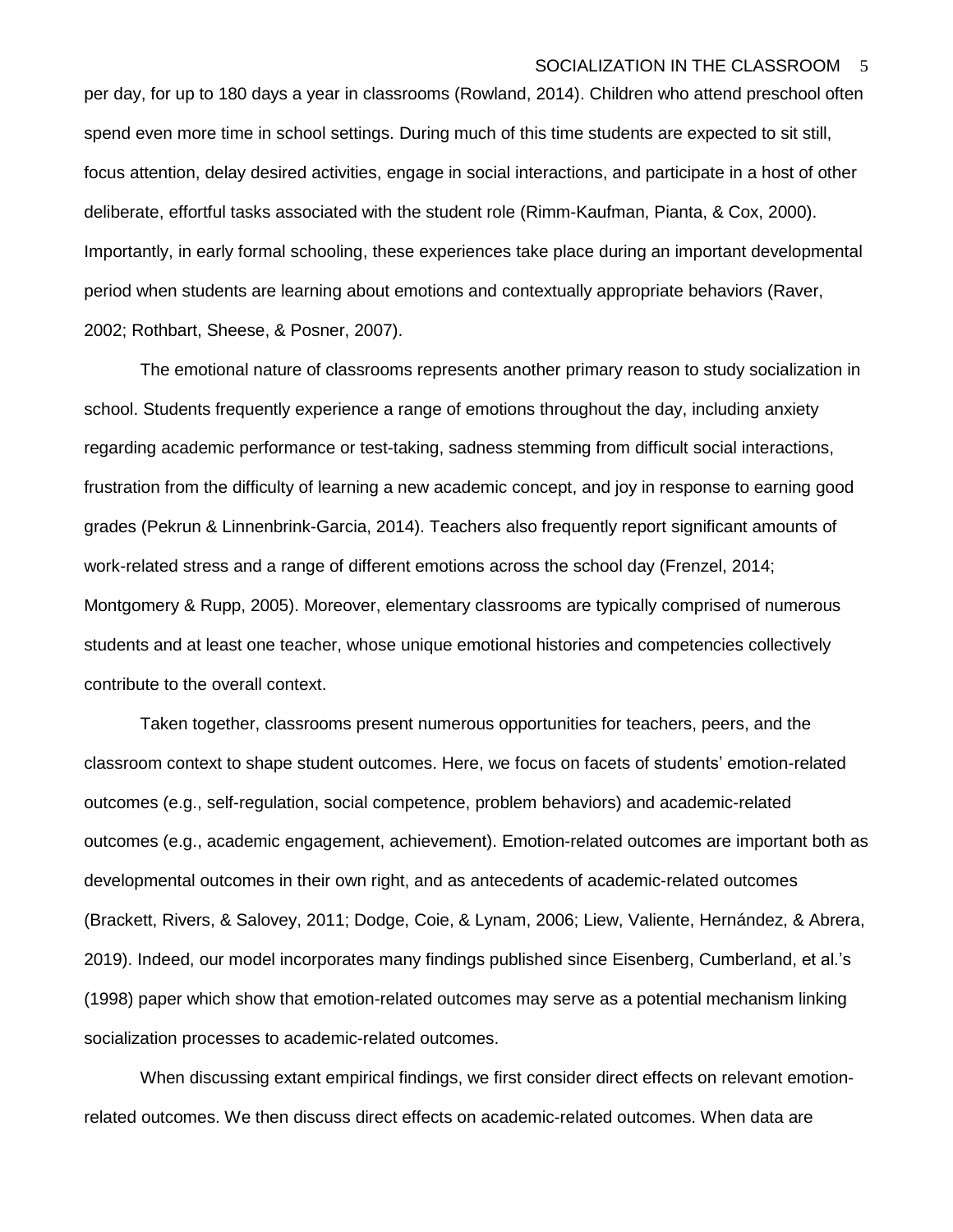per day, for up to 180 days a year in classrooms (Rowland, 2014). Children who attend preschool often spend even more time in school settings. During much of this time students are expected to sit still, focus attention, delay desired activities, engage in social interactions, and participate in a host of other deliberate, effortful tasks associated with the student role (Rimm-Kaufman, Pianta, & Cox, 2000). Importantly, in early formal schooling, these experiences take place during an important developmental period when students are learning about emotions and contextually appropriate behaviors (Raver, 2002; Rothbart, Sheese, & Posner, 2007).

The emotional nature of classrooms represents another primary reason to study socialization in school. Students frequently experience a range of emotions throughout the day, including anxiety regarding academic performance or test-taking, sadness stemming from difficult social interactions, frustration from the difficulty of learning a new academic concept, and joy in response to earning good grades (Pekrun & Linnenbrink-Garcia, 2014). Teachers also frequently report significant amounts of work-related stress and a range of different emotions across the school day (Frenzel, 2014; Montgomery & Rupp, 2005). Moreover, elementary classrooms are typically comprised of numerous students and at least one teacher, whose unique emotional histories and competencies collectively contribute to the overall context.

Taken together, classrooms present numerous opportunities for teachers, peers, and the classroom context to shape student outcomes. Here, we focus on facets of students' emotion-related outcomes (e.g., self-regulation, social competence, problem behaviors) and academic-related outcomes (e.g., academic engagement, achievement). Emotion-related outcomes are important both as developmental outcomes in their own right, and as antecedents of academic-related outcomes (Brackett, Rivers, & Salovey, 2011; Dodge, Coie, & Lynam, 2006; Liew, Valiente, Hernández, & Abrera, 2019). Indeed, our model incorporates many findings published since Eisenberg, Cumberland, et al.'s (1998) paper which show that emotion-related outcomes may serve as a potential mechanism linking socialization processes to academic-related outcomes.

When discussing extant empirical findings, we first consider direct effects on relevant emotion-related outcomes. We then discuss direct effects on academic-related outcomes. When data are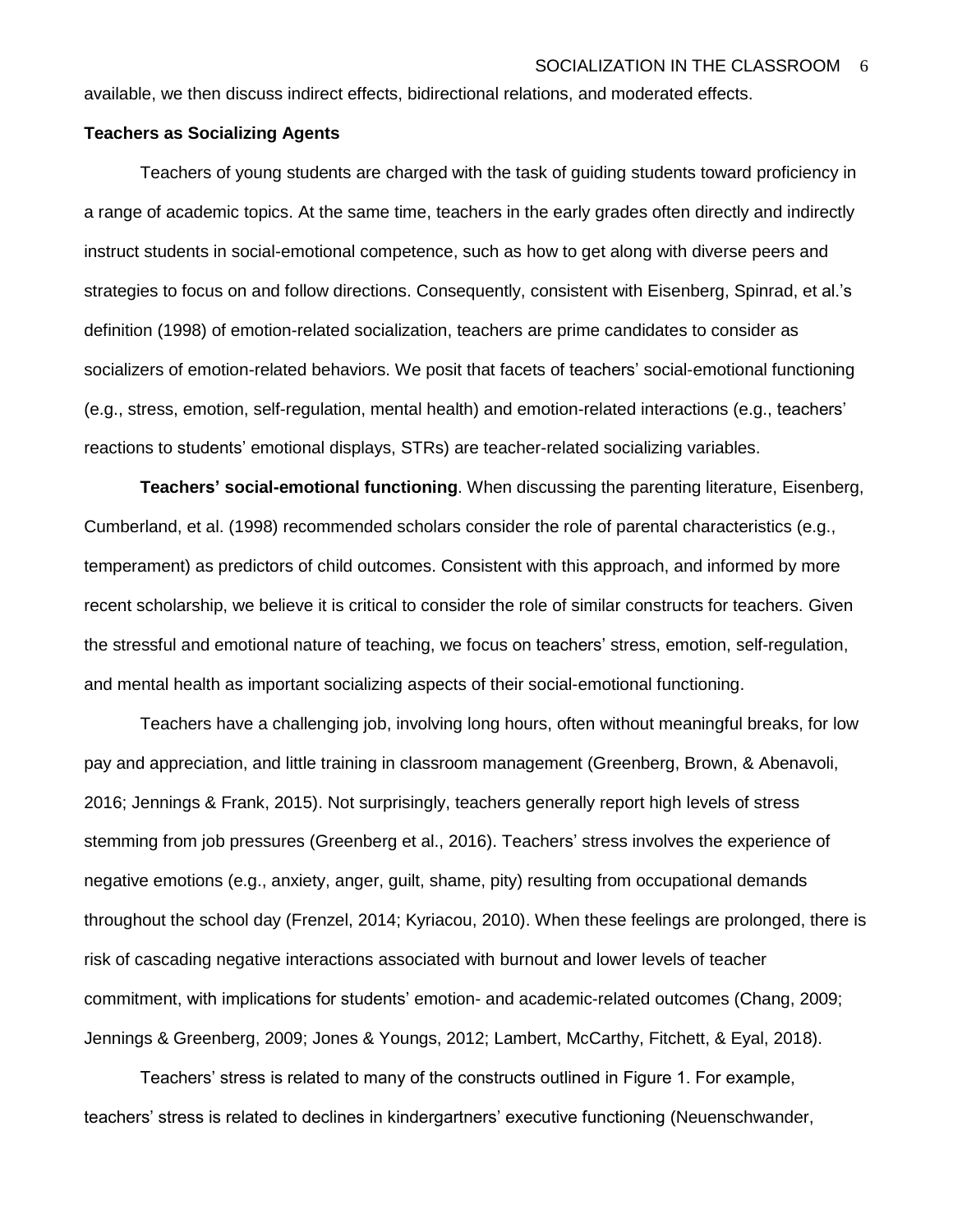available, we then discuss indirect effects, bidirectional relations, and moderated effects.

## Teachers as Socializing Agents

Teachers of young students are charged with the task of guiding students toward proficiency in a range of academic topics. At the same time, teachers in the early grades often directly and indirectly instruct students in social-emotional competence, such as how to get along with diverse peers and strategies to focus on and follow directions. Consequently, consistent with Eisenberg, Spinrad, et al.'s definition (1998) of emotion-related socialization, teachers are prime candidates to consider as socializers of emotion-related behaviors. We posit that facets of teachers' social-emotional functioning (e.g., stress, emotion, self-regulation, mental health) and emotion-related interactions (e.g., teachers' reactions to students' emotional displays, STRs) are teacher-related socializing variables.

**Teachers' social-emotional functioning**. When discussing the parenting literature, Eisenberg, Cumberland, et al. (1998) recommended scholars consider the role of parental characteristics (e.g., temperament) as predictors of child outcomes. Consistent with this approach, and informed by more recent scholarship, we believe it is critical to consider the role of similar constructs for teachers. Given the stressful and emotional nature of teaching, we focus on teachers' stress, emotion, self-regulation, and mental health as important socializing aspects of their social-emotional functioning.

Teachers have a challenging job, involving long hours, often without meaningful breaks, for low pay and appreciation, and little training in classroom management (Greenberg, Brown, & Abenavoli, 2016; Jennings & Frank, 2015). Not surprisingly, teachers generally report high levels of stress stemming from job pressures (Greenberg et al., 2016). Teachers' stress involves the experience of negative emotions (e.g., anxiety, anger, guilt, shame, pity) resulting from occupational demands throughout the school day (Frenzel, 2014; Kyriacou, 2010). When these feelings are prolonged, there is risk of cascading negative interactions associated with burnout and lower levels of teacher commitment, with implications for students' emotion- and academic-related outcomes (Chang, 2009; Jennings & Greenberg, 2009; Jones & Youngs, 2012; Lambert, McCarthy, Fitchett, & Eyal, 2018).

Teachers' stress is related to many of the constructs outlined in Figure 1. For example, teachers' stress is related to declines in kindergartners' executive functioning (Neuenschwander,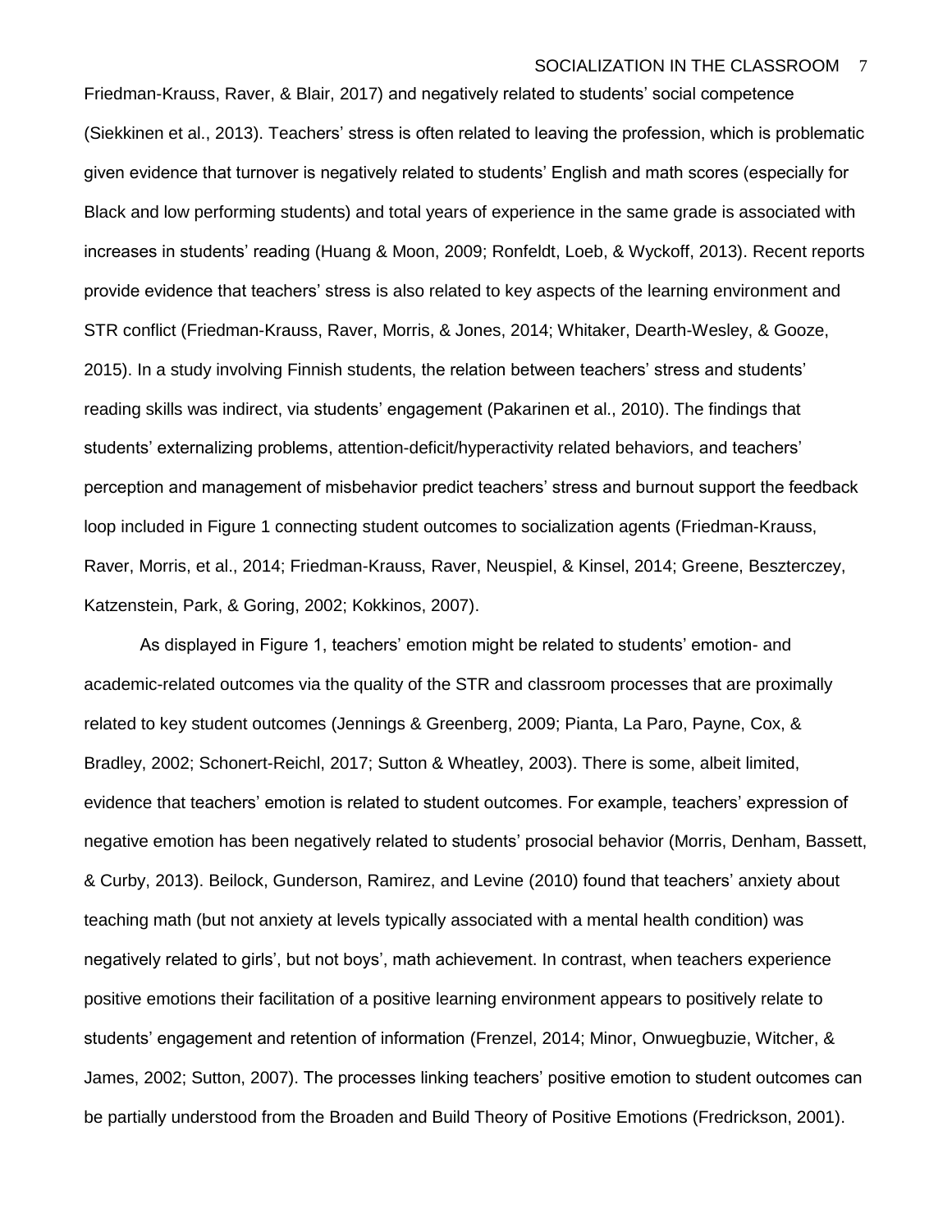Friedman-Krauss, Raver, & Blair, 2017) and negatively related to students' social competence (Siekkinen et al., 2013). Teachers' stress is often related to leaving the profession, which is problematic given evidence that turnover is negatively related to students' English and math scores (especially for Black and low performing students) and total years of experience in the same grade is associated with increases in students' reading (Huang & Moon, 2009; Ronfeldt, Loeb, & Wyckoff, 2013). Recent reports provide evidence that teachers' stress is also related to key aspects of the learning environment and STR conflict (Friedman-Krauss, Raver, Morris, & Jones, 2014; Whitaker, Dearth-Wesley, & Gooze, 2015). In a study involving Finnish students, the relation between teachers' stress and students' reading skills was indirect, via students' engagement (Pakarinen et al., 2010). The findings that students' externalizing problems, attention-deficit/hyperactivity related behaviors, and teachers' perception and management of misbehavior predict teachers' stress and burnout support the feedback loop included in Figure 1 connecting student outcomes to socialization agents (Friedman-Krauss, Raver, Morris, et al., 2014; Friedman-Krauss, Raver, Neuspiel, & Kinsel, 2014; Greene, Beszterczey, Katzenstein, Park, & Goring, 2002; Kokkinos, 2007).

As displayed in Figure 1, teachers' emotion might be related to students' emotion- and academic-related outcomes via the quality of the STR and classroom processes that are proximally related to key student outcomes (Jennings & Greenberg, 2009; Pianta, La Paro, Payne, Cox, & Bradley, 2002; Schonert-Reichl, 2017; Sutton & Wheatley, 2003). There is some, albeit limited, evidence that teachers' emotion is related to student outcomes. For example, teachers' expression of negative emotion has been negatively related to students' prosocial behavior (Morris, Denham, Bassett, & Curby, 2013). Beilock, Gunderson, Ramirez, and Levine (2010) found that teachers' anxiety about teaching math (but not anxiety at levels typically associated with a mental health condition) was negatively related to girls', but not boys', math achievement. In contrast, when teachers experience positive emotions their facilitation of a positive learning environment appears to positively relate to students' engagement and retention of information (Frenzel, 2014; Minor, Onwuegbuzie, Witcher, & James, 2002; Sutton, 2007). The processes linking teachers' positive emotion to student outcomes can be partially understood from the Broaden and Build Theory of Positive Emotions (Fredrickson, 2001).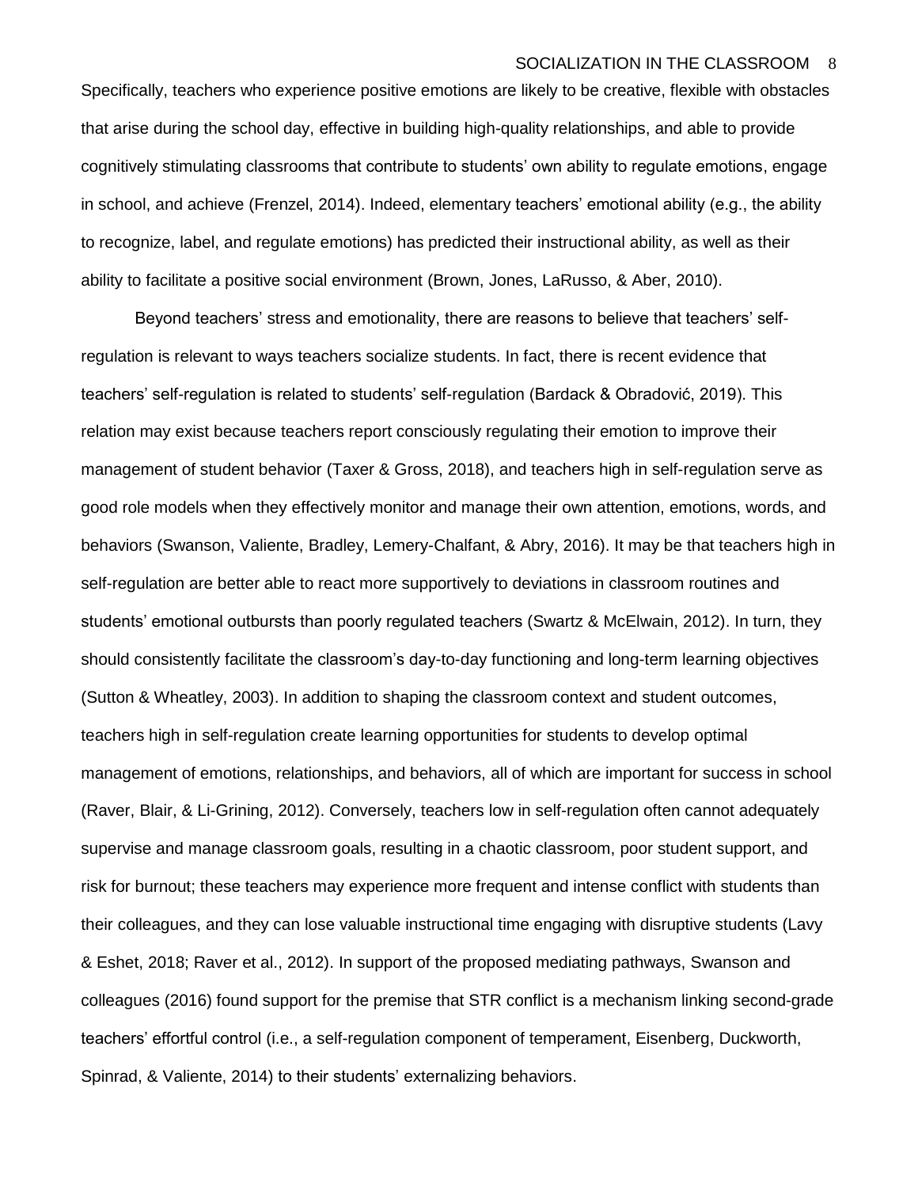Specifically, teachers who experience positive emotions are likely to be creative, flexible with obstacles that arise during the school day, effective in building high-quality relationships, and able to provide cognitively stimulating classrooms that contribute to students' own ability to regulate emotions, engage in school, and achieve (Frenzel, 2014). Indeed, elementary teachers' emotional ability (e.g., the ability to recognize, label, and regulate emotions) has predicted their instructional ability, as well as their ability to facilitate a positive social environment (Brown, Jones, LaRusso, & Aber, 2010).

Beyond teachers' stress and emotionality, there are reasons to believe that teachers' self-regulation is relevant to ways teachers socialize students. In fact, there is recent evidence that teachers' self-regulation is related to students' self-regulation (Bardack & Obradović, 2019). This relation may exist because teachers report consciously regulating their emotion to improve their management of student behavior (Taxer & Gross, 2018), and teachers high in self-regulation serve as good role models when they effectively monitor and manage their own attention, emotions, words, and behaviors (Swanson, Valiente, Bradley, Lemery-Chalfant, & Abry, 2016). It may be that teachers high in self-regulation are better able to react more supportively to deviations in classroom routines and students' emotional outbursts than poorly regulated teachers (Swartz & McElwain, 2012). In turn, they should consistently facilitate the classroom's day-to-day functioning and long-term learning objectives (Sutton & Wheatley, 2003). In addition to shaping the classroom context and student outcomes, teachers high in self-regulation create learning opportunities for students to develop optimal management of emotions, relationships, and behaviors, all of which are important for success in school (Raver, Blair, & Li-Grining, 2012). Conversely, teachers low in self-regulation often cannot adequately supervise and manage classroom goals, resulting in a chaotic classroom, poor student support, and risk for burnout; these teachers may experience more frequent and intense conflict with students than their colleagues, and they can lose valuable instructional time engaging with disruptive students (Lavy & Eshet, 2018; Raver et al., 2012). In support of the proposed mediating pathways, Swanson and colleagues (2016) found support for the premise that STR conflict is a mechanism linking second-grade teachers' effortful control (i.e., a self-regulation component of temperament, Eisenberg, Duckworth, Spinrad, & Valiente, 2014) to their students' externalizing behaviors.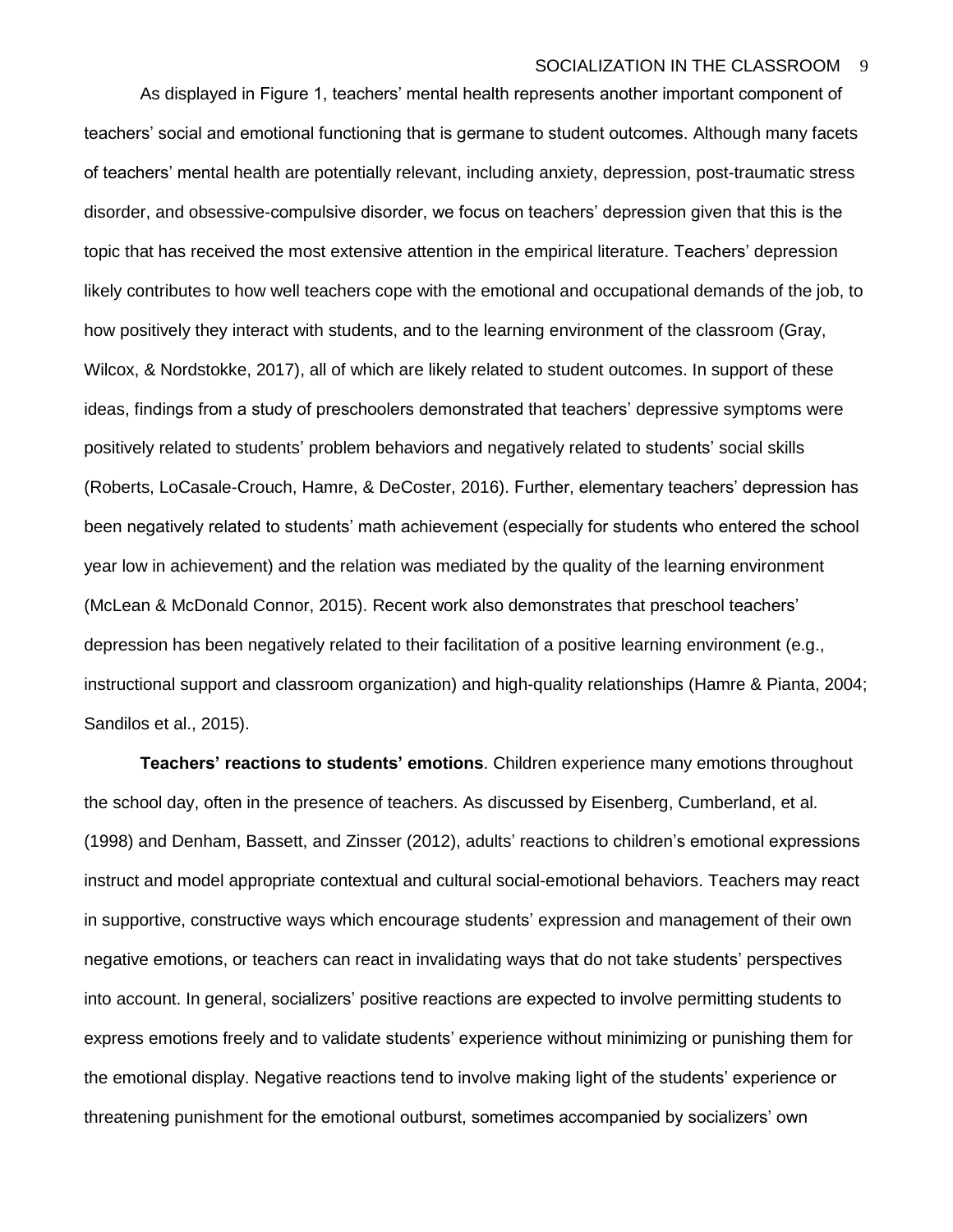As displayed in Figure 1, teachers' mental health represents another important component of teachers' social and emotional functioning that is germane to student outcomes. Although many facets of teachers' mental health are potentially relevant, including anxiety, depression, post-traumatic stress disorder, and obsessive-compulsive disorder, we focus on teachers' depression given that this is the topic that has received the most extensive attention in the empirical literature. Teachers' depression likely contributes to how well teachers cope with the emotional and occupational demands of the job, to how positively they interact with students, and to the learning environment of the classroom (Gray, Wilcox, & Nordstokke, 2017), all of which are likely related to student outcomes. In support of these ideas, findings from a study of preschoolers demonstrated that teachers' depressive symptoms were positively related to students' problem behaviors and negatively related to students' social skills (Roberts, LoCasale-Crouch, Hamre, & DeCoster, 2016). Further, elementary teachers' depression has been negatively related to students' math achievement (especially for students who entered the school year low in achievement) and the relation was mediated by the quality of the learning environment (McLean & McDonald Connor, 2015). Recent work also demonstrates that preschool teachers' depression has been negatively related to their facilitation of a positive learning environment (e.g., instructional support and classroom organization) and high-quality relationships (Hamre & Pianta, 2004; Sandilos et al., 2015).

**Teachers' reactions to students' emotions**. Children experience many emotions throughout the school day, often in the presence of teachers. As discussed by Eisenberg, Cumberland, et al. (1998) and Denham, Bassett, and Zinsser (2012), adults' reactions to children's emotional expressions instruct and model appropriate contextual and cultural social-emotional behaviors. Teachers may react in supportive, constructive ways which encourage students' expression and management of their own negative emotions, or teachers can react in invalidating ways that do not take students' perspectives into account. In general, socializers' positive reactions are expected to involve permitting students to express emotions freely and to validate students' experience without minimizing or punishing them for the emotional display. Negative reactions tend to involve making light of the students' experience or threatening punishment for the emotional outburst, sometimes accompanied by socializers' own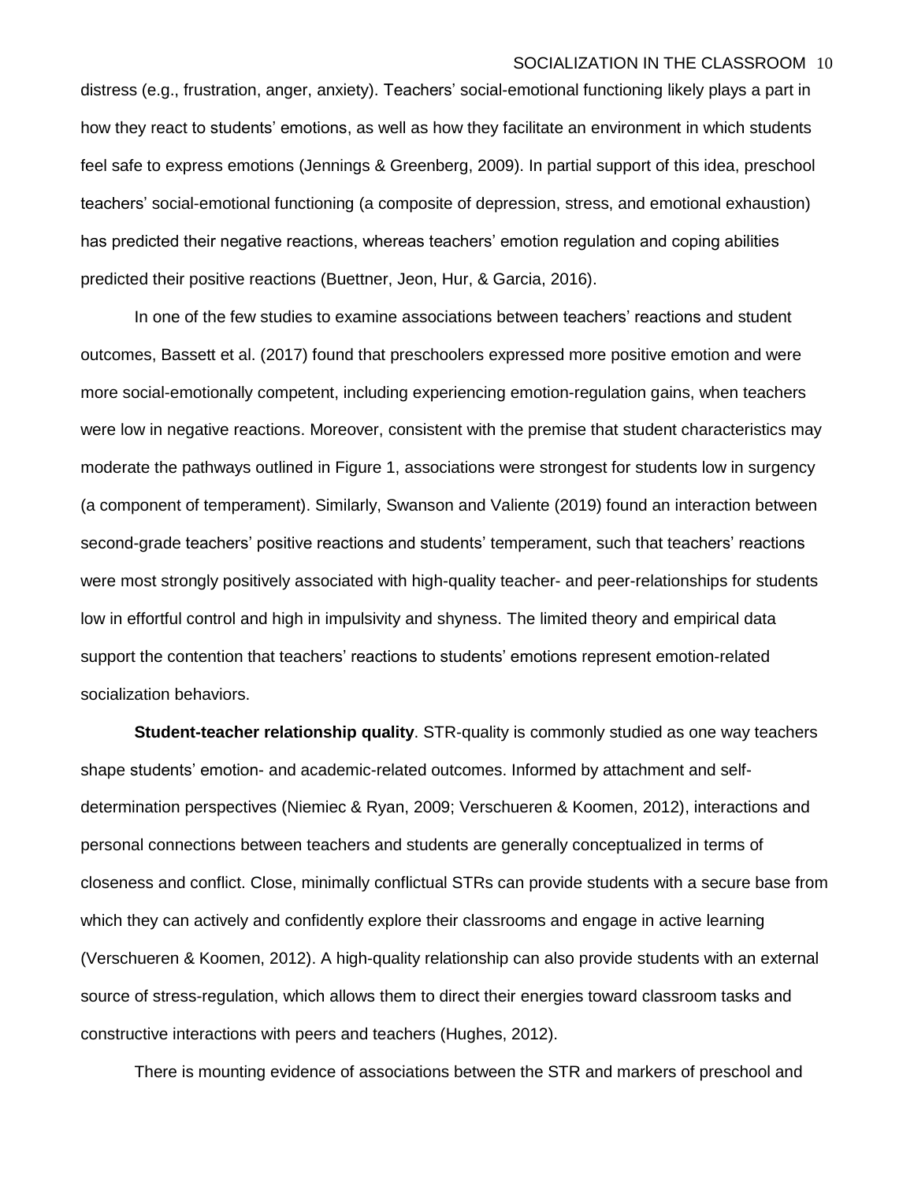distress (e.g., frustration, anger, anxiety). Teachers' social-emotional functioning likely plays a part in how they react to students' emotions, as well as how they facilitate an environment in which students feel safe to express emotions (Jennings & Greenberg, 2009). In partial support of this idea, preschool teachers' social-emotional functioning (a composite of depression, stress, and emotional exhaustion) has predicted their negative reactions, whereas teachers' emotion regulation and coping abilities predicted their positive reactions (Buettner, Jeon, Hur, & Garcia, 2016).

In one of the few studies to examine associations between teachers' reactions and student outcomes, Bassett et al. (2017) found that preschoolers expressed more positive emotion and were more social-emotionally competent, including experiencing emotion-regulation gains, when teachers were low in negative reactions. Moreover, consistent with the premise that student characteristics may moderate the pathways outlined in Figure 1, associations were strongest for students low in surgency (a component of temperament). Similarly, Swanson and Valiente (2019) found an interaction between second-grade teachers' positive reactions and students' temperament, such that teachers' reactions were most strongly positively associated with high-quality teacher- and peer-relationships for students low in effortful control and high in impulsivity and shyness. The limited theory and empirical data support the contention that teachers' reactions to students' emotions represent emotion-related socialization behaviors.

**Student-teacher relationship quality**. STR-quality is commonly studied as one way teachers shape students' emotion- and academic-related outcomes. Informed by attachment and self-determination perspectives (Niemiec & Ryan, 2009; Verschueren & Koomen, 2012), interactions and personal connections between teachers and students are generally conceptualized in terms of closeness and conflict. Close, minimally conflictual STRs can provide students with a secure base from which they can actively and confidently explore their classrooms and engage in active learning (Verschueren & Koomen, 2012). A high-quality relationship can also provide students with an external source of stress-regulation, which allows them to direct their energies toward classroom tasks and constructive interactions with peers and teachers (Hughes, 2012).

There is mounting evidence of associations between the STR and markers of preschool and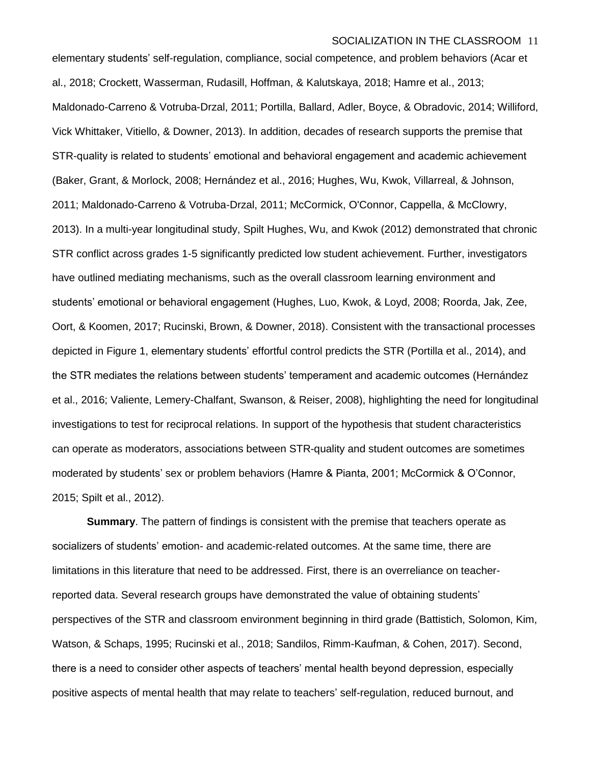elementary students' self-regulation, compliance, social competence, and problem behaviors (Acar et al., 2018; Crockett, Wasserman, Rudasill, Hoffman, & Kalutskaya, 2018; Hamre et al., 2013; Maldonado-Carreno & Votruba-Drzal, 2011; Portilla, Ballard, Adler, Boyce, & Obradovic, 2014; Williford, Vick Whittaker, Vitiello, & Downer, 2013). In addition, decades of research supports the premise that STR-quality is related to students' emotional and behavioral engagement and academic achievement (Baker, Grant, & Morlock, 2008; Hernández et al., 2016; Hughes, Wu, Kwok, Villarreal, & Johnson, 2011; Maldonado-Carreno & Votruba-Drzal, 2011; McCormick, O'Connor, Cappella, & McClowry, 2013). In a multi-year longitudinal study, Spilt Hughes, Wu, and Kwok (2012) demonstrated that chronic STR conflict across grades 1-5 significantly predicted low student achievement. Further, investigators have outlined mediating mechanisms, such as the overall classroom learning environment and students' emotional or behavioral engagement (Hughes, Luo, Kwok, & Loyd, 2008; Roorda, Jak, Zee, Oort, & Koomen, 2017; Rucinski, Brown, & Downer, 2018). Consistent with the transactional processes depicted in Figure 1, elementary students' effortful control predicts the STR (Portilla et al., 2014), and the STR mediates the relations between students' temperament and academic outcomes (Hernández et al., 2016; Valiente, Lemery-Chalfant, Swanson, & Reiser, 2008), highlighting the need for longitudinal investigations to test for reciprocal relations. In support of the hypothesis that student characteristics can operate as moderators, associations between STR-quality and student outcomes are sometimes moderated by students' sex or problem behaviors (Hamre & Pianta, 2001; McCormick & O'Connor, 2015; Spilt et al., 2012).

**Summary**. The pattern of findings is consistent with the premise that teachers operate as socializers of students' emotion- and academic-related outcomes. At the same time, there are limitations in this literature that need to be addressed. First, there is an overreliance on teacher-reported data. Several research groups have demonstrated the value of obtaining students' perspectives of the STR and classroom environment beginning in third grade (Battistich, Solomon, Kim, Watson, & Schaps, 1995; Rucinski et al., 2018; Sandilos, Rimm-Kaufman, & Cohen, 2017). Second, there is a need to consider other aspects of teachers' mental health beyond depression, especially positive aspects of mental health that may relate to teachers' self-regulation, reduced burnout, and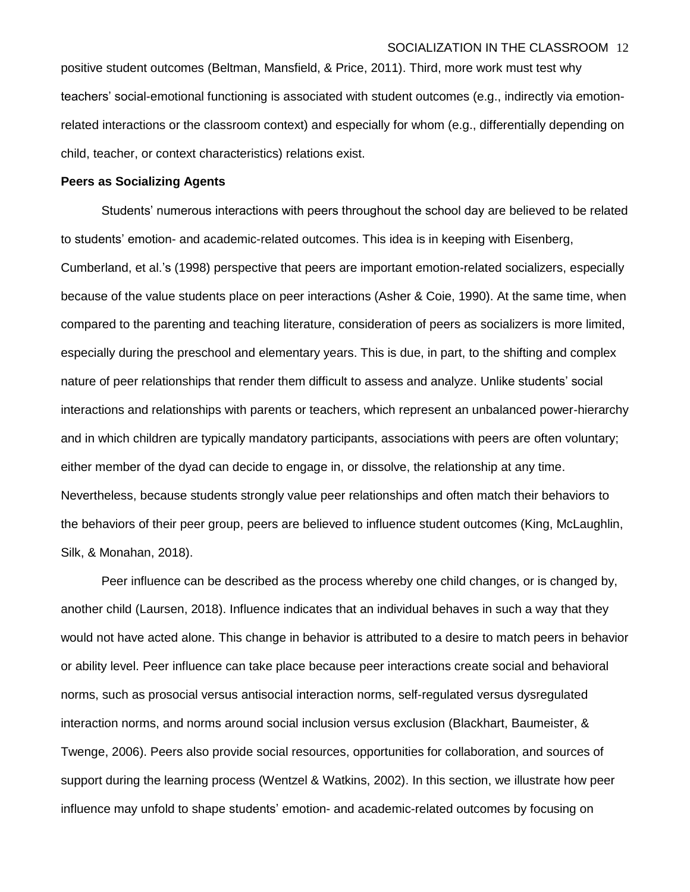positive student outcomes (Beltman, Mansfield, & Price, 2011). Third, more work must test why teachers' social-emotional functioning is associated with student outcomes (e.g., indirectly via emotion-related interactions or the classroom context) and especially for whom (e.g., differentially depending on child, teacher, or context characteristics) relations exist.

**Peers as Socializing Agents**

Students' numerous interactions with peers throughout the school day are believed to be related to students' emotion- and academic-related outcomes. This idea is in keeping with Eisenberg, Cumberland, et al.'s (1998) perspective that peers are important emotion-related socializers, especially because of the value students place on peer interactions (Asher & Coie, 1990). At the same time, when compared to the parenting and teaching literature, consideration of peers as socializers is more limited, especially during the preschool and elementary years. This is due, in part, to the shifting and complex nature of peer relationships that render them difficult to assess and analyze. Unlike students' social interactions and relationships with parents or teachers, which represent an unbalanced power-hierarchy and in which children are typically mandatory participants, associations with peers are often voluntary; either member of the dyad can decide to engage in, or dissolve, the relationship at any time. Nevertheless, because students strongly value peer relationships and often match their behaviors to the behaviors of their peer group, peers are believed to influence student outcomes (King, McLaughlin, Silk, & Monahan, 2018).

Peer influence can be described as the process whereby one child changes, or is changed by, another child (Laursen, 2018). Influence indicates that an individual behaves in such a way that they would not have acted alone. This change in behavior is attributed to a desire to match peers in behavior or ability level. Peer influence can take place because peer interactions create social and behavioral norms, such as prosocial versus antisocial interaction norms, self-regulated versus dysregulated interaction norms, and norms around social inclusion versus exclusion (Blackhart, Baumeister, & Twenge, 2006). Peers also provide social resources, opportunities for collaboration, and sources of support during the learning process (Wentzel & Watkins, 2002). In this section, we illustrate how peer influence may unfold to shape students' emotion- and academic-related outcomes by focusing on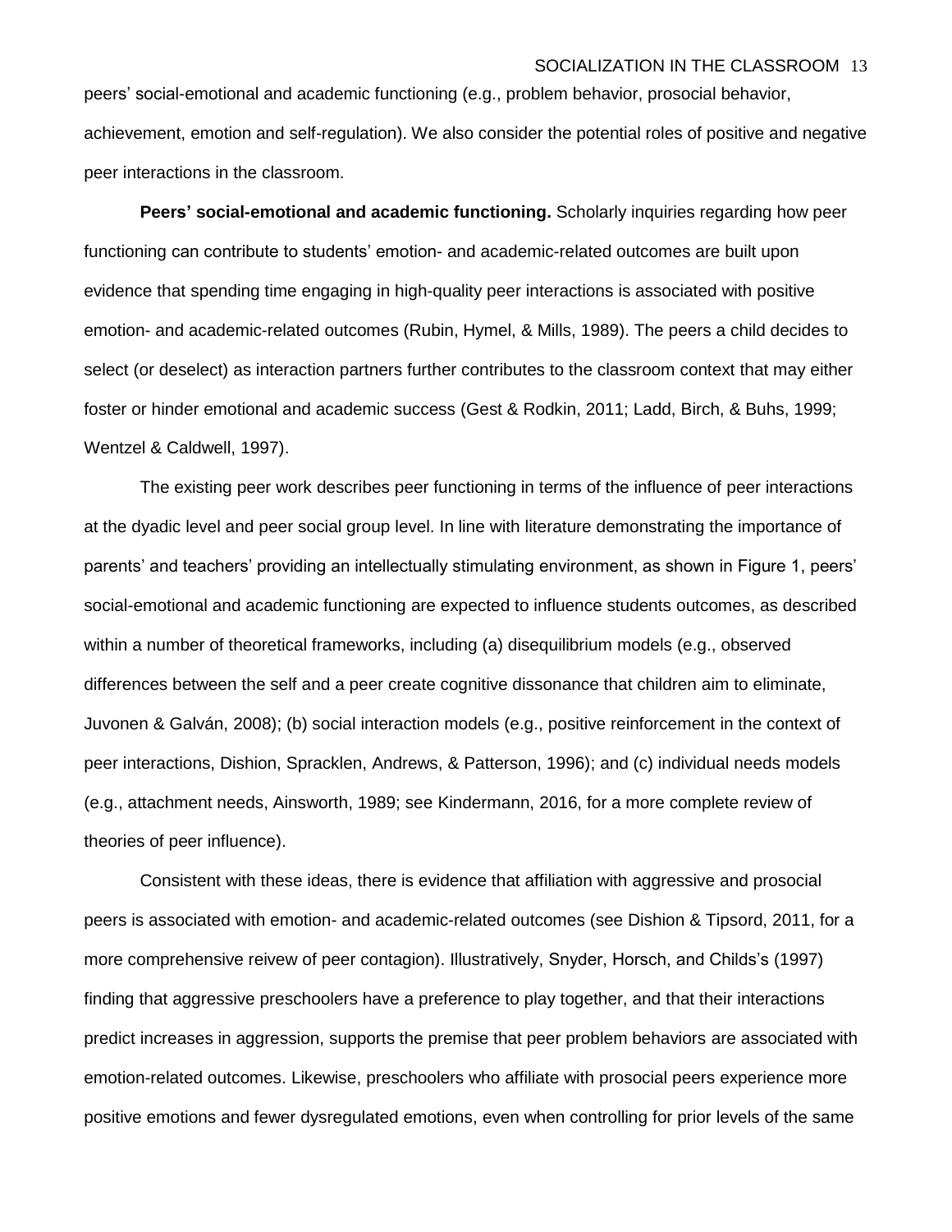peers' social-emotional and academic functioning (e.g., problem behavior, prosocial behavior, achievement, emotion and self-regulation). We also consider the potential roles of positive and negative peer interactions in the classroom.

**Peers' social-emotional and academic functioning.** Scholarly inquiries regarding how peer functioning can contribute to students' emotion- and academic-related outcomes are built upon evidence that spending time engaging in high-quality peer interactions is associated with positive emotion- and academic-related outcomes (Rubin, Hymel, & Mills, 1989). The peers a child decides to select (or deselect) as interaction partners further contributes to the classroom context that may either foster or hinder emotional and academic success (Gest & Rodkin, 2011; Ladd, Birch, & Buhs, 1999; Wentzel & Caldwell, 1997).

The existing peer work describes peer functioning in terms of the influence of peer interactions at the dyadic level and peer social group level. In line with literature demonstrating the importance of parents' and teachers' providing an intellectually stimulating environment, as shown in Figure 1, peers' social-emotional and academic functioning are expected to influence students outcomes, as described within a number of theoretical frameworks, including (a) disequilibrium models (e.g., observed differences between the self and a peer create cognitive dissonance that children aim to eliminate, Juvonen & Galván, 2008); (b) social interaction models (e.g., positive reinforcement in the context of peer interactions, Dishion, Spracklen, Andrews, & Patterson, 1996); and (c) individual needs models (e.g., attachment needs, Ainsworth, 1989; see Kindermann, 2016, for a more complete review of theories of peer influence).

Consistent with these ideas, there is evidence that affiliation with aggressive and prosocial peers is associated with emotion- and academic-related outcomes (see Dishion & Tipsord, 2011, for a more comprehensive reivew of peer contagion). Illustratively, Snyder, Horsch, and Childs's (1997) finding that aggressive preschoolers have a preference to play together, and that their interactions predict increases in aggression, supports the premise that peer problem behaviors are associated with emotion-related outcomes. Likewise, preschoolers who affiliate with prosocial peers experience more positive emotions and fewer dysregulated emotions, even when controlling for prior levels of the same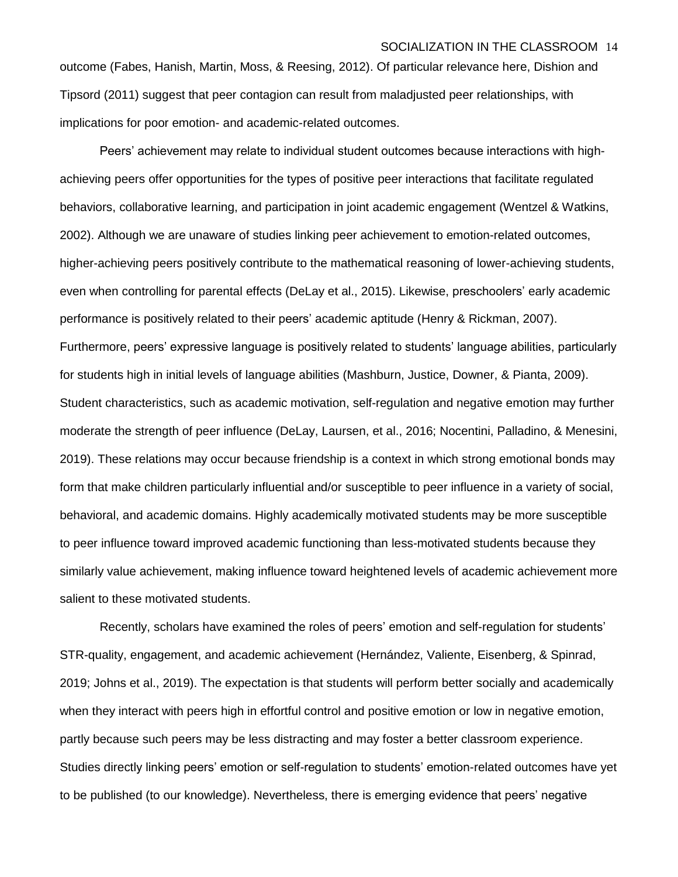outcome (Fabes, Hanish, Martin, Moss, & Reesing, 2012). Of particular relevance here, Dishion and Tipsord (2011) suggest that peer contagion can result from maladjusted peer relationships, with implications for poor emotion- and academic-related outcomes.

Peers' achievement may relate to individual student outcomes because interactions with high-achieving peers offer opportunities for the types of positive peer interactions that facilitate regulated behaviors, collaborative learning, and participation in joint academic engagement (Wentzel & Watkins, 2002). Although we are unaware of studies linking peer achievement to emotion-related outcomes, higher-achieving peers positively contribute to the mathematical reasoning of lower-achieving students, even when controlling for parental effects (DeLay et al., 2015). Likewise, preschoolers' early academic performance is positively related to their peers' academic aptitude (Henry & Rickman, 2007). Furthermore, peers' expressive language is positively related to students' language abilities, particularly for students high in initial levels of language abilities (Mashburn, Justice, Downer, & Pianta, 2009). Student characteristics, such as academic motivation, self-regulation and negative emotion may further moderate the strength of peer influence (DeLay, Laursen, et al., 2016; Nocentini, Palladino, & Menesini, 2019). These relations may occur because friendship is a context in which strong emotional bonds may form that make children particularly influential and/or susceptible to peer influence in a variety of social, behavioral, and academic domains. Highly academically motivated students may be more susceptible to peer influence toward improved academic functioning than less-motivated students because they similarly value achievement, making influence toward heightened levels of academic achievement more salient to these motivated students.

Recently, scholars have examined the roles of peers' emotion and self-regulation for students' STR-quality, engagement, and academic achievement (Hernández, Valiente, Eisenberg, & Spinrad, 2019; Johns et al., 2019). The expectation is that students will perform better socially and academically when they interact with peers high in effortful control and positive emotion or low in negative emotion, partly because such peers may be less distracting and may foster a better classroom experience. Studies directly linking peers' emotion or self-regulation to students' emotion-related outcomes have yet to be published (to our knowledge). Nevertheless, there is emerging evidence that peers' negative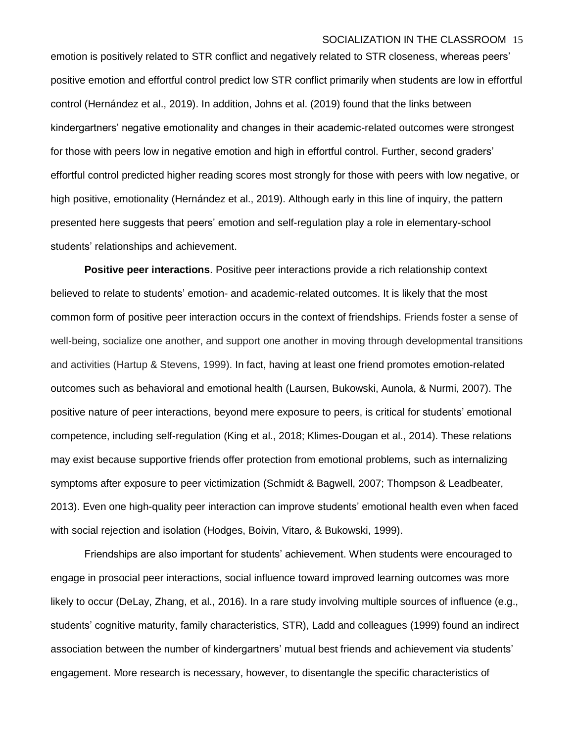emotion is positively related to STR conflict and negatively related to STR closeness, whereas peers' positive emotion and effortful control predict low STR conflict primarily when students are low in effortful control (Hernández et al., 2019). In addition, Johns et al. (2019) found that the links between kindergartners' negative emotionality and changes in their academic-related outcomes were strongest for those with peers low in negative emotion and high in effortful control. Further, second graders' effortful control predicted higher reading scores most strongly for those with peers with low negative, or high positive, emotionality (Hernández et al., 2019). Although early in this line of inquiry, the pattern presented here suggests that peers' emotion and self-regulation play a role in elementary-school students' relationships and achievement.

**Positive peer interactions**. Positive peer interactions provide a rich relationship context believed to relate to students' emotion- and academic-related outcomes. It is likely that the most common form of positive peer interaction occurs in the context of friendships. Friends foster a sense of well-being, socialize one another, and support one another in moving through developmental transitions and activities (Hartup & Stevens, 1999). In fact, having at least one friend promotes emotion-related outcomes such as behavioral and emotional health (Laursen, Bukowski, Aunola, & Nurmi, 2007). The positive nature of peer interactions, beyond mere exposure to peers, is critical for students' emotional competence, including self-regulation (King et al., 2018; Klimes-Dougan et al., 2014). These relations may exist because supportive friends offer protection from emotional problems, such as internalizing symptoms after exposure to peer victimization (Schmidt & Bagwell, 2007; Thompson & Leadbeater, 2013). Even one high-quality peer interaction can improve students' emotional health even when faced with social rejection and isolation (Hodges, Boivin, Vitaro, & Bukowski, 1999).

Friendships are also important for students' achievement. When students were encouraged to engage in prosocial peer interactions, social influence toward improved learning outcomes was more likely to occur (DeLay, Zhang, et al., 2016). In a rare study involving multiple sources of influence (e.g., students' cognitive maturity, family characteristics, STR), Ladd and colleagues (1999) found an indirect association between the number of kindergartners' mutual best friends and achievement via students' engagement. More research is necessary, however, to disentangle the specific characteristics of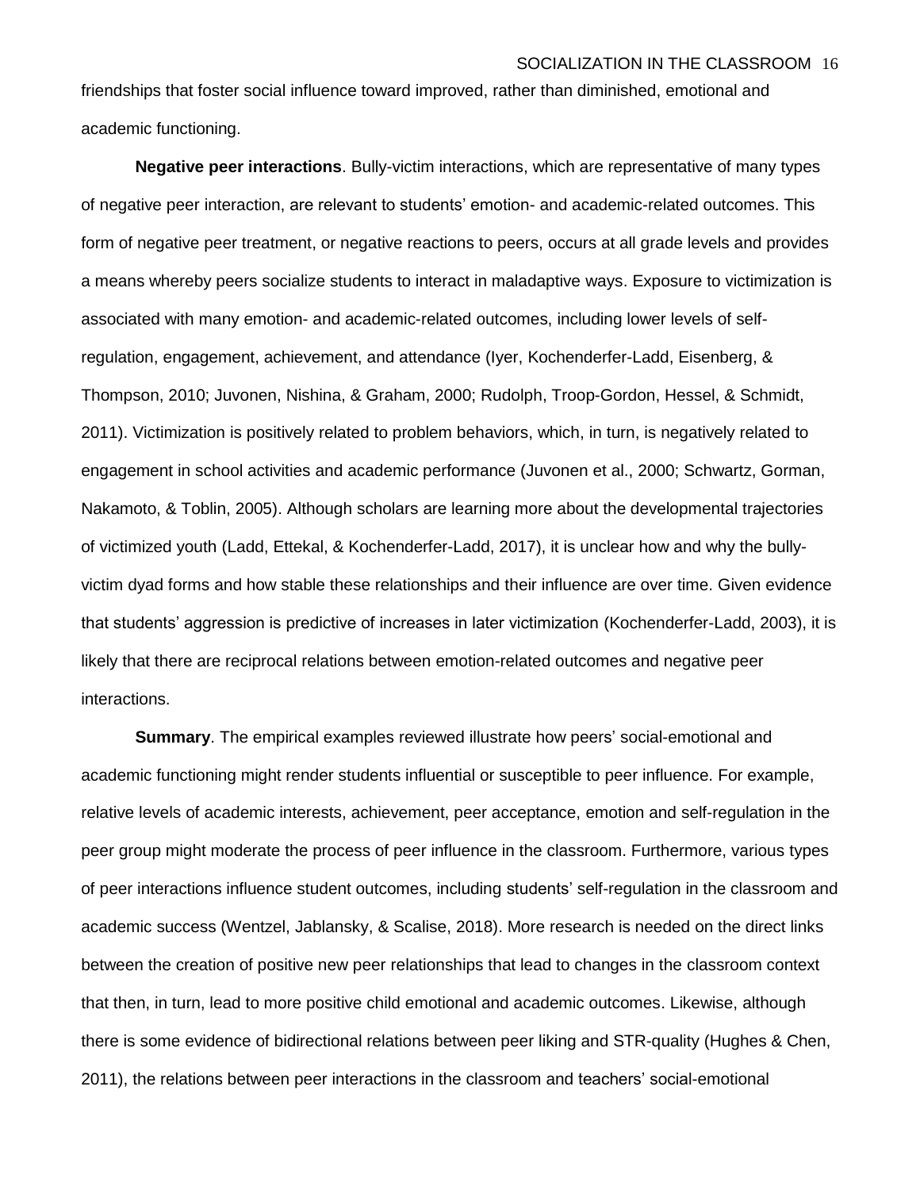friendships that foster social influence toward improved, rather than diminished, emotional and academic functioning.

**Negative peer interactions**. Bully-victim interactions, which are representative of many types of negative peer interaction, are relevant to students' emotion- and academic-related outcomes. This form of negative peer treatment, or negative reactions to peers, occurs at all grade levels and provides a means whereby peers socialize students to interact in maladaptive ways. Exposure to victimization is associated with many emotion- and academic-related outcomes, including lower levels of self-regulation, engagement, achievement, and attendance (Iyer, Kochenderfer-Ladd, Eisenberg, & Thompson, 2010; Juvonen, Nishina, & Graham, 2000; Rudolph, Troop-Gordon, Hessel, & Schmidt, 2011). Victimization is positively related to problem behaviors, which, in turn, is negatively related to engagement in school activities and academic performance (Juvonen et al., 2000; Schwartz, Gorman, Nakamoto, & Toblin, 2005). Although scholars are learning more about the developmental trajectories of victimized youth (Ladd, Ettekal, & Kochenderfer-Ladd, 2017), it is unclear how and why the bully-victim dyad forms and how stable these relationships and their influence are over time. Given evidence that students' aggression is predictive of increases in later victimization (Kochenderfer-Ladd, 2003), it is likely that there are reciprocal relations between emotion-related outcomes and negative peer interactions.

**Summary**. The empirical examples reviewed illustrate how peers' social-emotional and academic functioning might render students influential or susceptible to peer influence. For example, relative levels of academic interests, achievement, peer acceptance, emotion and self-regulation in the peer group might moderate the process of peer influence in the classroom. Furthermore, various types of peer interactions influence student outcomes, including students' self-regulation in the classroom and academic success (Wentzel, Jablansky, & Scalise, 2018). More research is needed on the direct links between the creation of positive new peer relationships that lead to changes in the classroom context that then, in turn, lead to more positive child emotional and academic outcomes. Likewise, although there is some evidence of bidirectional relations between peer liking and STR-quality (Hughes & Chen, 2011), the relations between peer interactions in the classroom and teachers' social-emotional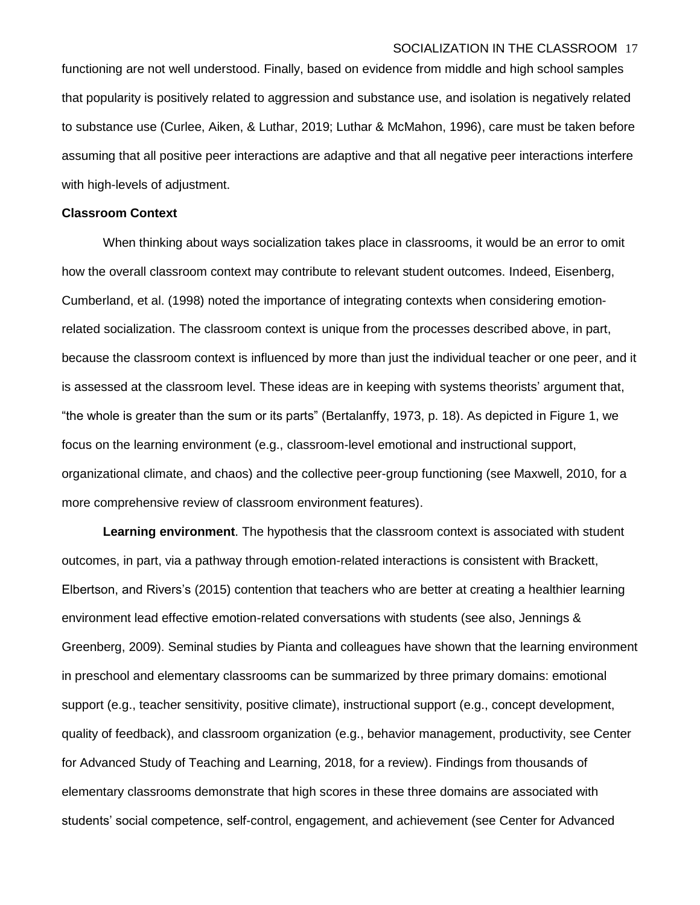functioning are not well understood. Finally, based on evidence from middle and high school samples that popularity is positively related to aggression and substance use, and isolation is negatively related to substance use (Curlee, Aiken, & Luthar, 2019; Luthar & McMahon, 1996), care must be taken before assuming that all positive peer interactions are adaptive and that all negative peer interactions interfere with high-levels of adjustment.

## Classroom Context

When thinking about ways socialization takes place in classrooms, it would be an error to omit how the overall classroom context may contribute to relevant student outcomes. Indeed, Eisenberg, Cumberland, et al. (1998) noted the importance of integrating contexts when considering emotion-related socialization. The classroom context is unique from the processes described above, in part, because the classroom context is influenced by more than just the individual teacher or one peer, and it is assessed at the classroom level. These ideas are in keeping with systems theorists' argument that, "the whole is greater than the sum or its parts" (Bertalanffy, 1973, p. 18). As depicted in Figure 1, we focus on the learning environment (e.g., classroom-level emotional and instructional support, organizational climate, and chaos) and the collective peer-group functioning (see Maxwell, 2010, for a more comprehensive review of classroom environment features).

**Learning environment**. The hypothesis that the classroom context is associated with student outcomes, in part, via a pathway through emotion-related interactions is consistent with Brackett, Elbertson, and Rivers's (2015) contention that teachers who are better at creating a healthier learning environment lead effective emotion-related conversations with students (see also, Jennings & Greenberg, 2009). Seminal studies by Pianta and colleagues have shown that the learning environment in preschool and elementary classrooms can be summarized by three primary domains: emotional support (e.g., teacher sensitivity, positive climate), instructional support (e.g., concept development, quality of feedback), and classroom organization (e.g., behavior management, productivity, see Center for Advanced Study of Teaching and Learning, 2018, for a review). Findings from thousands of elementary classrooms demonstrate that high scores in these three domains are associated with students' social competence, self-control, engagement, and achievement (see Center for Advanced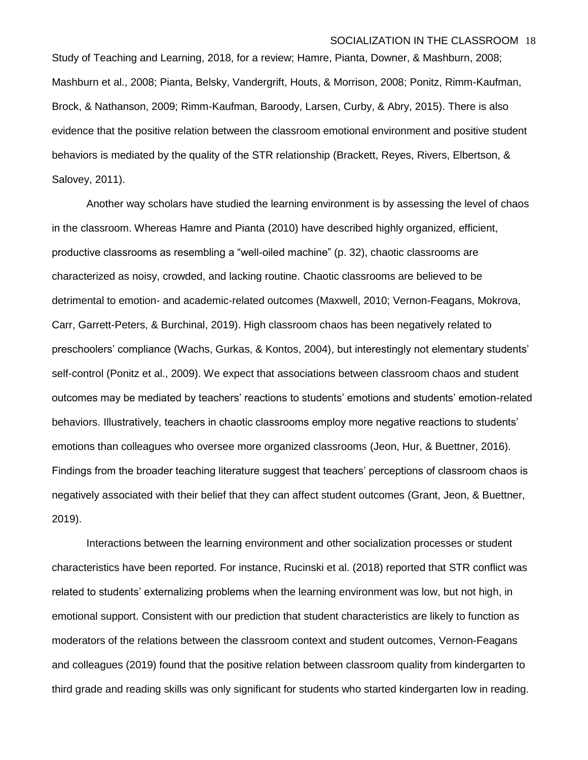Study of Teaching and Learning, 2018, for a review; Hamre, Pianta, Downer, & Mashburn, 2008; Mashburn et al., 2008; Pianta, Belsky, Vandergrift, Houts, & Morrison, 2008; Ponitz, Rimm-Kaufman, Brock, & Nathanson, 2009; Rimm-Kaufman, Baroody, Larsen, Curby, & Abry, 2015). There is also evidence that the positive relation between the classroom emotional environment and positive student behaviors is mediated by the quality of the STR relationship (Brackett, Reyes, Rivers, Elbertson, & Salovey, 2011).

Another way scholars have studied the learning environment is by assessing the level of chaos in the classroom. Whereas Hamre and Pianta (2010) have described highly organized, efficient, productive classrooms as resembling a "well-oiled machine" (p. 32), chaotic classrooms are characterized as noisy, crowded, and lacking routine. Chaotic classrooms are believed to be detrimental to emotion- and academic-related outcomes (Maxwell, 2010; Vernon-Feagans, Mokrova, Carr, Garrett-Peters, & Burchinal, 2019). High classroom chaos has been negatively related to preschoolers' compliance (Wachs, Gurkas, & Kontos, 2004), but interestingly not elementary students' self-control (Ponitz et al., 2009). We expect that associations between classroom chaos and student outcomes may be mediated by teachers' reactions to students' emotions and students' emotion-related behaviors. Illustratively, teachers in chaotic classrooms employ more negative reactions to students' emotions than colleagues who oversee more organized classrooms (Jeon, Hur, & Buettner, 2016). Findings from the broader teaching literature suggest that teachers' perceptions of classroom chaos is negatively associated with their belief that they can affect student outcomes (Grant, Jeon, & Buettner, 2019).

Interactions between the learning environment and other socialization processes or student characteristics have been reported. For instance, Rucinski et al. (2018) reported that STR conflict was related to students' externalizing problems when the learning environment was low, but not high, in emotional support. Consistent with our prediction that student characteristics are likely to function as moderators of the relations between the classroom context and student outcomes, Vernon-Feagans and colleagues (2019) found that the positive relation between classroom quality from kindergarten to third grade and reading skills was only significant for students who started kindergarten low in reading.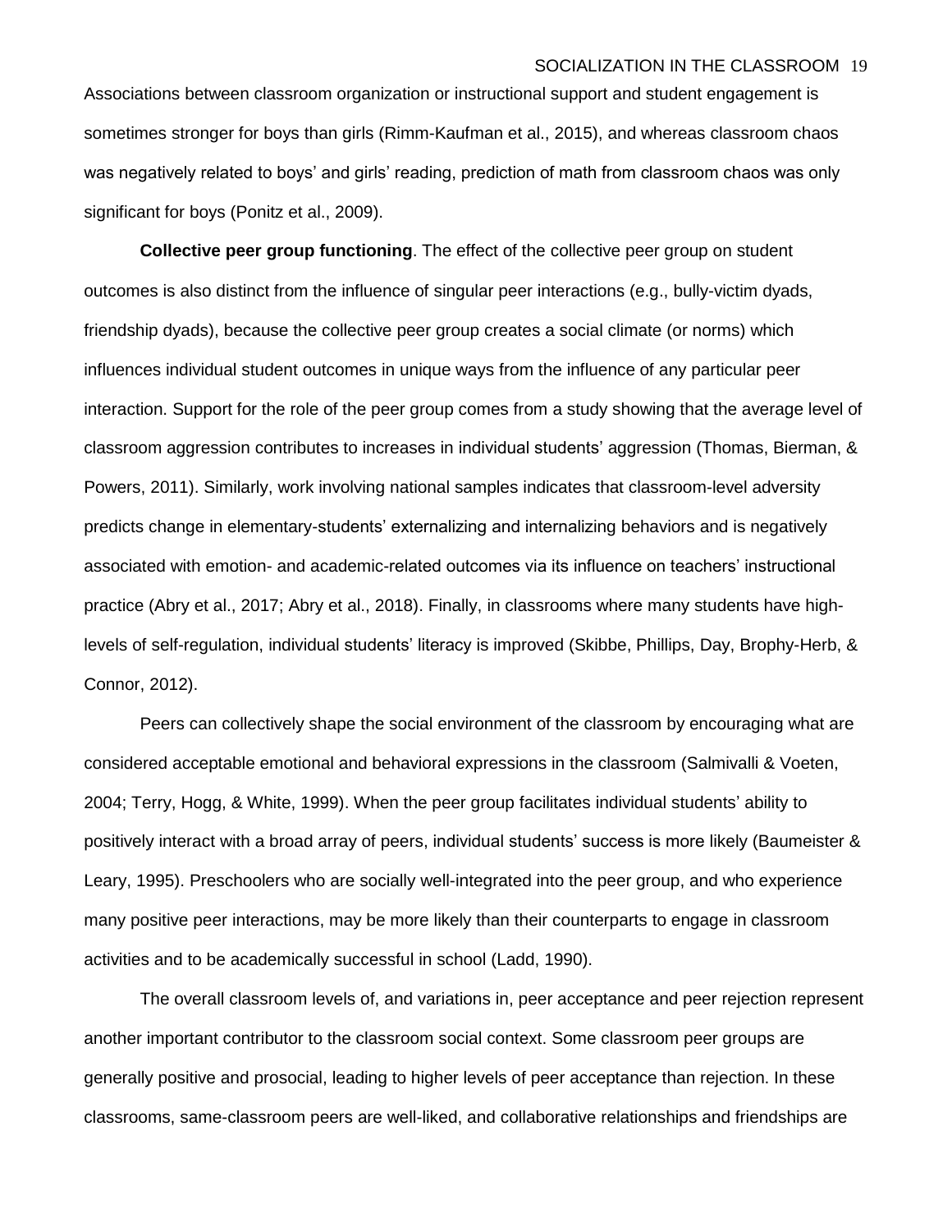Associations between classroom organization or instructional support and student engagement is sometimes stronger for boys than girls (Rimm-Kaufman et al., 2015), and whereas classroom chaos was negatively related to boys' and girls' reading, prediction of math from classroom chaos was only significant for boys (Ponitz et al., 2009).

**Collective peer group functioning**. The effect of the collective peer group on student outcomes is also distinct from the influence of singular peer interactions (e.g., bully-victim dyads, friendship dyads), because the collective peer group creates a social climate (or norms) which influences individual student outcomes in unique ways from the influence of any particular peer interaction. Support for the role of the peer group comes from a study showing that the average level of classroom aggression contributes to increases in individual students' aggression (Thomas, Bierman, & Powers, 2011). Similarly, work involving national samples indicates that classroom-level adversity predicts change in elementary-students' externalizing and internalizing behaviors and is negatively associated with emotion- and academic-related outcomes via its influence on teachers' instructional practice (Abry et al., 2017; Abry et al., 2018). Finally, in classrooms where many students have high-levels of self-regulation, individual students' literacy is improved (Skibbe, Phillips, Day, Brophy-Herb, & Connor, 2012).

Peers can collectively shape the social environment of the classroom by encouraging what are considered acceptable emotional and behavioral expressions in the classroom (Salmivalli & Voeten, 2004; Terry, Hogg, & White, 1999). When the peer group facilitates individual students' ability to positively interact with a broad array of peers, individual students' success is more likely (Baumeister & Leary, 1995). Preschoolers who are socially well-integrated into the peer group, and who experience many positive peer interactions, may be more likely than their counterparts to engage in classroom activities and to be academically successful in school (Ladd, 1990).

The overall classroom levels of, and variations in, peer acceptance and peer rejection represent another important contributor to the classroom social context. Some classroom peer groups are generally positive and prosocial, leading to higher levels of peer acceptance than rejection. In these classrooms, same-classroom peers are well-liked, and collaborative relationships and friendships are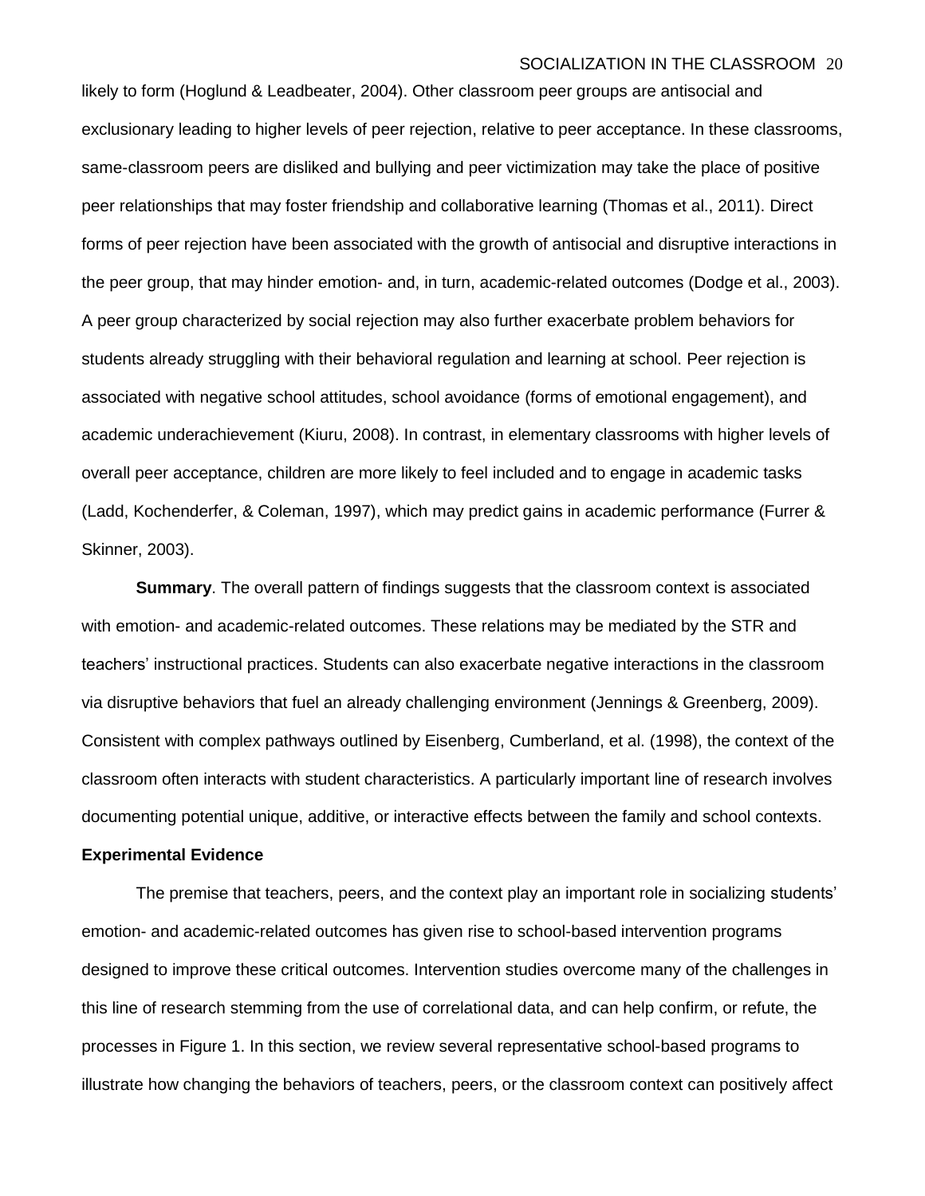likely to form (Hoglund & Leadbeater, 2004). Other classroom peer groups are antisocial and exclusionary leading to higher levels of peer rejection, relative to peer acceptance. In these classrooms, same-classroom peers are disliked and bullying and peer victimization may take the place of positive peer relationships that may foster friendship and collaborative learning (Thomas et al., 2011). Direct forms of peer rejection have been associated with the growth of antisocial and disruptive interactions in the peer group, that may hinder emotion- and, in turn, academic-related outcomes (Dodge et al., 2003). A peer group characterized by social rejection may also further exacerbate problem behaviors for students already struggling with their behavioral regulation and learning at school. Peer rejection is associated with negative school attitudes, school avoidance (forms of emotional engagement), and academic underachievement (Kiuru, 2008). In contrast, in elementary classrooms with higher levels of overall peer acceptance, children are more likely to feel included and to engage in academic tasks (Ladd, Kochenderfer, & Coleman, 1997), which may predict gains in academic performance (Furrer & Skinner, 2003).

**Summary**. The overall pattern of findings suggests that the classroom context is associated with emotion- and academic-related outcomes. These relations may be mediated by the STR and teachers' instructional practices. Students can also exacerbate negative interactions in the classroom via disruptive behaviors that fuel an already challenging environment (Jennings & Greenberg, 2009). Consistent with complex pathways outlined by Eisenberg, Cumberland, et al. (1998), the context of the classroom often interacts with student characteristics. A particularly important line of research involves documenting potential unique, additive, or interactive effects between the family and school contexts.

## Experimental Evidence

The premise that teachers, peers, and the context play an important role in socializing students' emotion- and academic-related outcomes has given rise to school-based intervention programs designed to improve these critical outcomes. Intervention studies overcome many of the challenges in this line of research stemming from the use of correlational data, and can help confirm, or refute, the processes in Figure 1. In this section, we review several representative school-based programs to illustrate how changing the behaviors of teachers, peers, or the classroom context can positively affect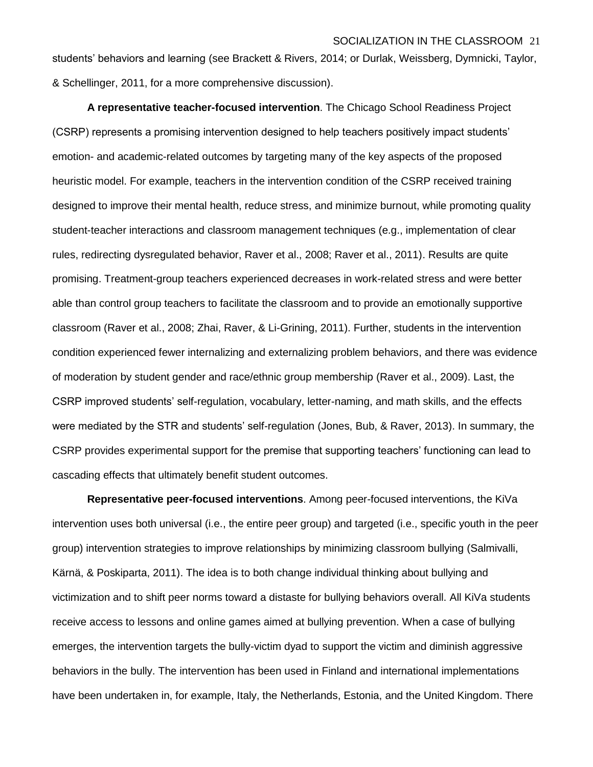students' behaviors and learning (see Brackett & Rivers, 2014; or Durlak, Weissberg, Dymnicki, Taylor, & Schellinger, 2011, for a more comprehensive discussion).

**A representative teacher-focused intervention**. The Chicago School Readiness Project (CSRP) represents a promising intervention designed to help teachers positively impact students' emotion- and academic-related outcomes by targeting many of the key aspects of the proposed heuristic model. For example, teachers in the intervention condition of the CSRP received training designed to improve their mental health, reduce stress, and minimize burnout, while promoting quality student-teacher interactions and classroom management techniques (e.g., implementation of clear rules, redirecting dysregulated behavior, Raver et al., 2008; Raver et al., 2011). Results are quite promising. Treatment-group teachers experienced decreases in work-related stress and were better able than control group teachers to facilitate the classroom and to provide an emotionally supportive classroom (Raver et al., 2008; Zhai, Raver, & Li-Grining, 2011). Further, students in the intervention condition experienced fewer internalizing and externalizing problem behaviors, and there was evidence of moderation by student gender and race/ethnic group membership (Raver et al., 2009). Last, the CSRP improved students' self-regulation, vocabulary, letter-naming, and math skills, and the effects were mediated by the STR and students' self-regulation (Jones, Bub, & Raver, 2013). In summary, the CSRP provides experimental support for the premise that supporting teachers' functioning can lead to cascading effects that ultimately benefit student outcomes.

**Representative peer-focused interventions**. Among peer-focused interventions, the KiVa intervention uses both universal (i.e., the entire peer group) and targeted (i.e., specific youth in the peer group) intervention strategies to improve relationships by minimizing classroom bullying (Salmivalli, Kärnä, & Poskiparta, 2011). The idea is to both change individual thinking about bullying and victimization and to shift peer norms toward a distaste for bullying behaviors overall. All KiVa students receive access to lessons and online games aimed at bullying prevention. When a case of bullying emerges, the intervention targets the bully-victim dyad to support the victim and diminish aggressive behaviors in the bully. The intervention has been used in Finland and international implementations have been undertaken in, for example, Italy, the Netherlands, Estonia, and the United Kingdom. There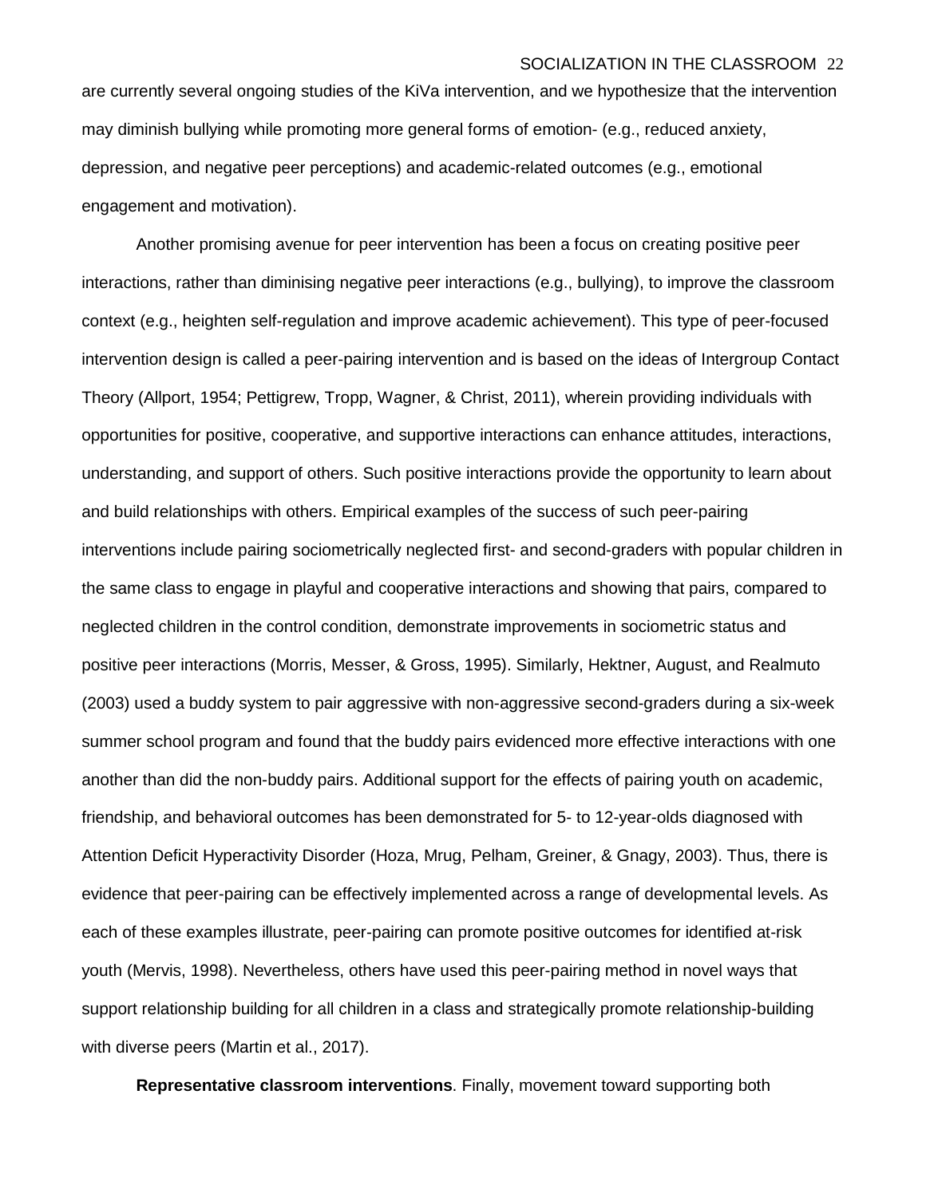are currently several ongoing studies of the KiVa intervention, and we hypothesize that the intervention may diminish bullying while promoting more general forms of emotion- (e.g., reduced anxiety, depression, and negative peer perceptions) and academic-related outcomes (e.g., emotional engagement and motivation).

Another promising avenue for peer intervention has been a focus on creating positive peer interactions, rather than diminishing negative peer interactions (e.g., bullying), to improve the classroom context (e.g., heighten self-regulation and improve academic achievement). This type of peer-focused intervention design is called a peer-pairing intervention and is based on the ideas of Intergroup Contact Theory (Allport, 1954; Pettigrew, Tropp, Wagner, & Christ, 2011), wherein providing individuals with opportunities for positive, cooperative, and supportive interactions can enhance attitudes, interactions, understanding, and support of others. Such positive interactions provide the opportunity to learn about and build relationships with others. Empirical examples of the success of such peer-pairing interventions include pairing sociometrically neglected first- and second-graders with popular children in the same class to engage in playful and cooperative interactions and showing that pairs, compared to neglected children in the control condition, demonstrate improvements in sociometric status and positive peer interactions (Morris, Messer, & Gross, 1995). Similarly, Hektner, August, and Realmuto (2003) used a buddy system to pair aggressive with non-aggressive second-graders during a six-week summer school program and found that the buddy pairs evidenced more effective interactions with one another than did the non-buddy pairs. Additional support for the effects of pairing youth on academic, friendship, and behavioral outcomes has been demonstrated for 5- to 12-year-olds diagnosed with Attention Deficit Hyperactivity Disorder (Hoza, Mrug, Pelham, Greiner, & Gnagy, 2003). Thus, there is evidence that peer-pairing can be effectively implemented across a range of developmental levels. As each of these examples illustrate, peer-pairing can promote positive outcomes for identified at-risk youth (Mervis, 1998). Nevertheless, others have used this peer-pairing method in novel ways that support relationship building for all children in a class and strategically promote relationship-building with diverse peers (Martin et al., 2017).

**Representative classroom interventions**. Finally, movement toward supporting both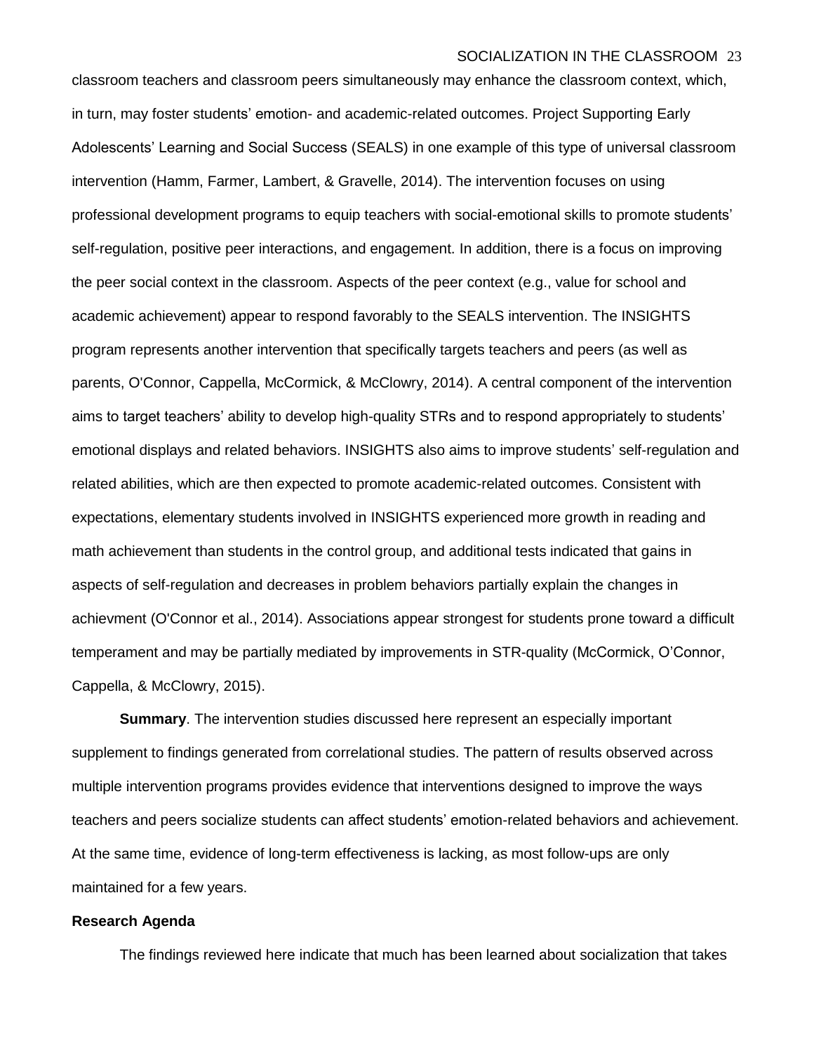classroom teachers and classroom peers simultaneously may enhance the classroom context, which, in turn, may foster students' emotion- and academic-related outcomes. Project Supporting Early Adolescents' Learning and Social Success (SEALS) in one example of this type of universal classroom intervention (Hamm, Farmer, Lambert, & Gravelle, 2014). The intervention focuses on using professional development programs to equip teachers with social-emotional skills to promote students' self-regulation, positive peer interactions, and engagement. In addition, there is a focus on improving the peer social context in the classroom. Aspects of the peer context (e.g., value for school and academic achievement) appear to respond favorably to the SEALS intervention. The INSIGHTS program represents another intervention that specifically targets teachers and peers (as well as parents, O'Connor, Cappella, McCormick, & McClowry, 2014). A central component of the intervention aims to target teachers' ability to develop high-quality STRs and to respond appropriately to students' emotional displays and related behaviors. INSIGHTS also aims to improve students' self-regulation and related abilities, which are then expected to promote academic-related outcomes. Consistent with expectations, elementary students involved in INSIGHTS experienced more growth in reading and math achievement than students in the control group, and additional tests indicated that gains in aspects of self-regulation and decreases in problem behaviors partially explain the changes in achievment (O'Connor et al., 2014). Associations appear strongest for students prone toward a difficult temperament and may be partially mediated by improvements in STR-quality (McCormick, O'Connor, Cappella, & McClowry, 2015).

**Summary**. The intervention studies discussed here represent an especially important supplement to findings generated from correlational studies. The pattern of results observed across multiple intervention programs provides evidence that interventions designed to improve the ways teachers and peers socialize students can affect students' emotion-related behaviors and achievement. At the same time, evidence of long-term effectiveness is lacking, as most follow-ups are only maintained for a few years.

## Research Agenda

The findings reviewed here indicate that much has been learned about socialization that takes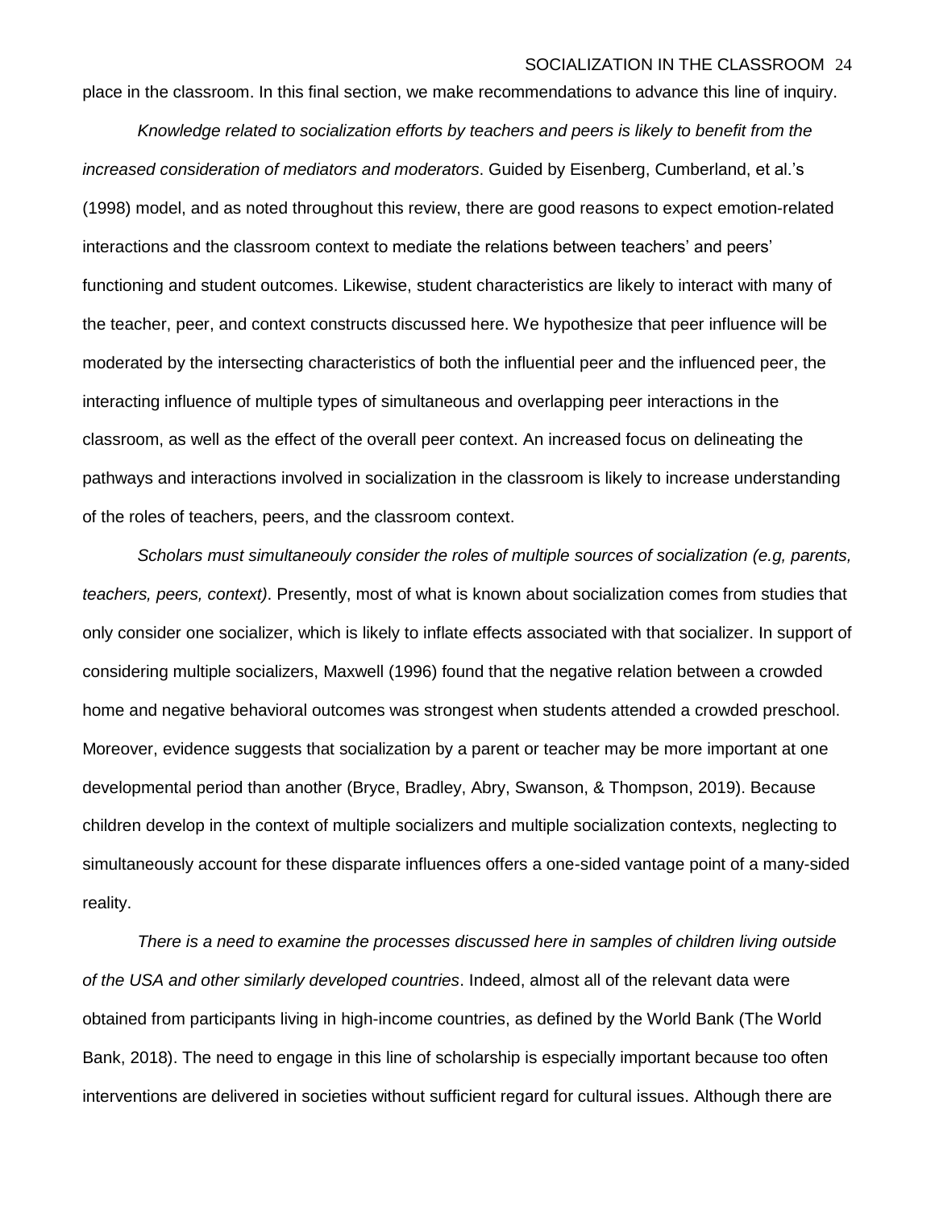place in the classroom. In this final section, we make recommendations to advance this line of inquiry.

*Knowledge related to socialization efforts by teachers and peers is likely to benefit from the increased consideration of mediators and moderators*. Guided by Eisenberg, Cumberland, et al.'s (1998) model, and as noted throughout this review, there are good reasons to expect emotion-related interactions and the classroom context to mediate the relations between teachers' and peers' functioning and student outcomes. Likewise, student characteristics are likely to interact with many of the teacher, peer, and context constructs discussed here. We hypothesize that peer influence will be moderated by the intersecting characteristics of both the influential peer and the influenced peer, the interacting influence of multiple types of simultaneous and overlapping peer interactions in the classroom, as well as the effect of the overall peer context. An increased focus on delineating the pathways and interactions involved in socialization in the classroom is likely to increase understanding of the roles of teachers, peers, and the classroom context.

*Scholars must simultaneouly consider the roles of multiple sources of socialization (e.g, parents, teachers, peers, context)*. Presently, most of what is known about socialization comes from studies that only consider one socializer, which is likely to inflate effects associated with that socializer. In support of considering multiple socializers, Maxwell (1996) found that the negative relation between a crowded home and negative behavioral outcomes was strongest when students attended a crowded preschool. Moreover, evidence suggests that socialization by a parent or teacher may be more important at one developmental period than another (Bryce, Bradley, Abry, Swanson, & Thompson, 2019). Because children develop in the context of multiple socializers and multiple socialization contexts, neglecting to simultaneously account for these disparate influences offers a one-sided vantage point of a many-sided reality.

*There is a need to examine the processes discussed here in samples of children living outside of the USA and other similarly developed countries*. Indeed, almost all of the relevant data were obtained from participants living in high-income countries, as defined by the World Bank (The World Bank, 2018). The need to engage in this line of scholarship is especially important because too often interventions are delivered in societies without sufficient regard for cultural issues. Although there are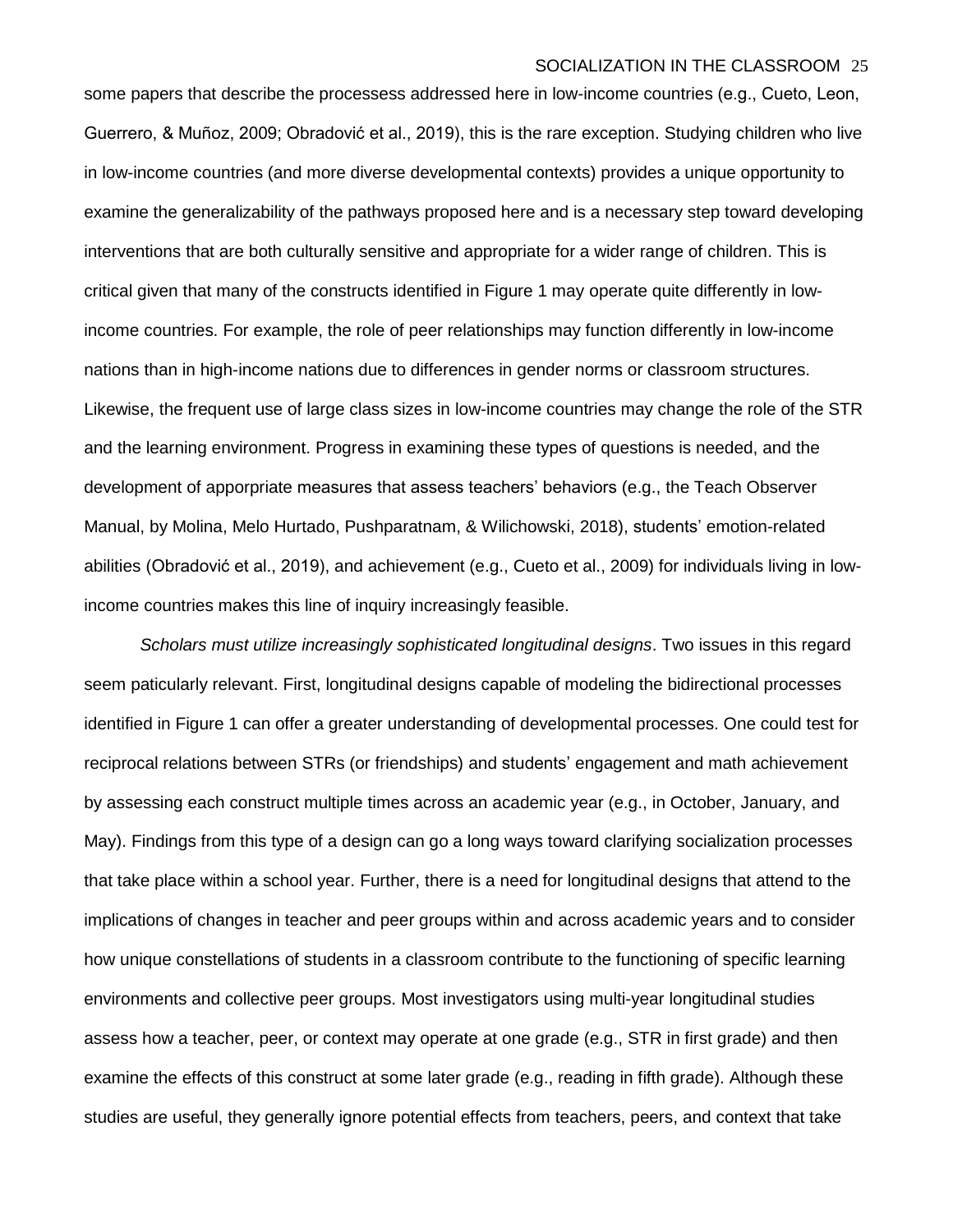some papers that describe the processess addressed here in low-income countries (e.g., Cueto, Leon, Guerrero, & Muñoz, 2009; Obradović et al., 2019), this is the rare exception. Studying children who live in low-income countries (and more diverse developmental contexts) provides a unique opportunity to examine the generalizability of the pathways proposed here and is a necessary step toward developing interventions that are both culturally sensitive and appropriate for a wider range of children. This is critical given that many of the constructs identified in Figure 1 may operate quite differently in low-income countries. For example, the role of peer relationships may function differently in low-income nations than in high-income nations due to differences in gender norms or classroom structures. Likewise, the frequent use of large class sizes in low-income countries may change the role of the STR and the learning environment. Progress in examining these types of questions is needed, and the development of apporpriate measures that assess teachers' behaviors (e.g., the Teach Observer Manual, by Molina, Melo Hurtado, Pushparatnam, & Wilichowski, 2018), students' emotion-related abilities (Obradović et al., 2019), and achievement (e.g., Cueto et al., 2009) for individuals living in low-income countries makes this line of inquiry increasingly feasible.

*Scholars must utilize increasingly sophisticated longitudinal designs*. Two issues in this regard seem paticularly relevant. First, longitudinal designs capable of modeling the bidirectional processes identified in Figure 1 can offer a greater understanding of developmental processes. One could test for reciprocal relations between STRs (or friendships) and students' engagement and math achievement by assessing each construct multiple times across an academic year (e.g., in October, January, and May). Findings from this type of a design can go a long ways toward clarifying socialization processes that take place within a school year. Further, there is a need for longitudinal designs that attend to the implications of changes in teacher and peer groups within and across academic years and to consider how unique constellations of students in a classroom contribute to the functioning of specific learning environments and collective peer groups. Most investigators using multi-year longitudinal studies assess how a teacher, peer, or context may operate at one grade (e.g., STR in first grade) and then examine the effects of this construct at some later grade (e.g., reading in fifth grade). Although these studies are useful, they generally ignore potential effects from teachers, peers, and context that take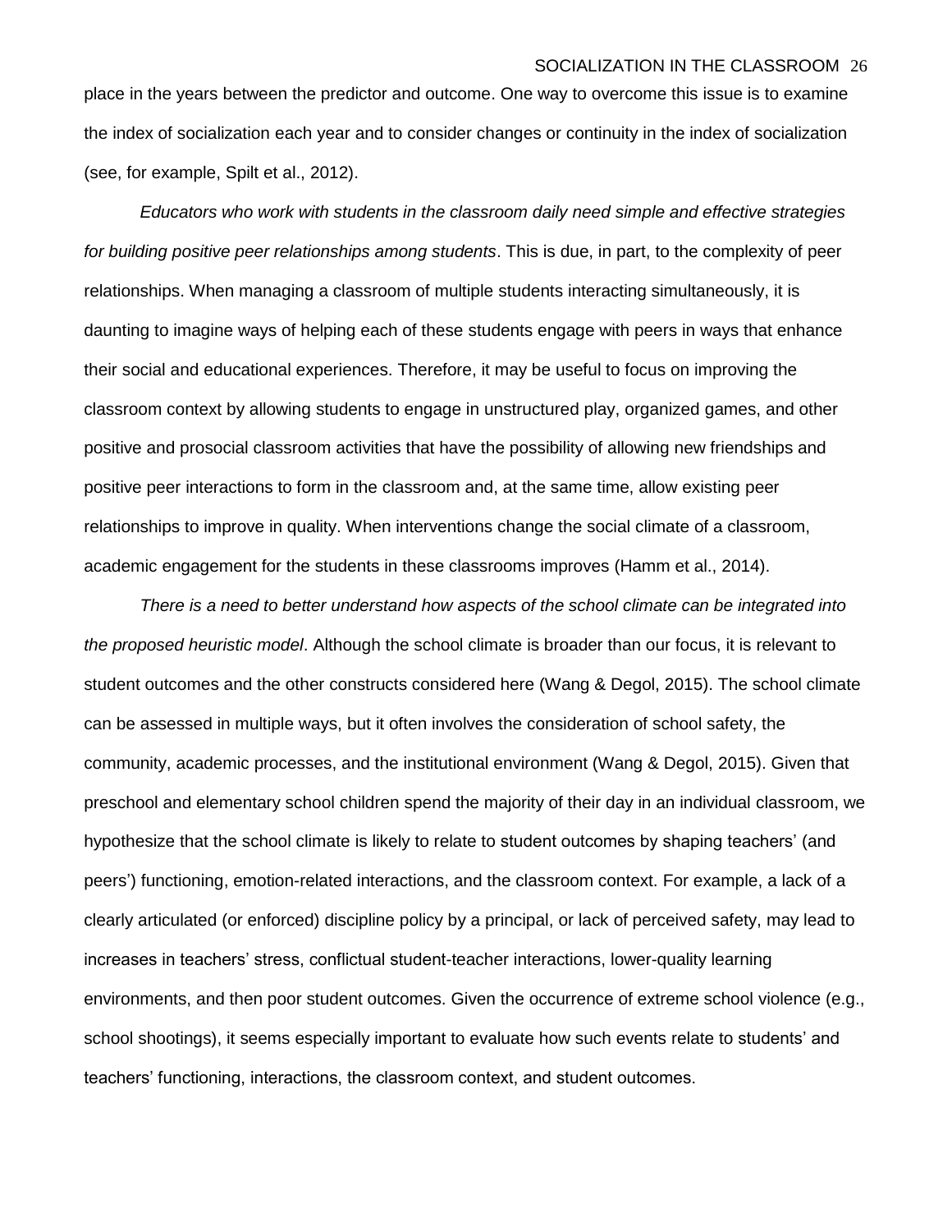place in the years between the predictor and outcome. One way to overcome this issue is to examine the index of socialization each year and to consider changes or continuity in the index of socialization (see, for example, Spilt et al., 2012).

*Educators who work with students in the classroom daily need simple and effective strategies for building positive peer relationships among students*. This is due, in part, to the complexity of peer relationships. When managing a classroom of multiple students interacting simultaneously, it is daunting to imagine ways of helping each of these students engage with peers in ways that enhance their social and educational experiences. Therefore, it may be useful to focus on improving the classroom context by allowing students to engage in unstructured play, organized games, and other positive and prosocial classroom activities that have the possibility of allowing new friendships and positive peer interactions to form in the classroom and, at the same time, allow existing peer relationships to improve in quality. When interventions change the social climate of a classroom, academic engagement for the students in these classrooms improves (Hamm et al., 2014).

*There is a need to better understand how aspects of the school climate can be integrated into the proposed heuristic model*. Although the school climate is broader than our focus, it is relevant to student outcomes and the other constructs considered here (Wang & Degol, 2015). The school climate can be assessed in multiple ways, but it often involves the consideration of school safety, the community, academic processes, and the institutional environment (Wang & Degol, 2015). Given that preschool and elementary school children spend the majority of their day in an individual classroom, we hypothesize that the school climate is likely to relate to student outcomes by shaping teachers' (and peers') functioning, emotion-related interactions, and the classroom context. For example, a lack of a clearly articulated (or enforced) discipline policy by a principal, or lack of perceived safety, may lead to increases in teachers' stress, conflictual student-teacher interactions, lower-quality learning environments, and then poor student outcomes. Given the occurrence of extreme school violence (e.g., school shootings), it seems especially important to evaluate how such events relate to students' and teachers' functioning, interactions, the classroom context, and student outcomes.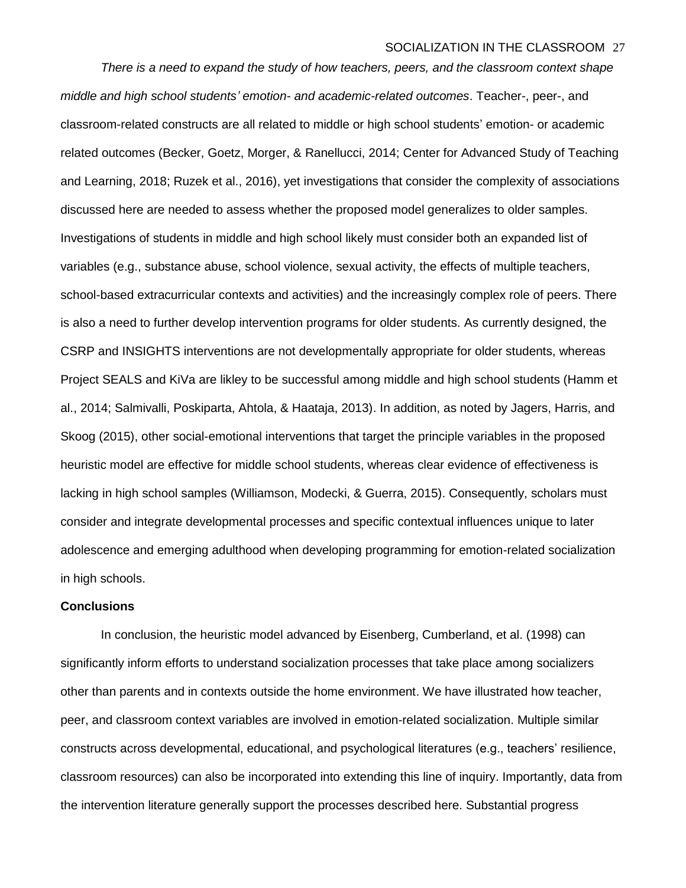*There is a need to expand the study of how teachers, peers, and the classroom context shape middle and high school students' emotion- and academic-related outcomes*. Teacher-, peer-, and classroom-related constructs are all related to middle or high school students' emotion- or academic related outcomes (Becker, Goetz, Morger, & Ranellucci, 2014; Center for Advanced Study of Teaching and Learning, 2018; Ruzek et al., 2016), yet investigations that consider the complexity of associations discussed here are needed to assess whether the proposed model generalizes to older samples. Investigations of students in middle and high school likely must consider both an expanded list of variables (e.g., substance abuse, school violence, sexual activity, the effects of multiple teachers, school-based extracurricular contexts and activities) and the increasingly complex role of peers. There is also a need to further develop intervention programs for older students. As currently designed, the CSRP and INSIGHTS interventions are not developmentally appropriate for older students, whereas Project SEALS and KiVa are likley to be successful among middle and high school students (Hamm et al., 2014; Salmivalli, Poskiparta, Ahtola, & Haataja, 2013). In addition, as noted by Jagers, Harris, and Skoog (2015), other social-emotional interventions that target the principle variables in the proposed heuristic model are effective for middle school students, whereas clear evidence of effectiveness is lacking in high school samples (Williamson, Modecki, & Guerra, 2015). Consequently, scholars must consider and integrate developmental processes and specific contextual influences unique to later adolescence and emerging adulthood when developing programming for emotion-related socialization in high schools.

## Conclusions

In conclusion, the heuristic model advanced by Eisenberg, Cumberland, et al. (1998) can significantly inform efforts to understand socialization processes that take place among socializers other than parents and in contexts outside the home environment. We have illustrated how teacher, peer, and classroom context variables are involved in emotion-related socialization. Multiple similar constructs across developmental, educational, and psychological literatures (e.g., teachers' resilience, classroom resources) can also be incorporated into extending this line of inquiry. Importantly, data from the intervention literature generally support the processes described here. Substantial progress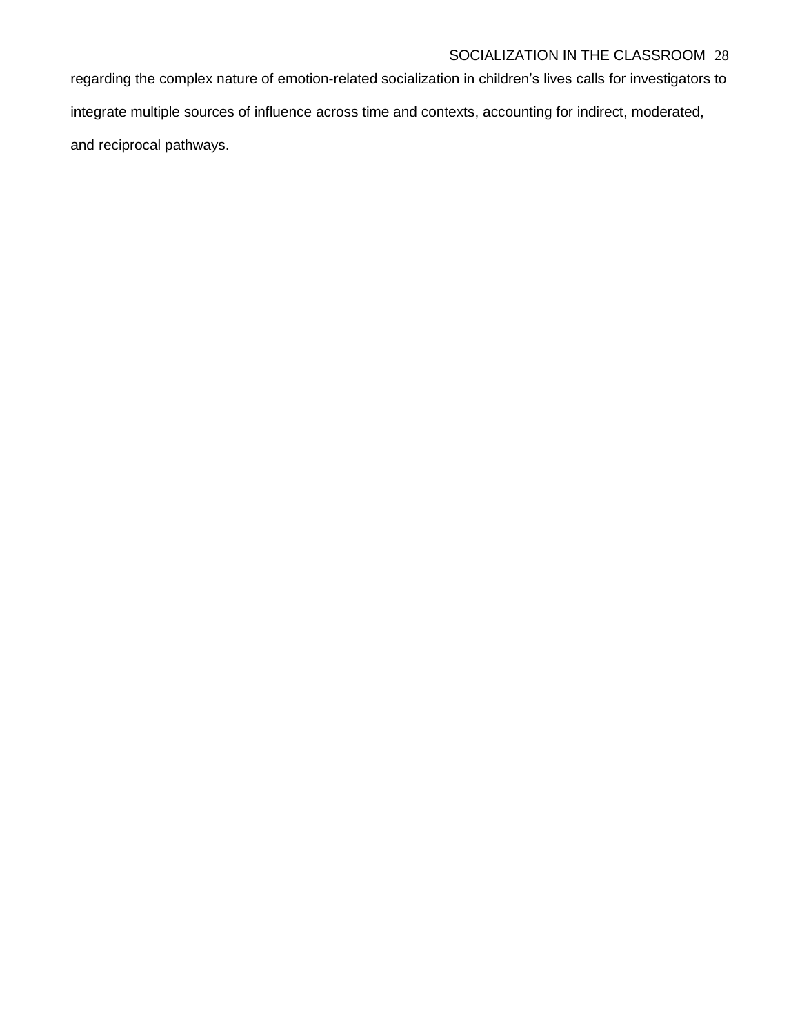regarding the complex nature of emotion-related socialization in children's lives calls for investigators to integrate multiple sources of influence across time and contexts, accounting for indirect, moderated, and reciprocal pathways.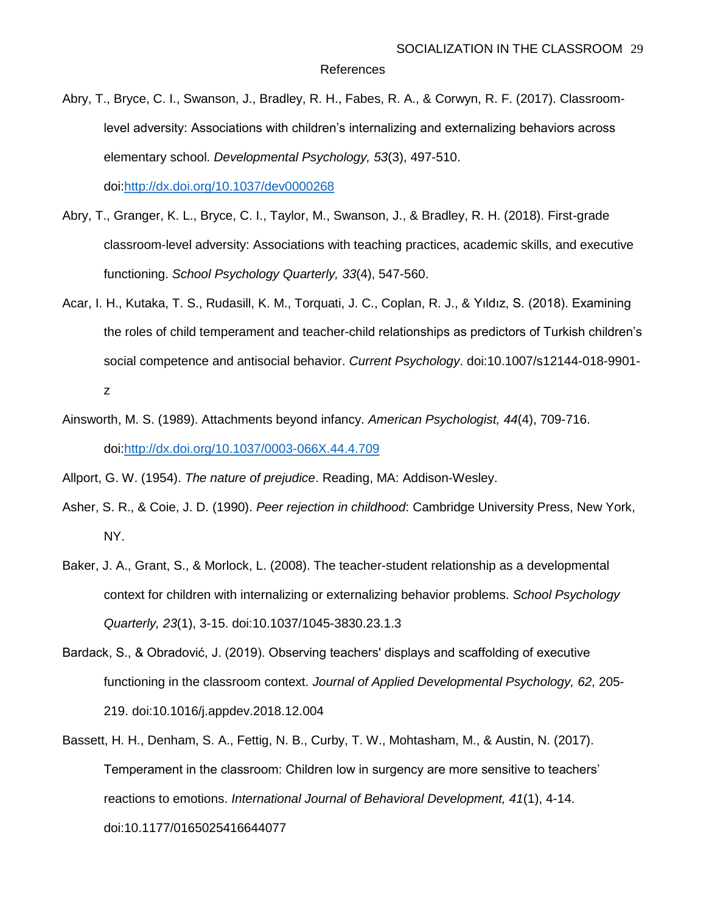# References

Abry, T., Bryce, C. I., Swanson, J., Bradley, R. H., Fabes, R. A., & Corwyn, R. F. (2017). Classroom-level adversity: Associations with children's internalizing and externalizing behaviors across elementary school. *Developmental Psychology, 53*(3), 497-510. doi:http://dx.doi.org/10.1037/dev0000268

Abry, T., Granger, K. L., Bryce, C. I., Taylor, M., Swanson, J., & Bradley, R. H. (2018). First-grade classroom-level adversity: Associations with teaching practices, academic skills, and executive functioning. *School Psychology Quarterly, 33*(4), 547-560.

Acar, I. H., Kutaka, T. S., Rudasill, K. M., Torquati, J. C., Coplan, R. J., & Yıldız, S. (2018). Examining the roles of child temperament and teacher-child relationships as predictors of Turkish children's social competence and antisocial behavior. *Current Psychology*. doi:10.1007/s12144-018-9901-z

Ainsworth, M. S. (1989). Attachments beyond infancy. *American Psychologist, 44*(4), 709-716. doi:http://dx.doi.org/10.1037/0003-066X.44.4.709

Allport, G. W. (1954). *The nature of prejudice*. Reading, MA: Addison-Wesley.

Asher, S. R., & Coie, J. D. (1990). *Peer rejection in childhood*: Cambridge University Press, New York, NY.

Baker, J. A., Grant, S., & Morlock, L. (2008). The teacher-student relationship as a developmental context for children with internalizing or externalizing behavior problems. *School Psychology Quarterly, 23*(1), 3-15. doi:10.1037/1045-3830.23.1.3

Bardack, S., & Obradović, J. (2019). Observing teachers' displays and scaffolding of executive functioning in the classroom context. *Journal of Applied Developmental Psychology, 62*, 205-219. doi:10.1016/j.appdev.2018.12.004

Bassett, H. H., Denham, S. A., Fettig, N. B., Curby, T. W., Mohtasham, M., & Austin, N. (2017). Temperament in the classroom: Children low in surgency are more sensitive to teachers' reactions to emotions. *International Journal of Behavioral Development, 41*(1), 4-14. doi:10.1177/0165025416644077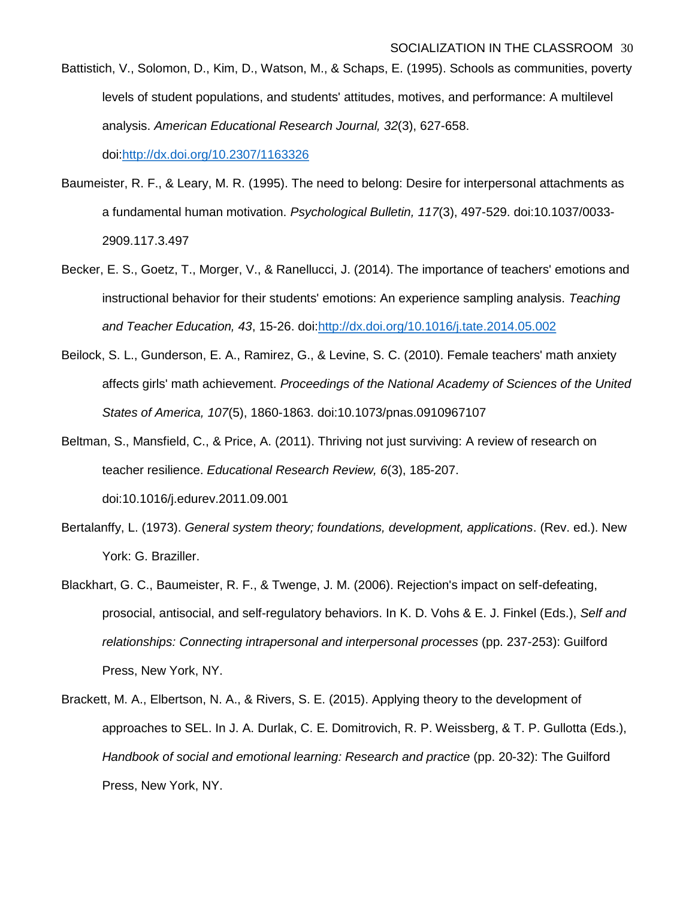Battistich, V., Solomon, D., Kim, D., Watson, M., & Schaps, E. (1995). Schools as communities, poverty levels of student populations, and students' attitudes, motives, and performance: A multilevel analysis. *American Educational Research Journal, 32*(3), 627-658. doi:http://dx.doi.org/10.2307/1163326

Baumeister, R. F., & Leary, M. R. (1995). The need to belong: Desire for interpersonal attachments as a fundamental human motivation. *Psychological Bulletin, 117*(3), 497-529. doi:10.1037/0033-2909.117.3.497

Becker, E. S., Goetz, T., Morger, V., & Ranellucci, J. (2014). The importance of teachers' emotions and instructional behavior for their students' emotions: An experience sampling analysis. *Teaching and Teacher Education, 43*, 15-26. doi:http://dx.doi.org/10.1016/j.tate.2014.05.002

Beilock, S. L., Gunderson, E. A., Ramirez, G., & Levine, S. C. (2010). Female teachers' math anxiety affects girls' math achievement. *Proceedings of the National Academy of Sciences of the United States of America, 107*(5), 1860-1863. doi:10.1073/pnas.0910967107

Beltman, S., Mansfield, C., & Price, A. (2011). Thriving not just surviving: A review of research on teacher resilience. *Educational Research Review, 6*(3), 185-207. doi:10.1016/j.edurev.2011.09.001

Bertalanffy, L. (1973). *General system theory; foundations, development, applications*. (Rev. ed.). New York: G. Braziller.

Blackhart, G. C., Baumeister, R. F., & Twenge, J. M. (2006). Rejection's impact on self-defeating, prosocial, antisocial, and self-regulatory behaviors. In K. D. Vohs & E. J. Finkel (Eds.), *Self and relationships: Connecting intrapersonal and interpersonal processes* (pp. 237-253): Guilford Press, New York, NY.

Brackett, M. A., Elbertson, N. A., & Rivers, S. E. (2015). Applying theory to the development of approaches to SEL. In J. A. Durlak, C. E. Domitrovich, R. P. Weissberg, & T. P. Gullotta (Eds.), *Handbook of social and emotional learning: Research and practice* (pp. 20-32): The Guilford Press, New York, NY.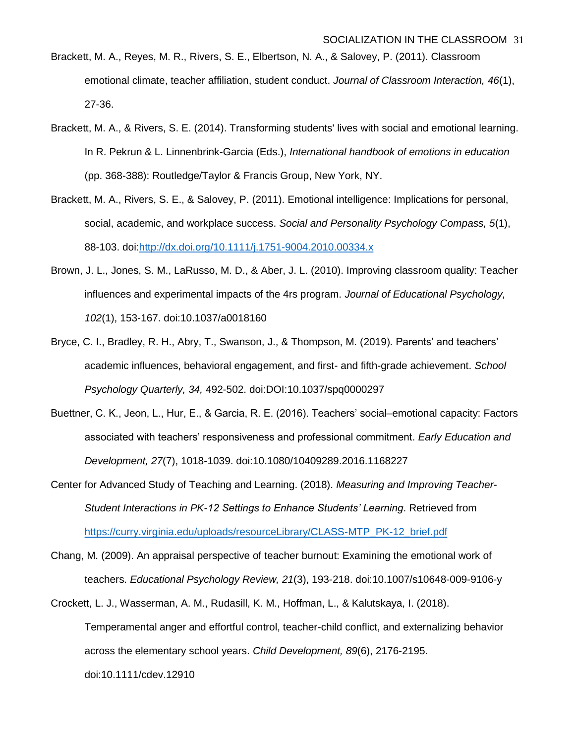Brackett, M. A., Reyes, M. R., Rivers, S. E., Elbertson, N. A., & Salovey, P. (2011). Classroom emotional climate, teacher affiliation, student conduct. *Journal of Classroom Interaction, 46*(1), 27-36.

Brackett, M. A., & Rivers, S. E. (2014). Transforming students' lives with social and emotional learning. In R. Pekrun & L. Linnenbrink-Garcia (Eds.), *International handbook of emotions in education* (pp. 368-388): Routledge/Taylor & Francis Group, New York, NY.

Brackett, M. A., Rivers, S. E., & Salovey, P. (2011). Emotional intelligence: Implications for personal, social, academic, and workplace success. *Social and Personality Psychology Compass, 5*(1), 88-103. doi:http://dx.doi.org/10.1111/j.1751-9004.2010.00334.x

Brown, J. L., Jones, S. M., LaRusso, M. D., & Aber, J. L. (2010). Improving classroom quality: Teacher influences and experimental impacts of the 4rs program. *Journal of Educational Psychology, 102*(1), 153-167. doi:10.1037/a0018160

Bryce, C. I., Bradley, R. H., Abry, T., Swanson, J., & Thompson, M. (2019). Parents' and teachers' academic influences, behavioral engagement, and first- and fifth-grade achievement. *School Psychology Quarterly, 34,* 492-502. doi:DOI:10.1037/spq0000297

Buettner, C. K., Jeon, L., Hur, E., & Garcia, R. E. (2016). Teachers' social–emotional capacity: Factors associated with teachers' responsiveness and professional commitment. *Early Education and Development, 27*(7), 1018-1039. doi:10.1080/10409289.2016.1168227

Center for Advanced Study of Teaching and Learning. (2018). *Measuring and Improving Teacher-Student Interactions in PK-12 Settings to Enhance Students' Learning*. Retrieved from https://curry.virginia.edu/uploads/resourceLibrary/CLASS-MTP_PK-12_brief.pdf

Chang, M. (2009). An appraisal perspective of teacher burnout: Examining the emotional work of teachers. *Educational Psychology Review, 21*(3), 193-218. doi:10.1007/s10648-009-9106-y

Crockett, L. J., Wasserman, A. M., Rudasill, K. M., Hoffman, L., & Kalutskaya, I. (2018). Temperamental anger and effortful control, teacher-child conflict, and externalizing behavior across the elementary school years. *Child Development, 89*(6), 2176-2195. doi:10.1111/cdev.12910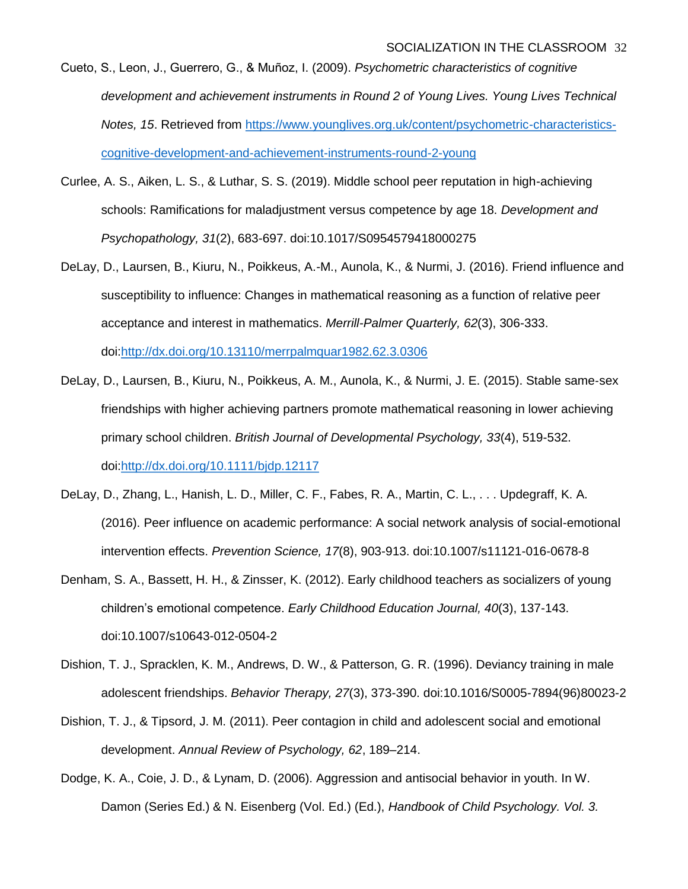Cueto, S., Leon, J., Guerrero, G., & Muñoz, I. (2009). *Psychometric characteristics of cognitive development and achievement instruments in Round 2 of Young Lives. Young Lives Technical Notes, 15*. Retrieved from https://www.younglives.org.uk/content/psychometric-characteristics-cognitive-development-and-achievement-instruments-round-2-young

Curlee, A. S., Aiken, L. S., & Luthar, S. S. (2019). Middle school peer reputation in high-achieving schools: Ramifications for maladjustment versus competence by age 18. *Development and Psychopathology, 31*(2), 683-697. doi:10.1017/S0954579418000275

DeLay, D., Laursen, B., Kiuru, N., Poikkeus, A.-M., Aunola, K., & Nurmi, J. (2016). Friend influence and susceptibility to influence: Changes in mathematical reasoning as a function of relative peer acceptance and interest in mathematics. *Merrill-Palmer Quarterly, 62*(3), 306-333. doi:http://dx.doi.org/10.13110/merrpalmquar1982.62.3.0306

DeLay, D., Laursen, B., Kiuru, N., Poikkeus, A. M., Aunola, K., & Nurmi, J. E. (2015). Stable same-sex friendships with higher achieving partners promote mathematical reasoning in lower achieving primary school children. *British Journal of Developmental Psychology, 33*(4), 519-532. doi:http://dx.doi.org/10.1111/bjdp.12117

DeLay, D., Zhang, L., Hanish, L. D., Miller, C. F., Fabes, R. A., Martin, C. L., . . . Updegraff, K. A. (2016). Peer influence on academic performance: A social network analysis of social-emotional intervention effects. *Prevention Science, 17*(8), 903-913. doi:10.1007/s11121-016-0678-8

Denham, S. A., Bassett, H. H., & Zinsser, K. (2012). Early childhood teachers as socializers of young children's emotional competence. *Early Childhood Education Journal, 40*(3), 137-143. doi:10.1007/s10643-012-0504-2

Dishion, T. J., Spracklen, K. M., Andrews, D. W., & Patterson, G. R. (1996). Deviancy training in male adolescent friendships. *Behavior Therapy, 27*(3), 373-390. doi:10.1016/S0005-7894(96)80023-2

Dishion, T. J., & Tipsord, J. M. (2011). Peer contagion in child and adolescent social and emotional development. *Annual Review of Psychology, 62*, 189–214.

Dodge, K. A., Coie, J. D., & Lynam, D. (2006). Aggression and antisocial behavior in youth. In W. Damon (Series Ed.) & N. Eisenberg (Vol. Ed.) (Ed.), *Handbook of Child Psychology. Vol. 3.*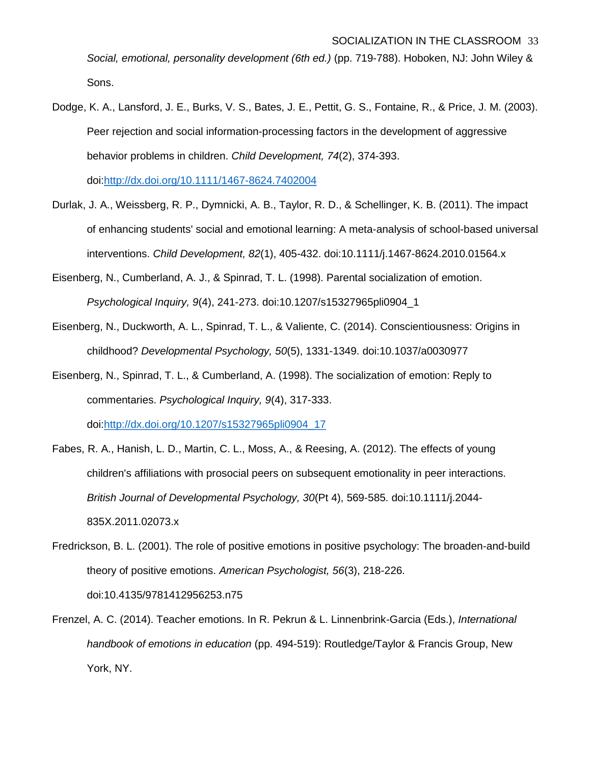*Social, emotional, personality development (6th ed.)* (pp. 719-788). Hoboken, NJ: John Wiley & Sons.

Dodge, K. A., Lansford, J. E., Burks, V. S., Bates, J. E., Pettit, G. S., Fontaine, R., & Price, J. M. (2003). Peer rejection and social information-processing factors in the development of aggressive behavior problems in children. *Child Development, 74*(2), 374-393. doi:http://dx.doi.org/10.1111/1467-8624.7402004

Durlak, J. A., Weissberg, R. P., Dymnicki, A. B., Taylor, R. D., & Schellinger, K. B. (2011). The impact of enhancing students' social and emotional learning: A meta-analysis of school-based universal interventions. *Child Development, 82*(1), 405-432. doi:10.1111/j.1467-8624.2010.01564.x

Eisenberg, N., Cumberland, A. J., & Spinrad, T. L. (1998). Parental socialization of emotion. *Psychological Inquiry, 9*(4), 241-273. doi:10.1207/s15327965pli0904_1

Eisenberg, N., Duckworth, A. L., Spinrad, T. L., & Valiente, C. (2014). Conscientiousness: Origins in childhood? *Developmental Psychology, 50*(5), 1331-1349. doi:10.1037/a0030977

Eisenberg, N., Spinrad, T. L., & Cumberland, A. (1998). The socialization of emotion: Reply to commentaries. *Psychological Inquiry, 9*(4), 317-333. doi:http://dx.doi.org/10.1207/s15327965pli0904_17

Fabes, R. A., Hanish, L. D., Martin, C. L., Moss, A., & Reesing, A. (2012). The effects of young children's affiliations with prosocial peers on subsequent emotionality in peer interactions. *British Journal of Developmental Psychology, 30*(Pt 4), 569-585. doi:10.1111/j.2044-835X.2011.02073.x

Fredrickson, B. L. (2001). The role of positive emotions in positive psychology: The broaden-and-build theory of positive emotions. *American Psychologist, 56*(3), 218-226. doi:10.4135/9781412956253.n75

Frenzel, A. C. (2014). Teacher emotions. In R. Pekrun & L. Linnenbrink-Garcia (Eds.), *International handbook of emotions in education* (pp. 494-519): Routledge/Taylor & Francis Group, New York, NY.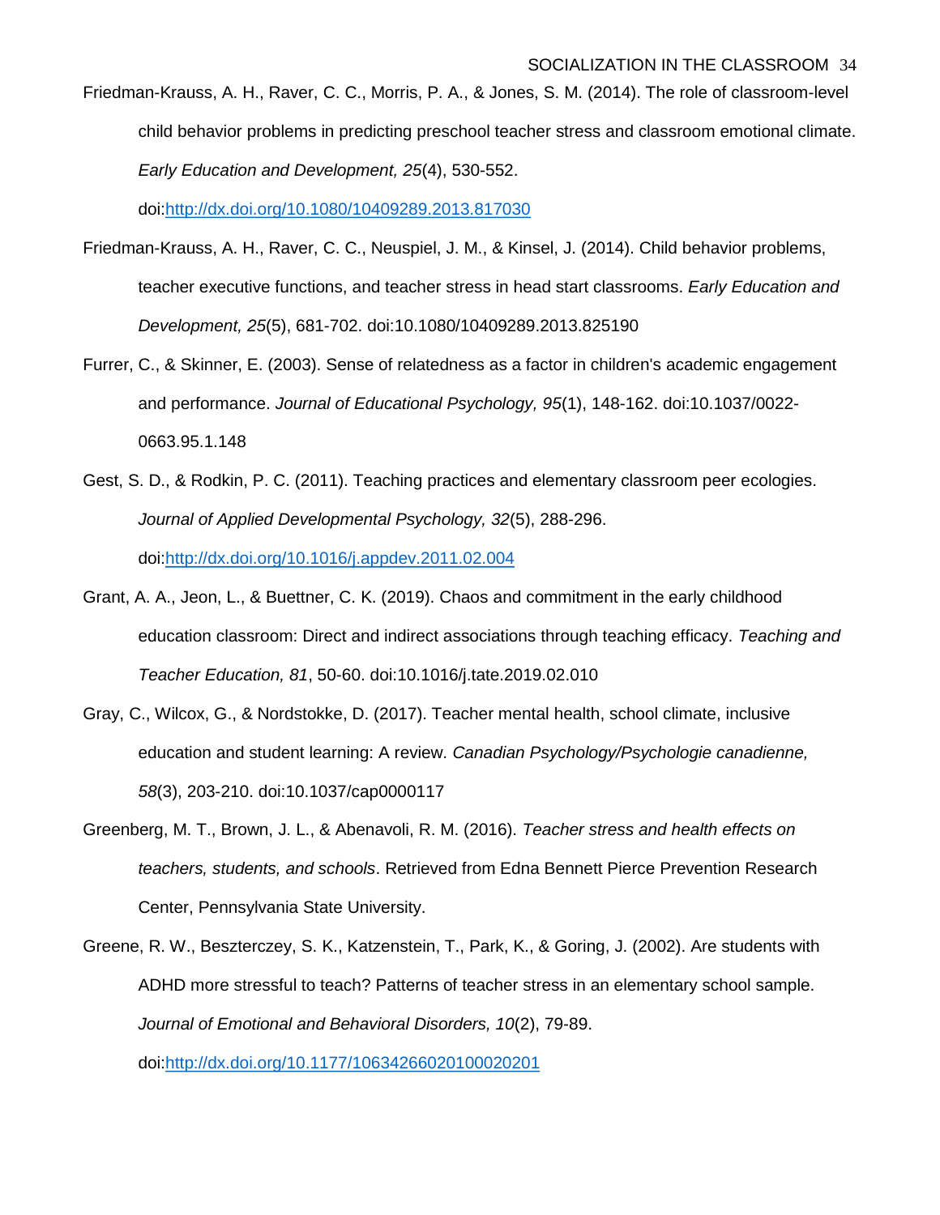Friedman-Krauss, A. H., Raver, C. C., Morris, P. A., & Jones, S. M. (2014). The role of classroom-level child behavior problems in predicting preschool teacher stress and classroom emotional climate. *Early Education and Development, 25*(4), 530-552. doi:http://dx.doi.org/10.1080/10409289.2013.817030

Friedman-Krauss, A. H., Raver, C. C., Neuspiel, J. M., & Kinsel, J. (2014). Child behavior problems, teacher executive functions, and teacher stress in head start classrooms. *Early Education and Development, 25*(5), 681-702. doi:10.1080/10409289.2013.825190

Furrer, C., & Skinner, E. (2003). Sense of relatedness as a factor in children's academic engagement and performance. *Journal of Educational Psychology, 95*(1), 148-162. doi:10.1037/0022-0663.95.1.148

Gest, S. D., & Rodkin, P. C. (2011). Teaching practices and elementary classroom peer ecologies. *Journal of Applied Developmental Psychology, 32*(5), 288-296. doi:http://dx.doi.org/10.1016/j.appdev.2011.02.004

Grant, A. A., Jeon, L., & Buettner, C. K. (2019). Chaos and commitment in the early childhood education classroom: Direct and indirect associations through teaching efficacy. *Teaching and Teacher Education, 81*, 50-60. doi:10.1016/j.tate.2019.02.010

Gray, C., Wilcox, G., & Nordstokke, D. (2017). Teacher mental health, school climate, inclusive education and student learning: A review. *Canadian Psychology/Psychologie canadienne, 58*(3), 203-210. doi:10.1037/cap0000117

Greenberg, M. T., Brown, J. L., & Abenavoli, R. M. (2016). *Teacher stress and health effects on teachers, students, and schools*. Retrieved from Edna Bennett Pierce Prevention Research Center, Pennsylvania State University.

Greene, R. W., Beszterczey, S. K., Katzenstein, T., Park, K., & Goring, J. (2002). Are students with ADHD more stressful to teach? Patterns of teacher stress in an elementary school sample. *Journal of Emotional and Behavioral Disorders, 10*(2), 79-89. doi:http://dx.doi.org/10.1177/10634266020100020201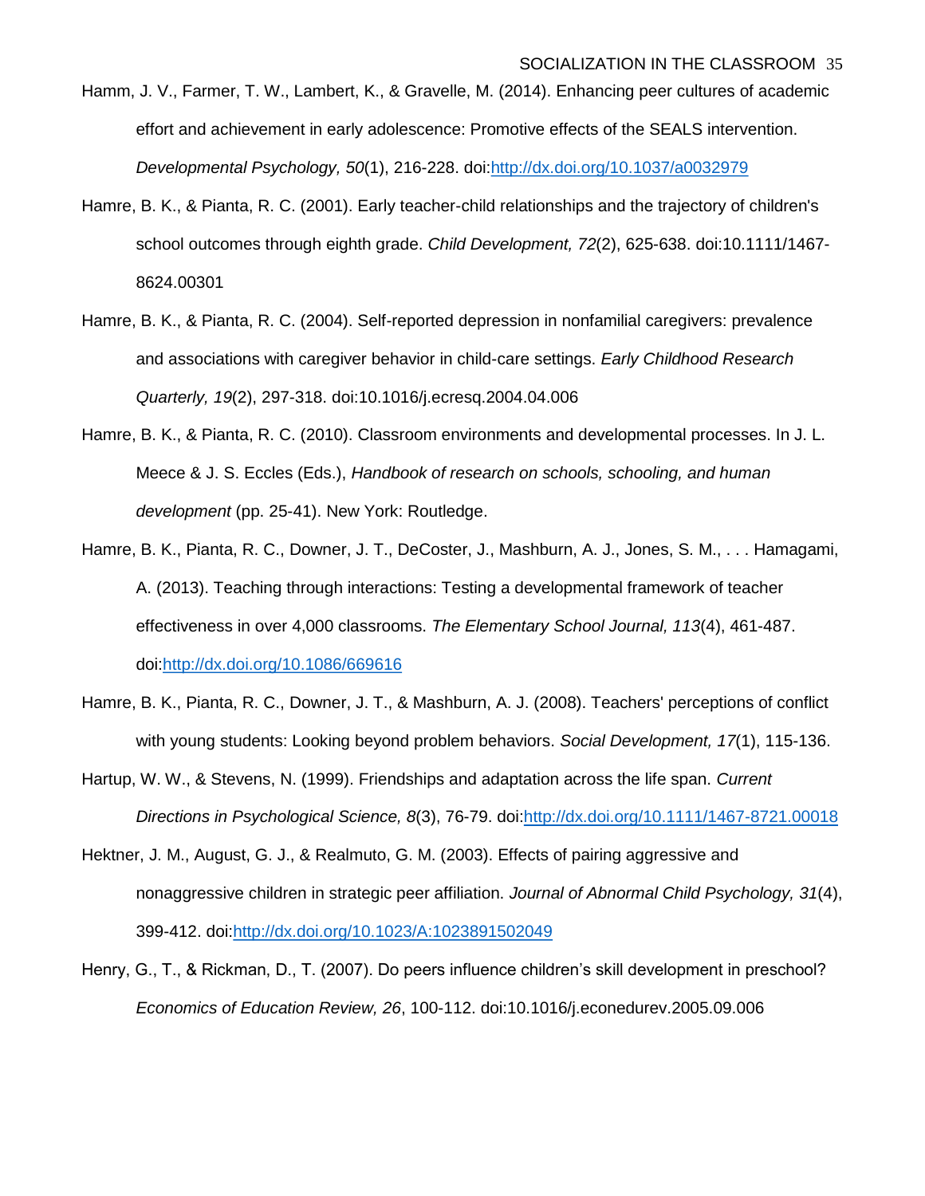Hamm, J. V., Farmer, T. W., Lambert, K., & Gravelle, M. (2014). Enhancing peer cultures of academic effort and achievement in early adolescence: Promotive effects of the SEALS intervention. *Developmental Psychology, 50*(1), 216-228. doi:http://dx.doi.org/10.1037/a0032979

Hamre, B. K., & Pianta, R. C. (2001). Early teacher-child relationships and the trajectory of children's school outcomes through eighth grade. *Child Development, 72*(2), 625-638. doi:10.1111/1467-8624.00301

Hamre, B. K., & Pianta, R. C. (2004). Self-reported depression in nonfamilial caregivers: prevalence and associations with caregiver behavior in child-care settings. *Early Childhood Research Quarterly, 19*(2), 297-318. doi:10.1016/j.ecresq.2004.04.006

Hamre, B. K., & Pianta, R. C. (2010). Classroom environments and developmental processes. In J. L. Meece & J. S. Eccles (Eds.), *Handbook of research on schools, schooling, and human development* (pp. 25-41). New York: Routledge.

Hamre, B. K., Pianta, R. C., Downer, J. T., DeCoster, J., Mashburn, A. J., Jones, S. M., . . . Hamagami, A. (2013). Teaching through interactions: Testing a developmental framework of teacher effectiveness in over 4,000 classrooms. *The Elementary School Journal, 113*(4), 461-487. doi:http://dx.doi.org/10.1086/669616

Hamre, B. K., Pianta, R. C., Downer, J. T., & Mashburn, A. J. (2008). Teachers' perceptions of conflict with young students: Looking beyond problem behaviors. *Social Development, 17*(1), 115-136.

Hartup, W. W., & Stevens, N. (1999). Friendships and adaptation across the life span. *Current Directions in Psychological Science, 8*(3), 76-79. doi:http://dx.doi.org/10.1111/1467-8721.00018

Hektner, J. M., August, G. J., & Realmuto, G. M. (2003). Effects of pairing aggressive and nonaggressive children in strategic peer affiliation. *Journal of Abnormal Child Psychology, 31*(4), 399-412. doi:http://dx.doi.org/10.1023/A:1023891502049

Henry, G., T., & Rickman, D., T. (2007). Do peers influence children's skill development in preschool? *Economics of Education Review, 26*, 100-112. doi:10.1016/j.econedurev.2005.09.006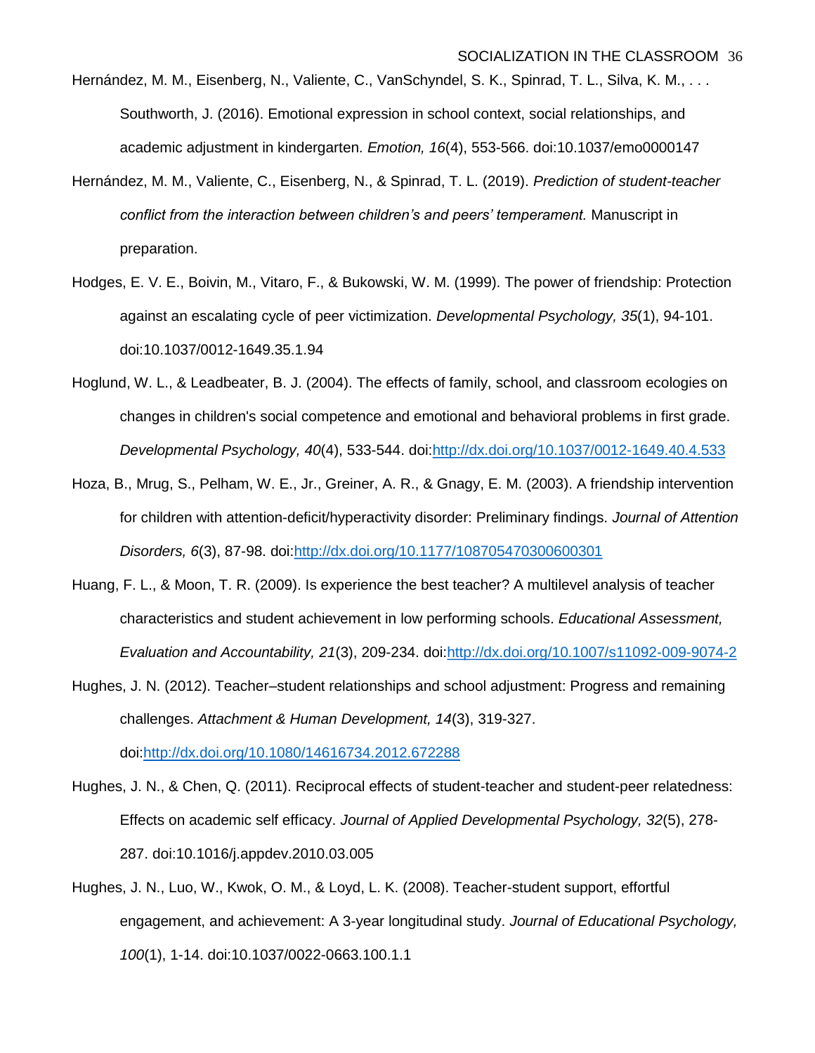Hernández, M. M., Eisenberg, N., Valiente, C., VanSchyndel, S. K., Spinrad, T. L., Silva, K. M., . . . Southworth, J. (2016). Emotional expression in school context, social relationships, and academic adjustment in kindergarten. *Emotion, 16*(4), 553-566. doi:10.1037/emo0000147

Hernández, M. M., Valiente, C., Eisenberg, N., & Spinrad, T. L. (2019). *Prediction of student-teacher conflict from the interaction between children's and peers' temperament.* Manuscript in preparation.

Hodges, E. V. E., Boivin, M., Vitaro, F., & Bukowski, W. M. (1999). The power of friendship: Protection against an escalating cycle of peer victimization. *Developmental Psychology, 35*(1), 94-101. doi:10.1037/0012-1649.35.1.94

Hoglund, W. L., & Leadbeater, B. J. (2004). The effects of family, school, and classroom ecologies on changes in children's social competence and emotional and behavioral problems in first grade. *Developmental Psychology, 40*(4), 533-544. doi:http://dx.doi.org/10.1037/0012-1649.40.4.533

Hoza, B., Mrug, S., Pelham, W. E., Jr., Greiner, A. R., & Gnagy, E. M. (2003). A friendship intervention for children with attention-deficit/hyperactivity disorder: Preliminary findings. *Journal of Attention Disorders, 6*(3), 87-98. doi:http://dx.doi.org/10.1177/108705470300600301

Huang, F. L., & Moon, T. R. (2009). Is experience the best teacher? A multilevel analysis of teacher characteristics and student achievement in low performing schools. *Educational Assessment, Evaluation and Accountability, 21*(3), 209-234. doi:http://dx.doi.org/10.1007/s11092-009-9074-2

Hughes, J. N. (2012). Teacher–student relationships and school adjustment: Progress and remaining challenges. *Attachment & Human Development, 14*(3), 319-327. doi:http://dx.doi.org/10.1080/14616734.2012.672288

Hughes, J. N., & Chen, Q. (2011). Reciprocal effects of student-teacher and student-peer relatedness: Effects on academic self efficacy. *Journal of Applied Developmental Psychology, 32*(5), 278-287. doi:10.1016/j.appdev.2010.03.005

Hughes, J. N., Luo, W., Kwok, O. M., & Loyd, L. K. (2008). Teacher-student support, effortful engagement, and achievement: A 3-year longitudinal study. *Journal of Educational Psychology, 100*(1), 1-14. doi:10.1037/0022-0663.100.1.1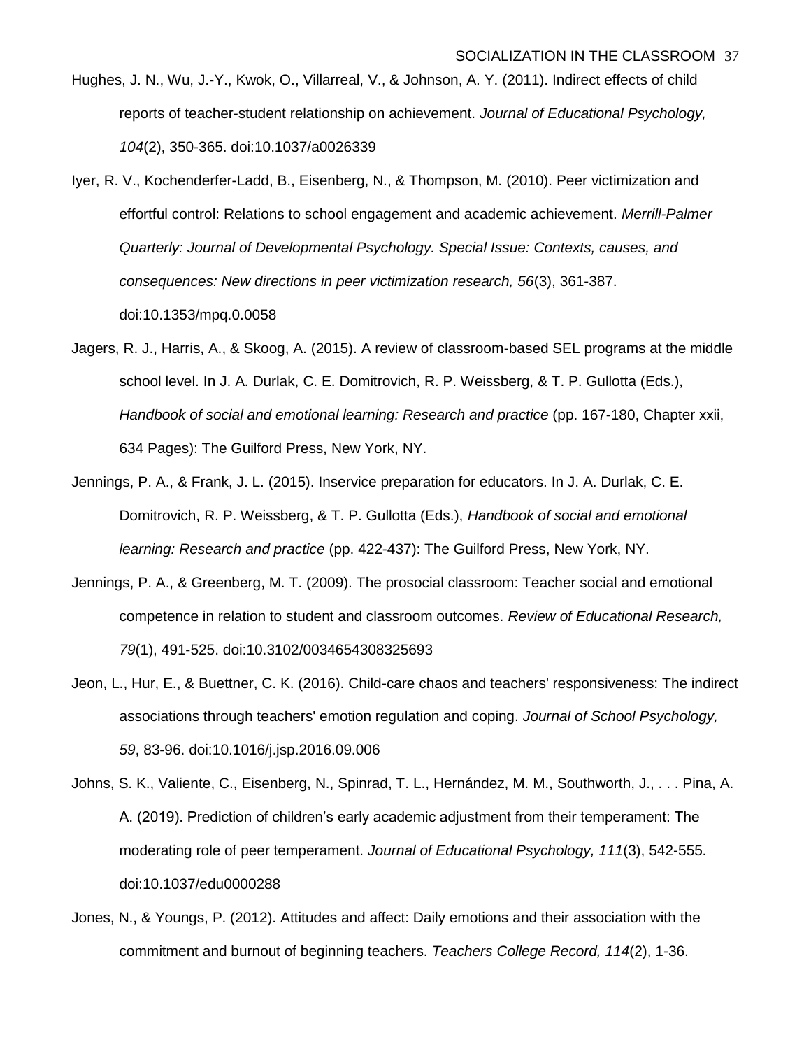Hughes, J. N., Wu, J.-Y., Kwok, O., Villarreal, V., & Johnson, A. Y. (2011). Indirect effects of child reports of teacher-student relationship on achievement. *Journal of Educational Psychology, 104*(2), 350-365. doi:10.1037/a0026339

Iyer, R. V., Kochenderfer-Ladd, B., Eisenberg, N., & Thompson, M. (2010). Peer victimization and effortful control: Relations to school engagement and academic achievement. *Merrill-Palmer Quarterly: Journal of Developmental Psychology. Special Issue: Contexts, causes, and consequences: New directions in peer victimization research, 56*(3), 361-387. doi:10.1353/mpq.0.0058

Jagers, R. J., Harris, A., & Skoog, A. (2015). A review of classroom-based SEL programs at the middle school level. In J. A. Durlak, C. E. Domitrovich, R. P. Weissberg, & T. P. Gullotta (Eds.), *Handbook of social and emotional learning: Research and practice* (pp. 167-180, Chapter xxii, 634 Pages): The Guilford Press, New York, NY.

Jennings, P. A., & Frank, J. L. (2015). Inservice preparation for educators. In J. A. Durlak, C. E. Domitrovich, R. P. Weissberg, & T. P. Gullotta (Eds.), *Handbook of social and emotional learning: Research and practice* (pp. 422-437): The Guilford Press, New York, NY.

Jennings, P. A., & Greenberg, M. T. (2009). The prosocial classroom: Teacher social and emotional competence in relation to student and classroom outcomes. *Review of Educational Research, 79*(1), 491-525. doi:10.3102/0034654308325693

Jeon, L., Hur, E., & Buettner, C. K. (2016). Child-care chaos and teachers' responsiveness: The indirect associations through teachers' emotion regulation and coping. *Journal of School Psychology, 59*, 83-96. doi:10.1016/j.jsp.2016.09.006

Johns, S. K., Valiente, C., Eisenberg, N., Spinrad, T. L., Hernández, M. M., Southworth, J., . . . Pina, A. A. (2019). Prediction of children's early academic adjustment from their temperament: The moderating role of peer temperament. *Journal of Educational Psychology, 111*(3), 542-555. doi:10.1037/edu0000288

Jones, N., & Youngs, P. (2012). Attitudes and affect: Daily emotions and their association with the commitment and burnout of beginning teachers. *Teachers College Record, 114*(2), 1-36.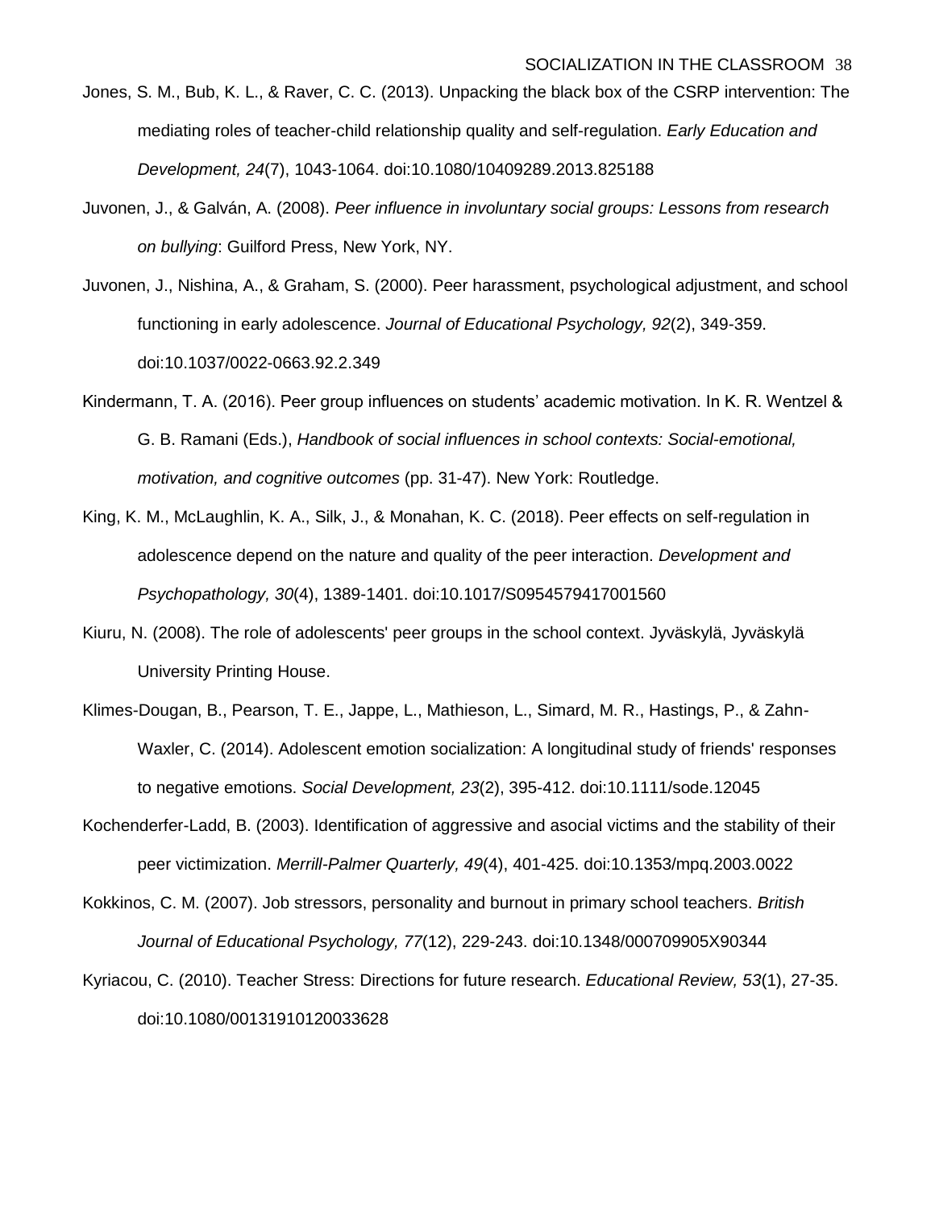Jones, S. M., Bub, K. L., & Raver, C. C. (2013). Unpacking the black box of the CSRP intervention: The mediating roles of teacher-child relationship quality and self-regulation. *Early Education and Development, 24*(7), 1043-1064. doi:10.1080/10409289.2013.825188

Juvonen, J., & Galván, A. (2008). *Peer influence in involuntary social groups: Lessons from research on bullying*: Guilford Press, New York, NY.

Juvonen, J., Nishina, A., & Graham, S. (2000). Peer harassment, psychological adjustment, and school functioning in early adolescence. *Journal of Educational Psychology, 92*(2), 349-359. doi:10.1037/0022-0663.92.2.349

Kindermann, T. A. (2016). Peer group influences on students' academic motivation. In K. R. Wentzel & G. B. Ramani (Eds.), *Handbook of social influences in school contexts: Social-emotional, motivation, and cognitive outcomes* (pp. 31-47). New York: Routledge.

King, K. M., McLaughlin, K. A., Silk, J., & Monahan, K. C. (2018). Peer effects on self-regulation in adolescence depend on the nature and quality of the peer interaction. *Development and Psychopathology, 30*(4), 1389-1401. doi:10.1017/S0954579417001560

Kiuru, N. (2008). The role of adolescents' peer groups in the school context. Jyväskylä, Jyväskylä University Printing House.

Klimes-Dougan, B., Pearson, T. E., Jappe, L., Mathieson, L., Simard, M. R., Hastings, P., & Zahn-Waxler, C. (2014). Adolescent emotion socialization: A longitudinal study of friends' responses to negative emotions. *Social Development, 23*(2), 395-412. doi:10.1111/sode.12045

Kochenderfer-Ladd, B. (2003). Identification of aggressive and asocial victims and the stability of their peer victimization. *Merrill-Palmer Quarterly, 49*(4), 401-425. doi:10.1353/mpq.2003.0022

Kokkinos, C. M. (2007). Job stressors, personality and burnout in primary school teachers. *British Journal of Educational Psychology, 77*(12), 229-243. doi:10.1348/000709905X90344

Kyriacou, C. (2010). Teacher Stress: Directions for future research. *Educational Review, 53*(1), 27-35. doi:10.1080/00131910120033628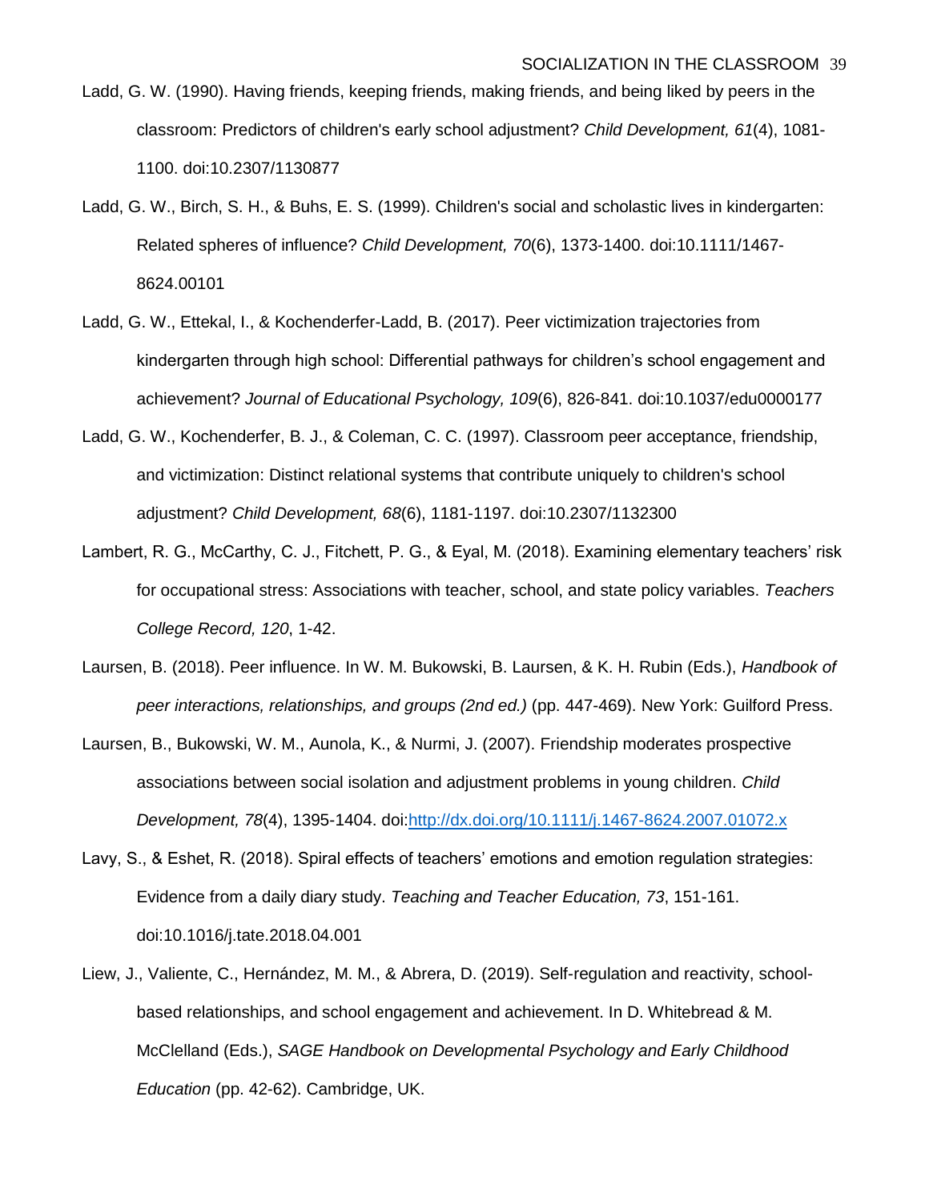Ladd, G. W. (1990). Having friends, keeping friends, making friends, and being liked by peers in the classroom: Predictors of children's early school adjustment? *Child Development, 61*(4), 1081-1100. doi:10.2307/1130877

Ladd, G. W., Birch, S. H., & Buhs, E. S. (1999). Children's social and scholastic lives in kindergarten: Related spheres of influence? *Child Development, 70*(6), 1373-1400. doi:10.1111/1467-8624.00101

Ladd, G. W., Ettekal, I., & Kochenderfer-Ladd, B. (2017). Peer victimization trajectories from kindergarten through high school: Differential pathways for children's school engagement and achievement? *Journal of Educational Psychology, 109*(6), 826-841. doi:10.1037/edu0000177

Ladd, G. W., Kochenderfer, B. J., & Coleman, C. C. (1997). Classroom peer acceptance, friendship, and victimization: Distinct relational systems that contribute uniquely to children's school adjustment? *Child Development, 68*(6), 1181-1197. doi:10.2307/1132300

Lambert, R. G., McCarthy, C. J., Fitchett, P. G., & Eyal, M. (2018). Examining elementary teachers' risk for occupational stress: Associations with teacher, school, and state policy variables. *Teachers College Record, 120*, 1-42.

Laursen, B. (2018). Peer influence. In W. M. Bukowski, B. Laursen, & K. H. Rubin (Eds.), *Handbook of peer interactions, relationships, and groups (2nd ed.)* (pp. 447-469). New York: Guilford Press.

Laursen, B., Bukowski, W. M., Aunola, K., & Nurmi, J. (2007). Friendship moderates prospective associations between social isolation and adjustment problems in young children. *Child Development, 78*(4), 1395-1404. doi:http://dx.doi.org/10.1111/j.1467-8624.2007.01072.x

Lavy, S., & Eshet, R. (2018). Spiral effects of teachers' emotions and emotion regulation strategies: Evidence from a daily diary study. *Teaching and Teacher Education, 73*, 151-161. doi:10.1016/j.tate.2018.04.001

Liew, J., Valiente, C., Hernández, M. M., & Abrera, D. (2019). Self-regulation and reactivity, school-based relationships, and school engagement and achievement. In D. Whitebread & M. McClelland (Eds.), *SAGE Handbook on Developmental Psychology and Early Childhood Education* (pp. 42-62). Cambridge, UK.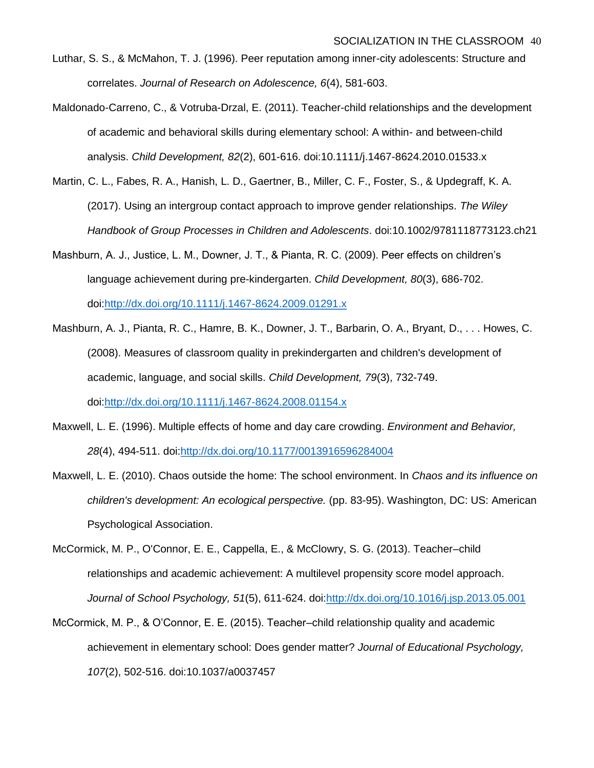Luthar, S. S., & McMahon, T. J. (1996). Peer reputation among inner-city adolescents: Structure and correlates. *Journal of Research on Adolescence, 6*(4), 581-603.

Maldonado-Carreno, C., & Votruba-Drzal, E. (2011). Teacher-child relationships and the development of academic and behavioral skills during elementary school: A within- and between-child analysis. *Child Development, 82*(2), 601-616. doi:10.1111/j.1467-8624.2010.01533.x

Martin, C. L., Fabes, R. A., Hanish, L. D., Gaertner, B., Miller, C. F., Foster, S., & Updegraff, K. A. (2017). Using an intergroup contact approach to improve gender relationships. *The Wiley Handbook of Group Processes in Children and Adolescents*. doi:10.1002/9781118773123.ch21

Mashburn, A. J., Justice, L. M., Downer, J. T., & Pianta, R. C. (2009). Peer effects on children's language achievement during pre-kindergarten. *Child Development, 80*(3), 686-702. doi:http://dx.doi.org/10.1111/j.1467-8624.2009.01291.x

Mashburn, A. J., Pianta, R. C., Hamre, B. K., Downer, J. T., Barbarin, O. A., Bryant, D., . . . Howes, C. (2008). Measures of classroom quality in prekindergarten and children's development of academic, language, and social skills. *Child Development, 79*(3), 732-749. doi:http://dx.doi.org/10.1111/j.1467-8624.2008.01154.x

Maxwell, L. E. (1996). Multiple effects of home and day care crowding. *Environment and Behavior, 28*(4), 494-511. doi:http://dx.doi.org/10.1177/0013916596284004

Maxwell, L. E. (2010). Chaos outside the home: The school environment. In *Chaos and its influence on children's development: An ecological perspective.* (pp. 83-95). Washington, DC: US: American Psychological Association.

McCormick, M. P., O'Connor, E. E., Cappella, E., & McClowry, S. G. (2013). Teacher–child relationships and academic achievement: A multilevel propensity score model approach. *Journal of School Psychology, 51*(5), 611-624. doi:http://dx.doi.org/10.1016/j.jsp.2013.05.001

McCormick, M. P., & O'Connor, E. E. (2015). Teacher–child relationship quality and academic achievement in elementary school: Does gender matter? *Journal of Educational Psychology, 107*(2), 502-516. doi:10.1037/a0037457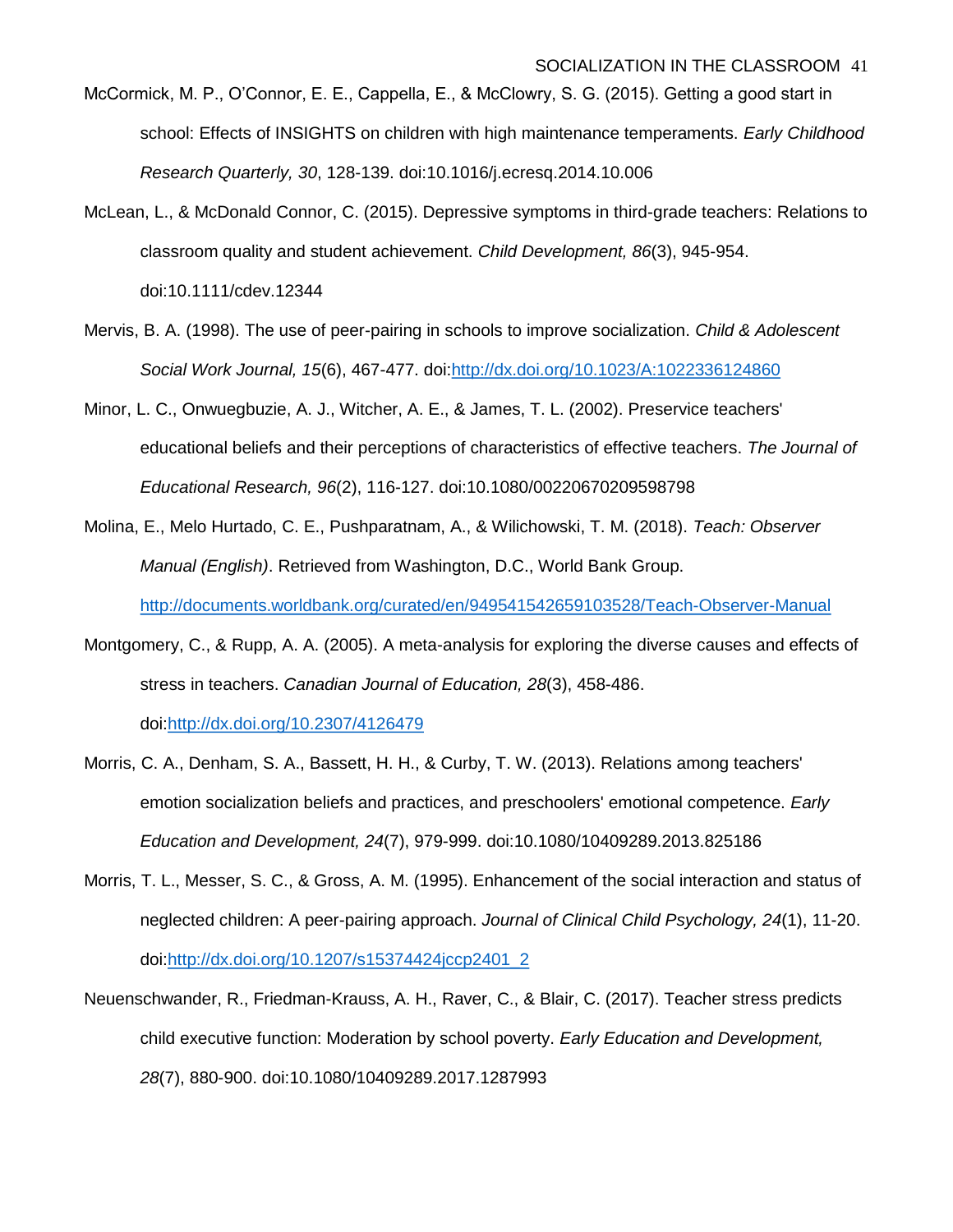McCormick, M. P., O'Connor, E. E., Cappella, E., & McClowry, S. G. (2015). Getting a good start in school: Effects of INSIGHTS on children with high maintenance temperaments. *Early Childhood Research Quarterly, 30*, 128-139. doi:10.1016/j.ecresq.2014.10.006

McLean, L., & McDonald Connor, C. (2015). Depressive symptoms in third-grade teachers: Relations to classroom quality and student achievement. *Child Development, 86*(3), 945-954. doi:10.1111/cdev.12344

Mervis, B. A. (1998). The use of peer-pairing in schools to improve socialization. *Child & Adolescent Social Work Journal, 15*(6), 467-477. doi:http://dx.doi.org/10.1023/A:1022336124860

Minor, L. C., Onwuegbuzie, A. J., Witcher, A. E., & James, T. L. (2002). Preservice teachers' educational beliefs and their perceptions of characteristics of effective teachers. *The Journal of Educational Research, 96*(2), 116-127. doi:10.1080/00220670209598798

Molina, E., Melo Hurtado, C. E., Pushparatnam, A., & Wilichowski, T. M. (2018). *Teach: Observer Manual (English)*. Retrieved from Washington, D.C., World Bank Group. http://documents.worldbank.org/curated/en/949541542659103528/Teach-Observer-Manual

Montgomery, C., & Rupp, A. A. (2005). A meta-analysis for exploring the diverse causes and effects of stress in teachers. *Canadian Journal of Education, 28*(3), 458-486. doi:http://dx.doi.org/10.2307/4126479

Morris, C. A., Denham, S. A., Bassett, H. H., & Curby, T. W. (2013). Relations among teachers' emotion socialization beliefs and practices, and preschoolers' emotional competence. *Early Education and Development, 24*(7), 979-999. doi:10.1080/10409289.2013.825186

Morris, T. L., Messer, S. C., & Gross, A. M. (1995). Enhancement of the social interaction and status of neglected children: A peer-pairing approach. *Journal of Clinical Child Psychology, 24*(1), 11-20. doi:http://dx.doi.org/10.1207/s15374424jccp2401_2

Neuenschwander, R., Friedman-Krauss, A. H., Raver, C., & Blair, C. (2017). Teacher stress predicts child executive function: Moderation by school poverty. *Early Education and Development, 28*(7), 880-900. doi:10.1080/10409289.2017.1287993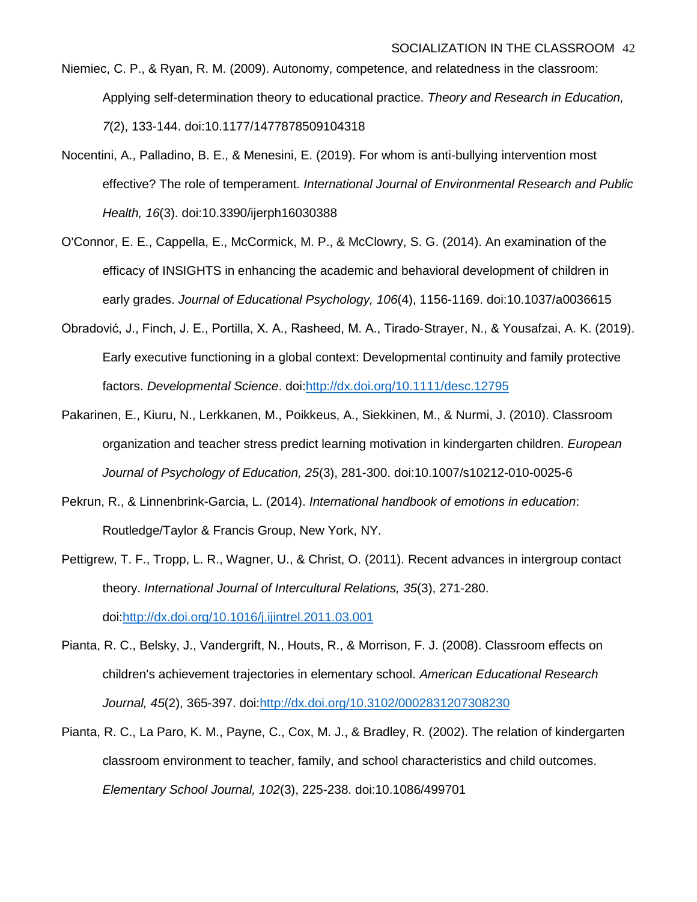Niemiec, C. P., & Ryan, R. M. (2009). Autonomy, competence, and relatedness in the classroom: Applying self-determination theory to educational practice. *Theory and Research in Education, 7*(2), 133-144. doi:10.1177/1477878509104318

Nocentini, A., Palladino, B. E., & Menesini, E. (2019). For whom is anti-bullying intervention most effective? The role of temperament. *International Journal of Environmental Research and Public Health, 16*(3). doi:10.3390/ijerph16030388

O'Connor, E. E., Cappella, E., McCormick, M. P., & McClowry, S. G. (2014). An examination of the efficacy of INSIGHTS in enhancing the academic and behavioral development of children in early grades. *Journal of Educational Psychology, 106*(4), 1156-1169. doi:10.1037/a0036615

Obradović, J., Finch, J. E., Portilla, X. A., Rasheed, M. A., Tirado-Strayer, N., & Yousafzai, A. K. (2019). Early executive functioning in a global context: Developmental continuity and family protective factors. *Developmental Science*. doi:http://dx.doi.org/10.1111/desc.12795

Pakarinen, E., Kiuru, N., Lerkkanen, M., Poikkeus, A., Siekkinen, M., & Nurmi, J. (2010). Classroom organization and teacher stress predict learning motivation in kindergarten children. *European Journal of Psychology of Education, 25*(3), 281-300. doi:10.1007/s10212-010-0025-6

Pekrun, R., & Linnenbrink-Garcia, L. (2014). *International handbook of emotions in education*: Routledge/Taylor & Francis Group, New York, NY.

Pettigrew, T. F., Tropp, L. R., Wagner, U., & Christ, O. (2011). Recent advances in intergroup contact theory. *International Journal of Intercultural Relations, 35*(3), 271-280. doi:http://dx.doi.org/10.1016/j.ijintrel.2011.03.001

Pianta, R. C., Belsky, J., Vandergrift, N., Houts, R., & Morrison, F. J. (2008). Classroom effects on children's achievement trajectories in elementary school. *American Educational Research Journal, 45*(2), 365-397. doi:http://dx.doi.org/10.3102/0002831207308230

Pianta, R. C., La Paro, K. M., Payne, C., Cox, M. J., & Bradley, R. (2002). The relation of kindergarten classroom environment to teacher, family, and school characteristics and child outcomes. *Elementary School Journal, 102*(3), 225-238. doi:10.1086/499701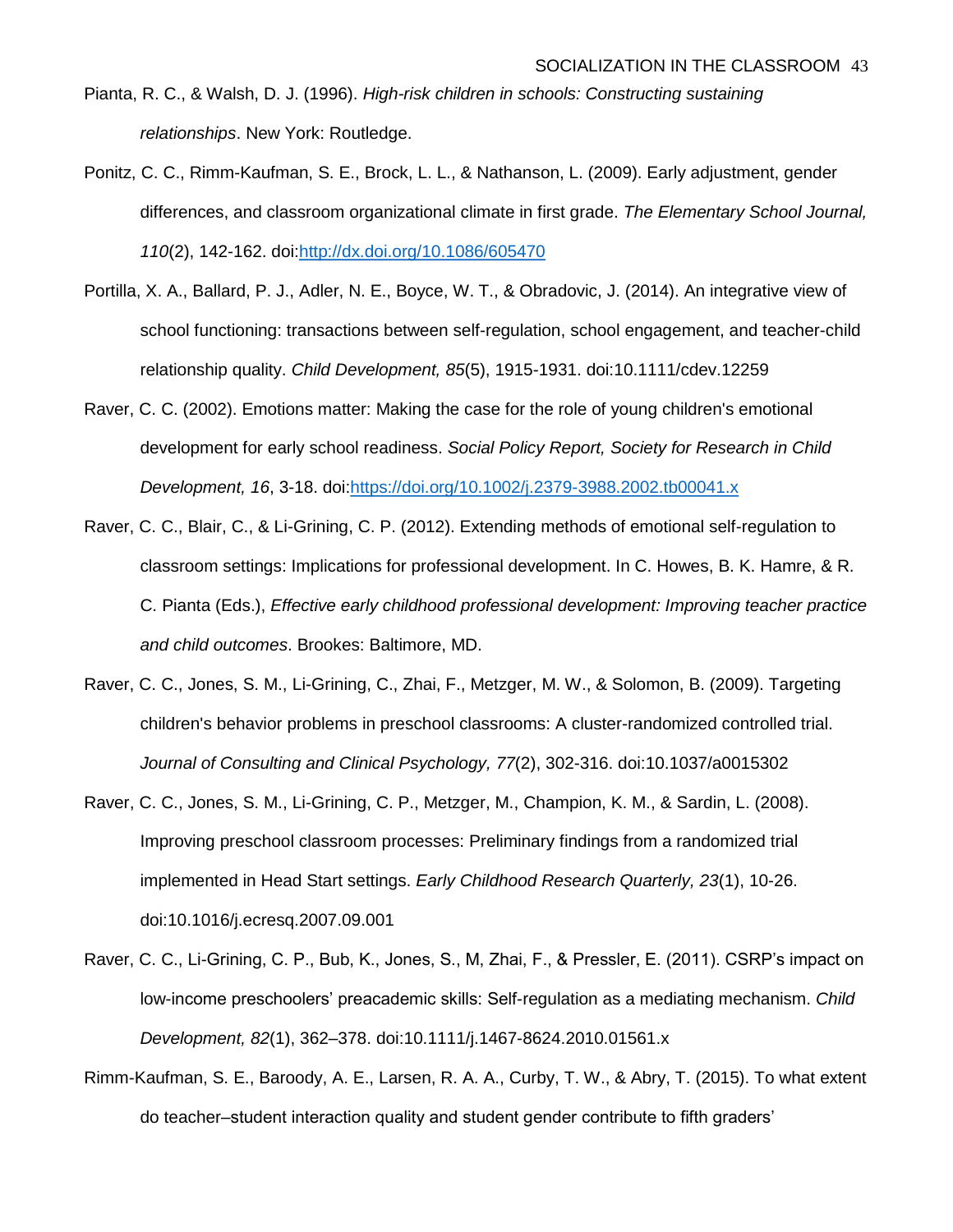Pianta, R. C., & Walsh, D. J. (1996). *High-risk children in schools: Constructing sustaining relationships*. New York: Routledge.

Ponitz, C. C., Rimm-Kaufman, S. E., Brock, L. L., & Nathanson, L. (2009). Early adjustment, gender differences, and classroom organizational climate in first grade. *The Elementary School Journal, 110*(2), 142-162. doi:http://dx.doi.org/10.1086/605470

Portilla, X. A., Ballard, P. J., Adler, N. E., Boyce, W. T., & Obradovic, J. (2014). An integrative view of school functioning: transactions between self-regulation, school engagement, and teacher-child relationship quality. *Child Development, 85*(5), 1915-1931. doi:10.1111/cdev.12259

Raver, C. C. (2002). Emotions matter: Making the case for the role of young children's emotional development for early school readiness. *Social Policy Report, Society for Research in Child Development, 16*, 3-18. doi:https://doi.org/10.1002/j.2379-3988.2002.tb00041.x

Raver, C. C., Blair, C., & Li-Grining, C. P. (2012). Extending methods of emotional self-regulation to classroom settings: Implications for professional development. In C. Howes, B. K. Hamre, & R. C. Pianta (Eds.), *Effective early childhood professional development: Improving teacher practice and child outcomes*. Brookes: Baltimore, MD.

Raver, C. C., Jones, S. M., Li-Grining, C., Zhai, F., Metzger, M. W., & Solomon, B. (2009). Targeting children's behavior problems in preschool classrooms: A cluster-randomized controlled trial. *Journal of Consulting and Clinical Psychology, 77*(2), 302-316. doi:10.1037/a0015302

Raver, C. C., Jones, S. M., Li-Grining, C. P., Metzger, M., Champion, K. M., & Sardin, L. (2008). Improving preschool classroom processes: Preliminary findings from a randomized trial implemented in Head Start settings. *Early Childhood Research Quarterly, 23*(1), 10-26. doi:10.1016/j.ecresq.2007.09.001

Raver, C. C., Li-Grining, C. P., Bub, K., Jones, S., M, Zhai, F., & Pressler, E. (2011). CSRP's impact on low-income preschoolers' preacademic skills: Self-regulation as a mediating mechanism. *Child Development, 82*(1), 362–378. doi:10.1111/j.1467-8624.2010.01561.x

Rimm-Kaufman, S. E., Baroody, A. E., Larsen, R. A. A., Curby, T. W., & Abry, T. (2015). To what extent do teacher–student interaction quality and student gender contribute to fifth graders'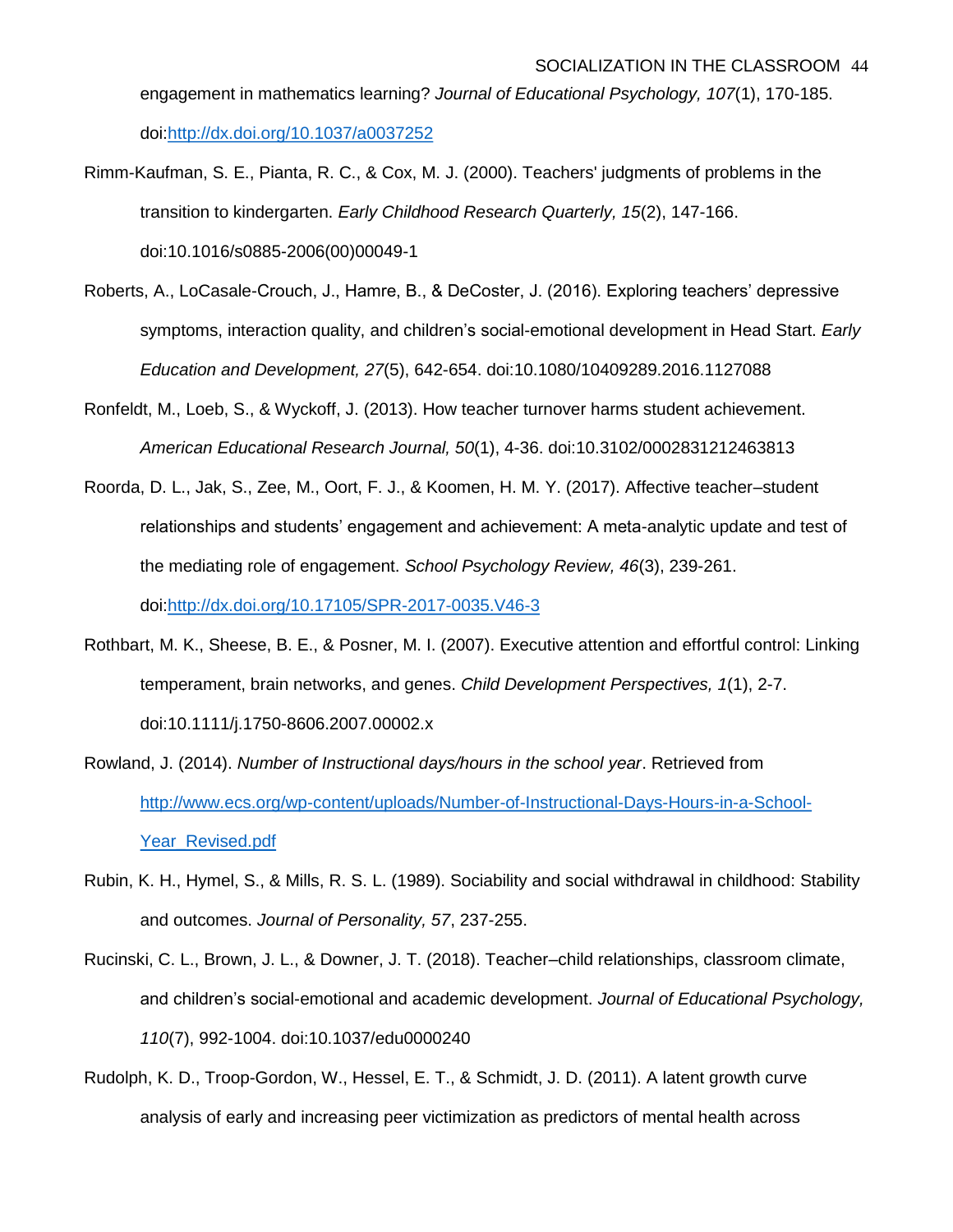engagement in mathematics learning? *Journal of Educational Psychology, 107*(1), 170-185. doi:http://dx.doi.org/10.1037/a0037252

Rimm-Kaufman, S. E., Pianta, R. C., & Cox, M. J. (2000). Teachers' judgments of problems in the transition to kindergarten. *Early Childhood Research Quarterly, 15*(2), 147-166. doi:10.1016/s0885-2006(00)00049-1

Roberts, A., LoCasale-Crouch, J., Hamre, B., & DeCoster, J. (2016). Exploring teachers' depressive symptoms, interaction quality, and children's social-emotional development in Head Start. *Early Education and Development, 27*(5), 642-654. doi:10.1080/10409289.2016.1127088

Ronfeldt, M., Loeb, S., & Wyckoff, J. (2013). How teacher turnover harms student achievement. *American Educational Research Journal, 50*(1), 4-36. doi:10.3102/0002831212463813

Roorda, D. L., Jak, S., Zee, M., Oort, F. J., & Koomen, H. M. Y. (2017). Affective teacher–student relationships and students' engagement and achievement: A meta-analytic update and test of the mediating role of engagement. *School Psychology Review, 46*(3), 239-261. doi:http://dx.doi.org/10.17105/SPR-2017-0035.V46-3

Rothbart, M. K., Sheese, B. E., & Posner, M. I. (2007). Executive attention and effortful control: Linking temperament, brain networks, and genes. *Child Development Perspectives, 1*(1), 2-7. doi:10.1111/j.1750-8606.2007.00002.x

Rowland, J. (2014). *Number of Instructional days/hours in the school year*. Retrieved from http://www.ecs.org/wp-content/uploads/Number-of-Instructional-Days-Hours-in-a-School-Year_Revised.pdf

Rubin, K. H., Hymel, S., & Mills, R. S. L. (1989). Sociability and social withdrawal in childhood: Stability and outcomes. *Journal of Personality, 57*, 237-255.

Rucinski, C. L., Brown, J. L., & Downer, J. T. (2018). Teacher–child relationships, classroom climate, and children's social-emotional and academic development. *Journal of Educational Psychology, 110*(7), 992-1004. doi:10.1037/edu0000240

Rudolph, K. D., Troop-Gordon, W., Hessel, E. T., & Schmidt, J. D. (2011). A latent growth curve analysis of early and increasing peer victimization as predictors of mental health across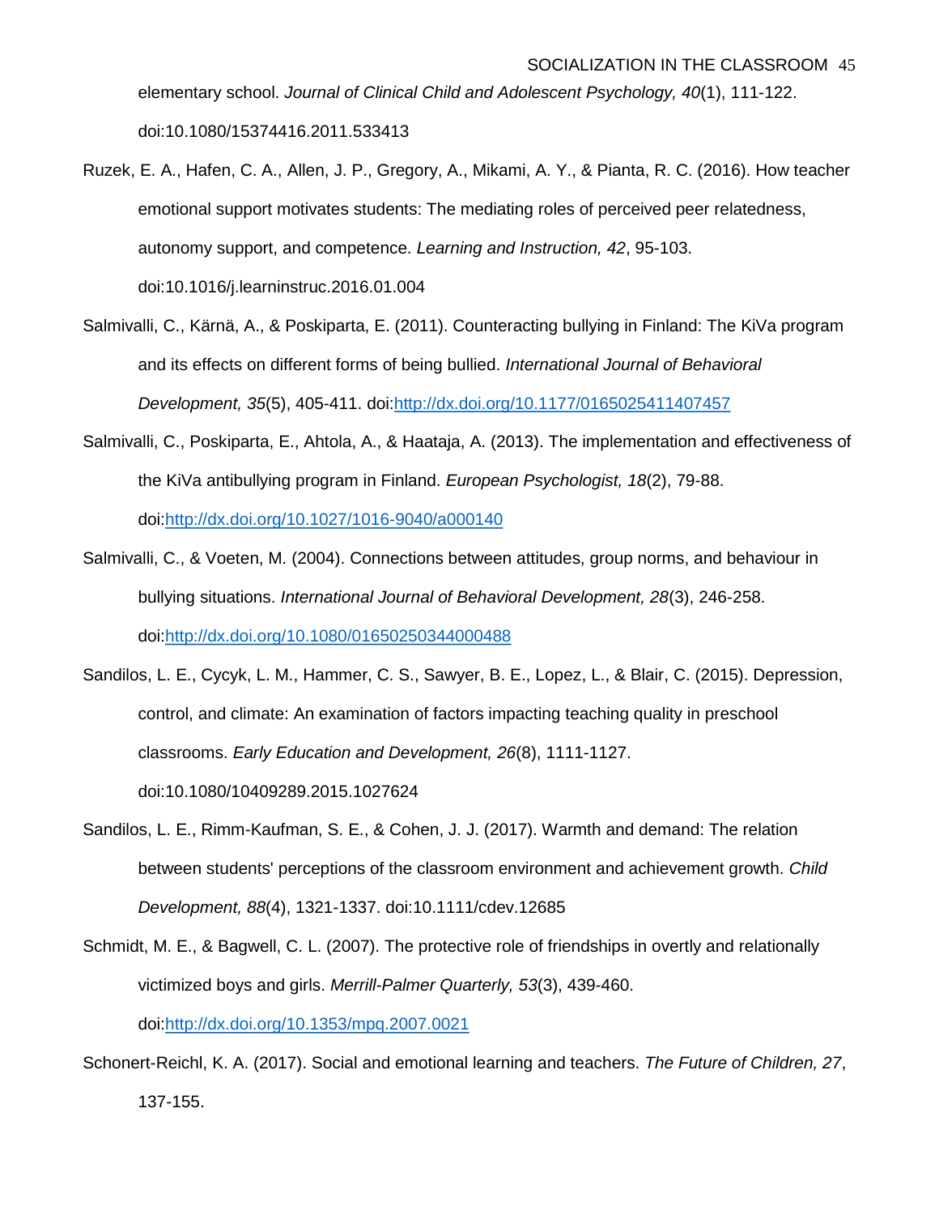elementary school. *Journal of Clinical Child and Adolescent Psychology, 40*(1), 111-122. doi:10.1080/15374416.2011.533413

Ruzek, E. A., Hafen, C. A., Allen, J. P., Gregory, A., Mikami, A. Y., & Pianta, R. C. (2016). How teacher emotional support motivates students: The mediating roles of perceived peer relatedness, autonomy support, and competence. *Learning and Instruction, 42*, 95-103. doi:10.1016/j.learninstruc.2016.01.004

Salmivalli, C., Kärnä, A., & Poskiparta, E. (2011). Counteracting bullying in Finland: The KiVa program and its effects on different forms of being bullied. *International Journal of Behavioral Development, 35*(5), 405-411. doi:http://dx.doi.org/10.1177/0165025411407457

Salmivalli, C., Poskiparta, E., Ahtola, A., & Haataja, A. (2013). The implementation and effectiveness of the KiVa antibullying program in Finland. *European Psychologist, 18*(2), 79-88. doi:http://dx.doi.org/10.1027/1016-9040/a000140

Salmivalli, C., & Voeten, M. (2004). Connections between attitudes, group norms, and behaviour in bullying situations. *International Journal of Behavioral Development, 28*(3), 246-258. doi:http://dx.doi.org/10.1080/01650250344000488

Sandilos, L. E., Cycyk, L. M., Hammer, C. S., Sawyer, B. E., Lopez, L., & Blair, C. (2015). Depression, control, and climate: An examination of factors impacting teaching quality in preschool classrooms. *Early Education and Development, 26*(8), 1111-1127. doi:10.1080/10409289.2015.1027624

Sandilos, L. E., Rimm-Kaufman, S. E., & Cohen, J. J. (2017). Warmth and demand: The relation between students' perceptions of the classroom environment and achievement growth. *Child Development, 88*(4), 1321-1337. doi:10.1111/cdev.12685

Schmidt, M. E., & Bagwell, C. L. (2007). The protective role of friendships in overtly and relationally victimized boys and girls. *Merrill-Palmer Quarterly, 53*(3), 439-460. doi:http://dx.doi.org/10.1353/mpq.2007.0021

Schonert-Reichl, K. A. (2017). Social and emotional learning and teachers. *The Future of Children, 27*, 137-155.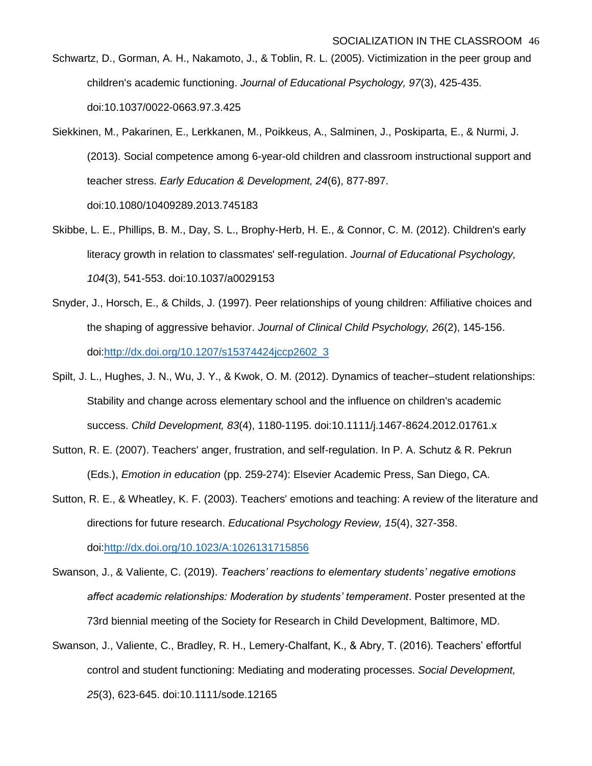Schwartz, D., Gorman, A. H., Nakamoto, J., & Toblin, R. L. (2005). Victimization in the peer group and children's academic functioning. *Journal of Educational Psychology, 97*(3), 425-435. doi:10.1037/0022-0663.97.3.425

Siekkinen, M., Pakarinen, E., Lerkkanen, M., Poikkeus, A., Salminen, J., Poskiparta, E., & Nurmi, J. (2013). Social competence among 6-year-old children and classroom instructional support and teacher stress. *Early Education & Development, 24*(6), 877-897. doi:10.1080/10409289.2013.745183

Skibbe, L. E., Phillips, B. M., Day, S. L., Brophy-Herb, H. E., & Connor, C. M. (2012). Children's early literacy growth in relation to classmates' self-regulation. *Journal of Educational Psychology, 104*(3), 541-553. doi:10.1037/a0029153

Snyder, J., Horsch, E., & Childs, J. (1997). Peer relationships of young children: Affiliative choices and the shaping of aggressive behavior. *Journal of Clinical Child Psychology, 26*(2), 145-156. doi:http://dx.doi.org/10.1207/s15374424jccp2602_3

Spilt, J. L., Hughes, J. N., Wu, J. Y., & Kwok, O. M. (2012). Dynamics of teacher–student relationships: Stability and change across elementary school and the influence on children's academic success. *Child Development, 83*(4), 1180-1195. doi:10.1111/j.1467-8624.2012.01761.x

Sutton, R. E. (2007). Teachers' anger, frustration, and self-regulation. In P. A. Schutz & R. Pekrun (Eds.), *Emotion in education* (pp. 259-274): Elsevier Academic Press, San Diego, CA.

Sutton, R. E., & Wheatley, K. F. (2003). Teachers' emotions and teaching: A review of the literature and directions for future research. *Educational Psychology Review, 15*(4), 327-358. doi:http://dx.doi.org/10.1023/A:1026131715856

Swanson, J., & Valiente, C. (2019). *Teachers' reactions to elementary students' negative emotions affect academic relationships: Moderation by students' temperament*. Poster presented at the 73rd biennial meeting of the Society for Research in Child Development, Baltimore, MD.

Swanson, J., Valiente, C., Bradley, R. H., Lemery-Chalfant, K., & Abry, T. (2016). Teachers' effortful control and student functioning: Mediating and moderating processes. *Social Development, 25*(3), 623-645. doi:10.1111/sode.12165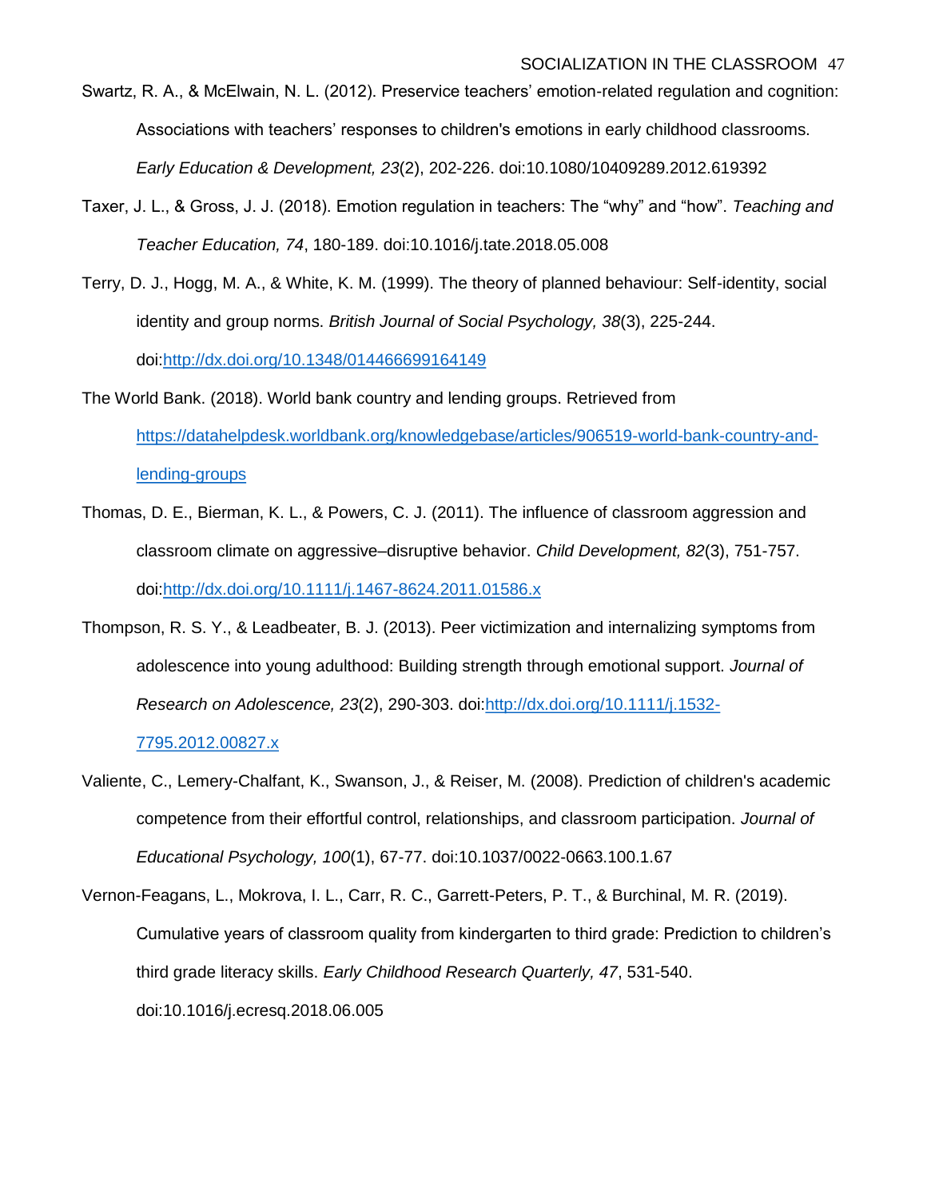Swartz, R. A., & McElwain, N. L. (2012). Preservice teachers' emotion-related regulation and cognition: Associations with teachers' responses to children's emotions in early childhood classrooms. *Early Education & Development, 23*(2), 202-226. doi:10.1080/10409289.2012.619392

Taxer, J. L., & Gross, J. J. (2018). Emotion regulation in teachers: The "why" and "how". *Teaching and Teacher Education, 74*, 180-189. doi:10.1016/j.tate.2018.05.008

Terry, D. J., Hogg, M. A., & White, K. M. (1999). The theory of planned behaviour: Self-identity, social identity and group norms. *British Journal of Social Psychology, 38*(3), 225-244. doi:http://dx.doi.org/10.1348/014466699164149

The World Bank. (2018). World bank country and lending groups. Retrieved from https://datahelpdesk.worldbank.org/knowledgebase/articles/906519-world-bank-country-and-lending-groups

Thomas, D. E., Bierman, K. L., & Powers, C. J. (2011). The influence of classroom aggression and classroom climate on aggressive–disruptive behavior. *Child Development, 82*(3), 751-757. doi:http://dx.doi.org/10.1111/j.1467-8624.2011.01586.x

Thompson, R. S. Y., & Leadbeater, B. J. (2013). Peer victimization and internalizing symptoms from adolescence into young adulthood: Building strength through emotional support. *Journal of Research on Adolescence, 23*(2), 290-303. doi:http://dx.doi.org/10.1111/j.1532-7795.2012.00827.x

Valiente, C., Lemery-Chalfant, K., Swanson, J., & Reiser, M. (2008). Prediction of children's academic competence from their effortful control, relationships, and classroom participation. *Journal of Educational Psychology, 100*(1), 67-77. doi:10.1037/0022-0663.100.1.67

Vernon-Feagans, L., Mokrova, I. L., Carr, R. C., Garrett-Peters, P. T., & Burchinal, M. R. (2019). Cumulative years of classroom quality from kindergarten to third grade: Prediction to children's third grade literacy skills. *Early Childhood Research Quarterly, 47*, 531-540. doi:10.1016/j.ecresq.2018.06.005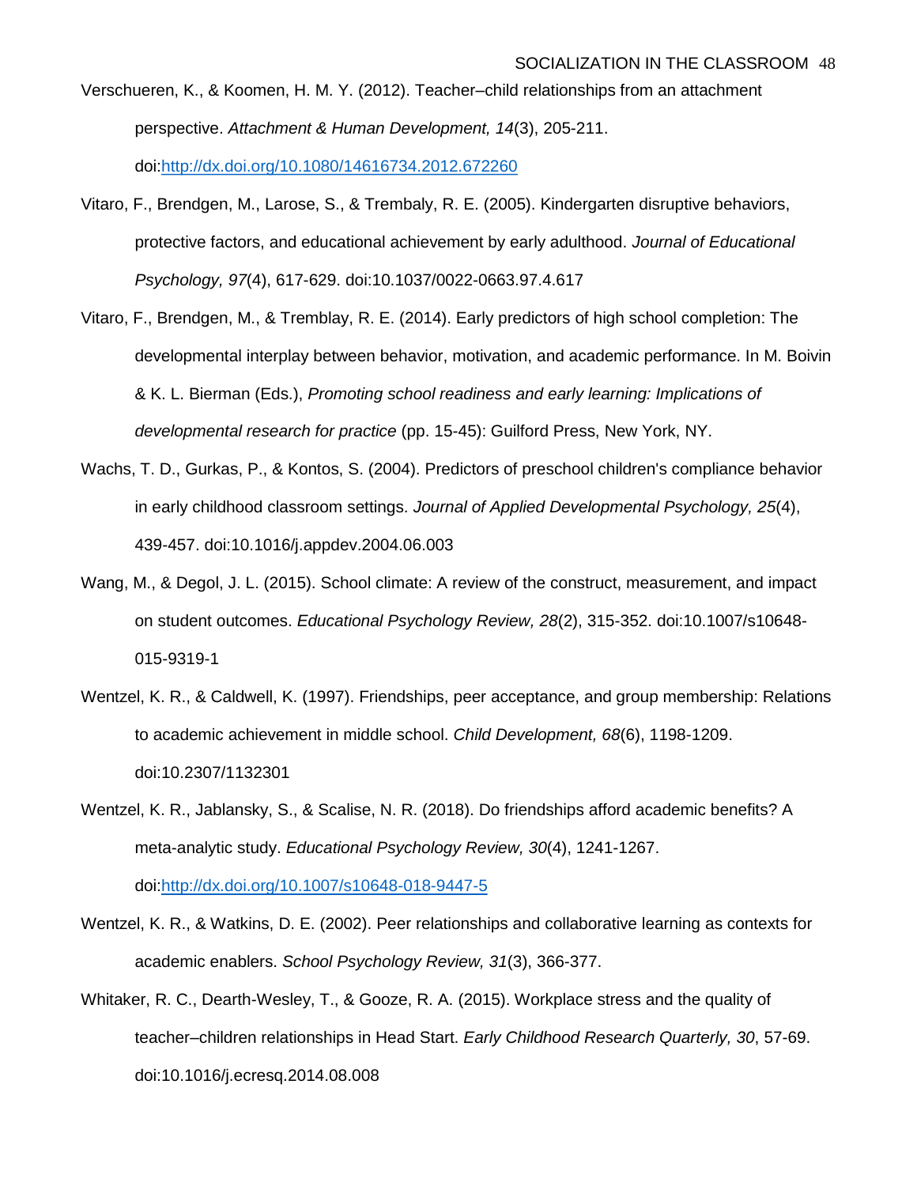Verschueren, K., & Koomen, H. M. Y. (2012). Teacher–child relationships from an attachment perspective. *Attachment & Human Development, 14*(3), 205-211. doi:http://dx.doi.org/10.1080/14616734.2012.672260

Vitaro, F., Brendgen, M., Larose, S., & Trembaly, R. E. (2005). Kindergarten disruptive behaviors, protective factors, and educational achievement by early adulthood. *Journal of Educational Psychology, 97*(4), 617-629. doi:10.1037/0022-0663.97.4.617

Vitaro, F., Brendgen, M., & Tremblay, R. E. (2014). Early predictors of high school completion: The developmental interplay between behavior, motivation, and academic performance. In M. Boivin & K. L. Bierman (Eds.), *Promoting school readiness and early learning: Implications of developmental research for practice* (pp. 15-45): Guilford Press, New York, NY.

Wachs, T. D., Gurkas, P., & Kontos, S. (2004). Predictors of preschool children's compliance behavior in early childhood classroom settings. *Journal of Applied Developmental Psychology, 25*(4), 439-457. doi:10.1016/j.appdev.2004.06.003

Wang, M., & Degol, J. L. (2015). School climate: A review of the construct, measurement, and impact on student outcomes. *Educational Psychology Review, 28*(2), 315-352. doi:10.1007/s10648-015-9319-1

Wentzel, K. R., & Caldwell, K. (1997). Friendships, peer acceptance, and group membership: Relations to academic achievement in middle school. *Child Development, 68*(6), 1198-1209. doi:10.2307/1132301

Wentzel, K. R., Jablansky, S., & Scalise, N. R. (2018). Do friendships afford academic benefits? A meta-analytic study. *Educational Psychology Review, 30*(4), 1241-1267. doi:http://dx.doi.org/10.1007/s10648-018-9447-5

Wentzel, K. R., & Watkins, D. E. (2002). Peer relationships and collaborative learning as contexts for academic enablers. *School Psychology Review, 31*(3), 366-377.

Whitaker, R. C., Dearth-Wesley, T., & Gooze, R. A. (2015). Workplace stress and the quality of teacher–children relationships in Head Start. *Early Childhood Research Quarterly, 30*, 57-69. doi:10.1016/j.ecresq.2014.08.008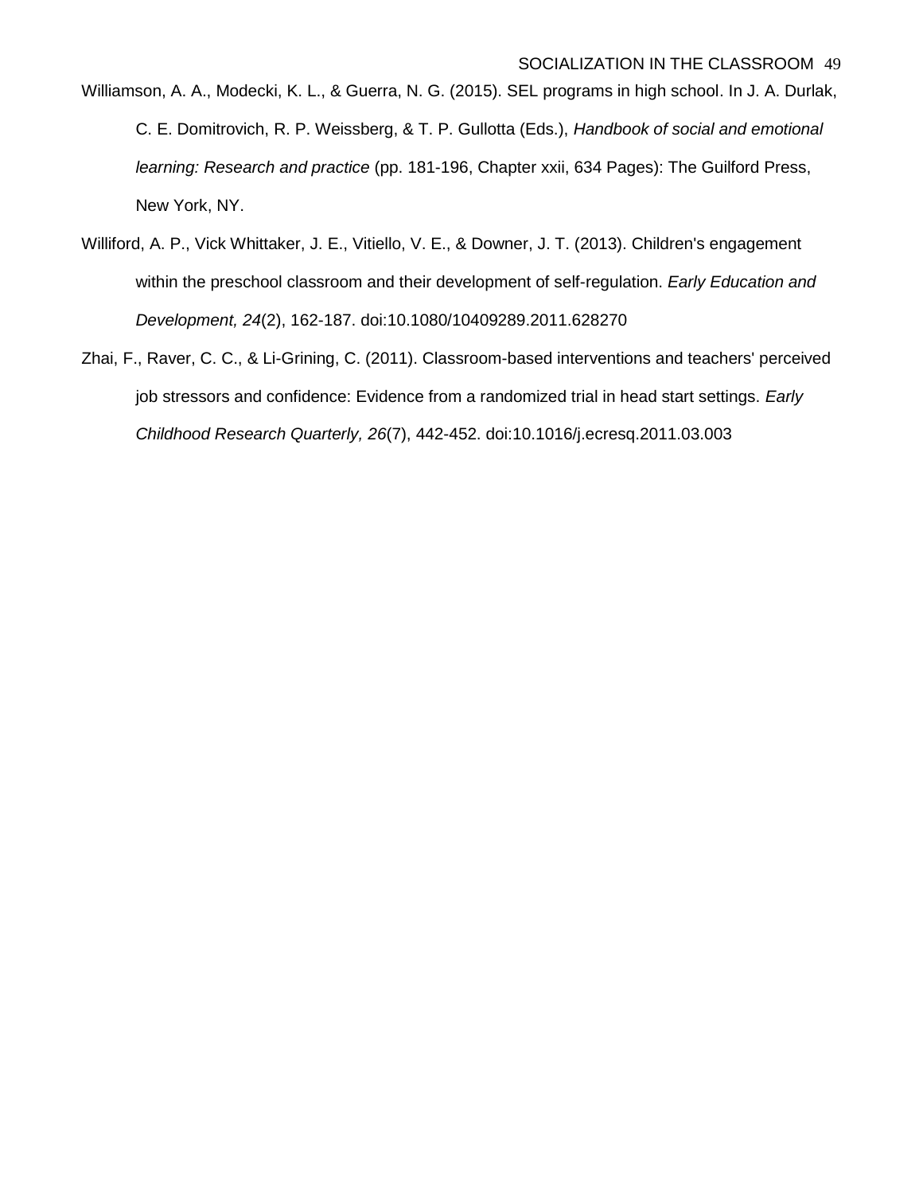Williamson, A. A., Modecki, K. L., & Guerra, N. G. (2015). SEL programs in high school. In J. A. Durlak, C. E. Domitrovich, R. P. Weissberg, & T. P. Gullotta (Eds.), *Handbook of social and emotional learning: Research and practice* (pp. 181-196, Chapter xxii, 634 Pages): The Guilford Press, New York, NY.

Williford, A. P., Vick Whittaker, J. E., Vitiello, V. E., & Downer, J. T. (2013). Children's engagement within the preschool classroom and their development of self-regulation. *Early Education and Development, 24*(2), 162-187. doi:10.1080/10409289.2011.628270

Zhai, F., Raver, C. C., & Li-Grining, C. (2011). Classroom-based interventions and teachers' perceived job stressors and confidence: Evidence from a randomized trial in head start settings. *Early Childhood Research Quarterly, 26*(7), 442-452. doi:10.1016/j.ecresq.2011.03.003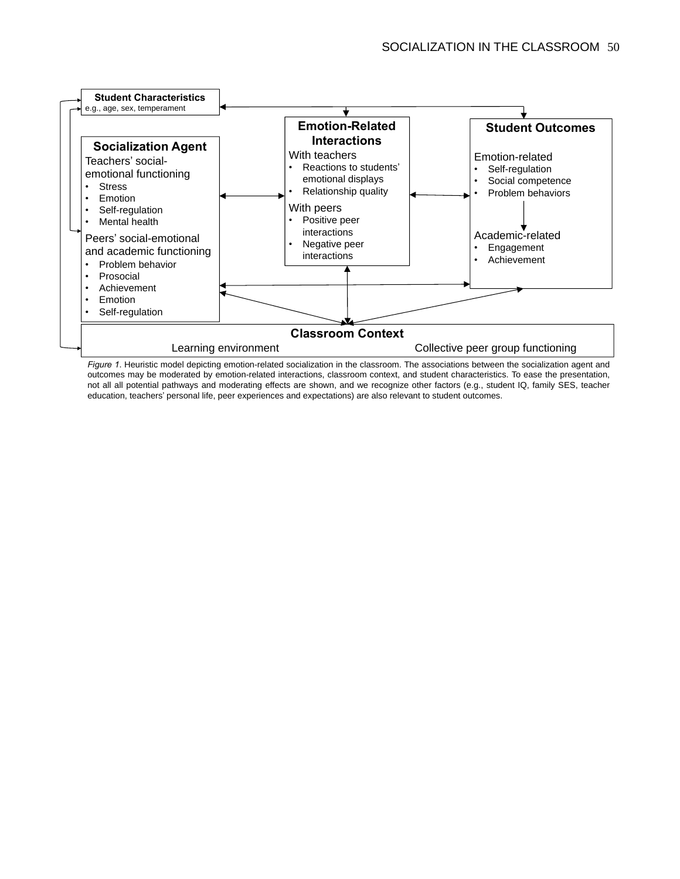Student Characteristics
e.g., age, sex, temperament

Socialization Agent
Teachers' social-emotional functioning
- Stress
- Emotion
- Self-regulation
- Mental health

Peers' social-emotional and academic functioning
- Problem behavior
- Prosocial
- Achievement
- Emotion
- Self-regulation

Emotion-Related Interactions
With teachers
- Reactions to students' emotional displays
- Relationship quality

With peers
- Positive peer interactions
- Negative peer interactions

Student Outcomes
Emotion-related
- Self-regulation
- Social competence
- Problem behaviors

Academic-related
- Engagement
- Achievement

Classroom Context
Learning environment
Collective peer group functioning

*Figure 1*. Heuristic model depicting emotion-related socialization in the classroom. The associations between the socialization agent and outcomes may be moderated by emotion-related interactions, classroom context, and student characteristics. To ease the presentation, not all all potential pathways and moderating effects are shown, and we recognize other factors (e.g., student IQ, family SES, teacher education, teachers' personal life, peer experiences and expectations) are also relevant to student outcomes.